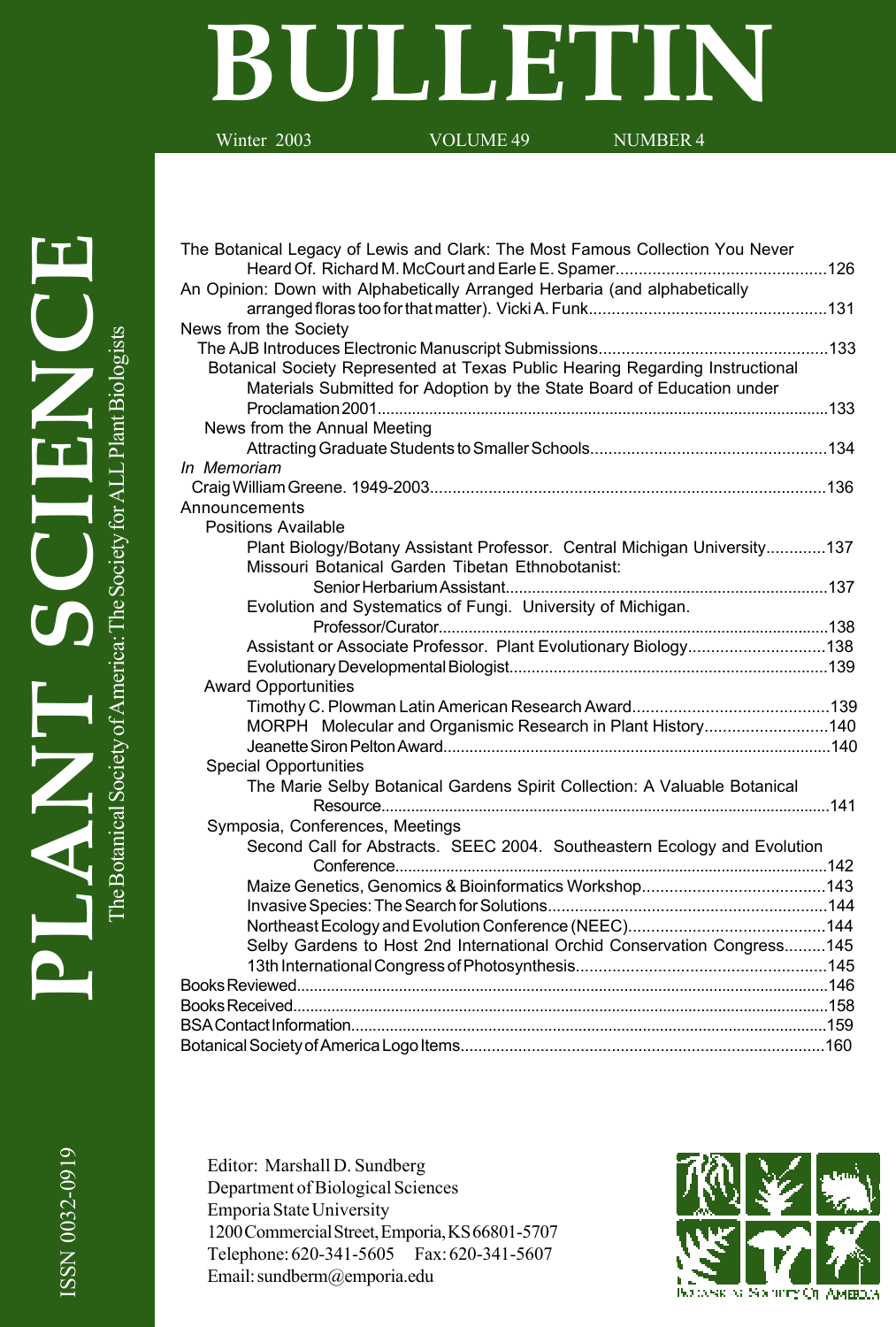# PLANT SCIENCE BULLETIN

The Botanical Society of America: The Society for ALL Plant Biologists

Winter 2003 VOLUME 49 NUMBER 4

The Botanical Legacy of Lewis and Clark: The Most Famous Collection You Never Heard Of. Richard M. McCourt and Earle E. Spamer....126

An Opinion: Down with Alphabetically Arranged Herbaria (and alphabetically arranged floras too for that matter). Vicki A. Funk....131

News from the Society

- The AJB Introduces Electronic Manuscript Submissions....133
- Botanical Society Represented at Texas Public Hearing Regarding Instructional Materials Submitted for Adoption by the State Board of Education under Proclamation 2001....133
- News from the Annual Meeting
  - Attracting Graduate Students to Smaller Schools....134

*In Memoriam*

- Craig William Greene. 1949-2003....136

Announcements

- Positions Available
  - Plant Biology/Botany Assistant Professor. Central Michigan University....137
  - Missouri Botanical Garden Tibetan Ethnobotanist: Senior Herbarium Assistant....137
  - Evolution and Systematics of Fungi. University of Michigan. Professor/Curator....138
  - Assistant or Associate Professor. Plant Evolutionary Biology....138
  - Evolutionary Developmental Biologist....139
- Award Opportunities
  - Timothy C. Plowman Latin American Research Award....139
  - MORPH Molecular and Organismic Research in Plant History....140
  - Jeanette Siron Pelton Award....140
- Special Opportunities
  - The Marie Selby Botanical Gardens Spirit Collection: A Valuable Botanical Resource....141
- Symposia, Conferences, Meetings
  - Second Call for Abstracts. SEEC 2004. Southeastern Ecology and Evolution Conference....142
  - Maize Genetics, Genomics & Bioinformatics Workshop....143
  - Invasive Species: The Search for Solutions....144
  - Northeast Ecology and Evolution Conference (NEEC)....144
  - Selby Gardens to Host 2nd International Orchid Conservation Congress....145
  - 13th International Congress of Photosynthesis....145

Books Reviewed....146

Books Received....158

BSA Contact Information....159

Botanical Society of America Logo Items....160

Editor: Marshall D. Sundberg
Department of Biological Sciences
Emporia State University
1200 Commercial Street, Emporia, KS 66801-5707
Telephone: 620-341-5605 Fax: 620-341-5607
Email: sundberm@emporia.edu

ISSN 0032-0919

Botanical Society of America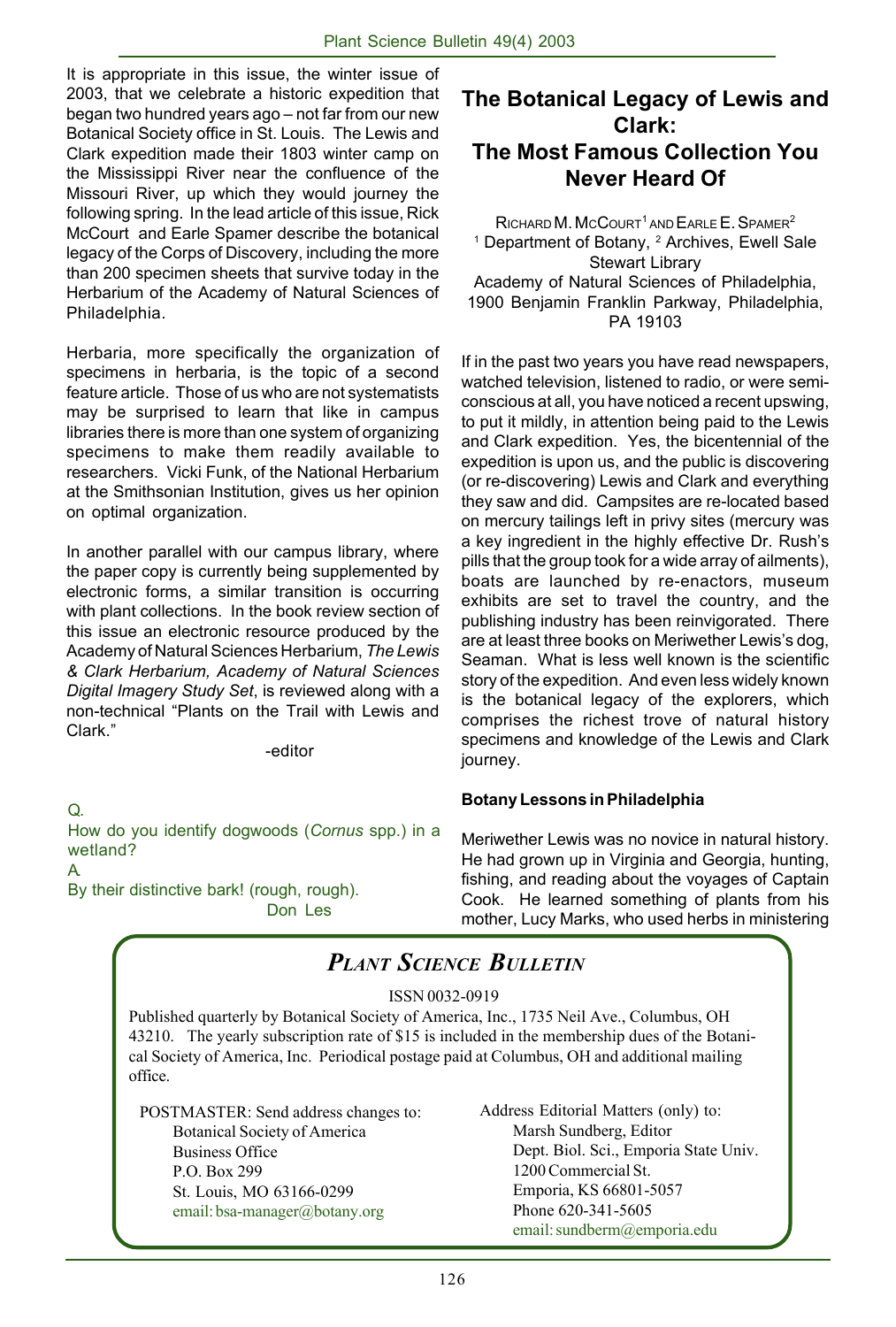It is appropriate in this issue, the winter issue of 2003, that we celebrate a historic expedition that began two hundred years ago – not far from our new Botanical Society office in St. Louis. The Lewis and Clark expedition made their 1803 winter camp on the Mississippi River near the confluence of the Missouri River, up which they would journey the following spring. In the lead article of this issue, Rick McCourt and Earle Spamer describe the botanical legacy of the Corps of Discovery, including the more than 200 specimen sheets that survive today in the Herbarium of the Academy of Natural Sciences of Philadelphia.

Herbaria, more specifically the organization of specimens in herbaria, is the topic of a second feature article. Those of us who are not systematists may be surprised to learn that like in campus libraries there is more than one system of organizing specimens to make them readily available to researchers. Vicki Funk, of the National Herbarium at the Smithsonian Institution, gives us her opinion on optimal organization.

In another parallel with our campus library, where the paper copy is currently being supplemented by electronic forms, a similar transition is occurring with plant collections. In the book review section of this issue an electronic resource produced by the Academy of Natural Sciences Herbarium, *The Lewis & Clark Herbarium, Academy of Natural Sciences Digital Imagery Study Set*, is reviewed along with a non-technical "Plants on the Trail with Lewis and Clark."

-editor

Q.
How do you identify dogwoods (*Cornus* spp.) in a wetland?
A.
By their distinctive bark! (rough, rough).
Don Les

# The Botanical Legacy of Lewis and Clark: The Most Famous Collection You Never Heard Of

Richard M. McCourt[1] and Earle E. Spamer[2]
[1] Department of Botany, [2] Archives, Ewell Sale Stewart Library
Academy of Natural Sciences of Philadelphia, 1900 Benjamin Franklin Parkway, Philadelphia, PA 19103

If in the past two years you have read newspapers, watched television, listened to radio, or were semi-conscious at all, you have noticed a recent upswing, to put it mildly, in attention being paid to the Lewis and Clark expedition. Yes, the bicentennial of the expedition is upon us, and the public is discovering (or re-discovering) Lewis and Clark and everything they saw and did. Campsites are re-located based on mercury tailings left in privy sites (mercury was a key ingredient in the highly effective Dr. Rush's pills that the group took for a wide array of ailments), boats are launched by re-enactors, museum exhibits are set to travel the country, and the publishing industry has been reinvigorated. There are at least three books on Meriwether Lewis's dog, Seaman. What is less well known is the scientific story of the expedition. And even less widely known is the botanical legacy of the explorers, which comprises the richest trove of natural history specimens and knowledge of the Lewis and Clark journey.

**Botany Lessons in Philadelphia**

Meriwether Lewis was no novice in natural history. He had grown up in Virginia and Georgia, hunting, fishing, and reading about the voyages of Captain Cook. He learned something of plants from his mother, Lucy Marks, who used herbs in ministering

## *Plant Science Bulletin*

ISSN 0032-0919

Published quarterly by Botanical Society of America, Inc., 1735 Neil Ave., Columbus, OH 43210. The yearly subscription rate of $15 is included in the membership dues of the Botanical Society of America, Inc. Periodical postage paid at Columbus, OH and additional mailing office.

POSTMASTER: Send address changes to:
Botanical Society of America
Business Office
P.O. Box 299
St. Louis, MO 63166-0299
email: bsa-manager@botany.org

Address Editorial Matters (only) to:
Marsh Sundberg, Editor
Dept. Biol. Sci., Emporia State Univ.
1200 Commercial St.
Emporia, KS 66801-5057
Phone 620-341-5605
email: sundberm@emporia.edu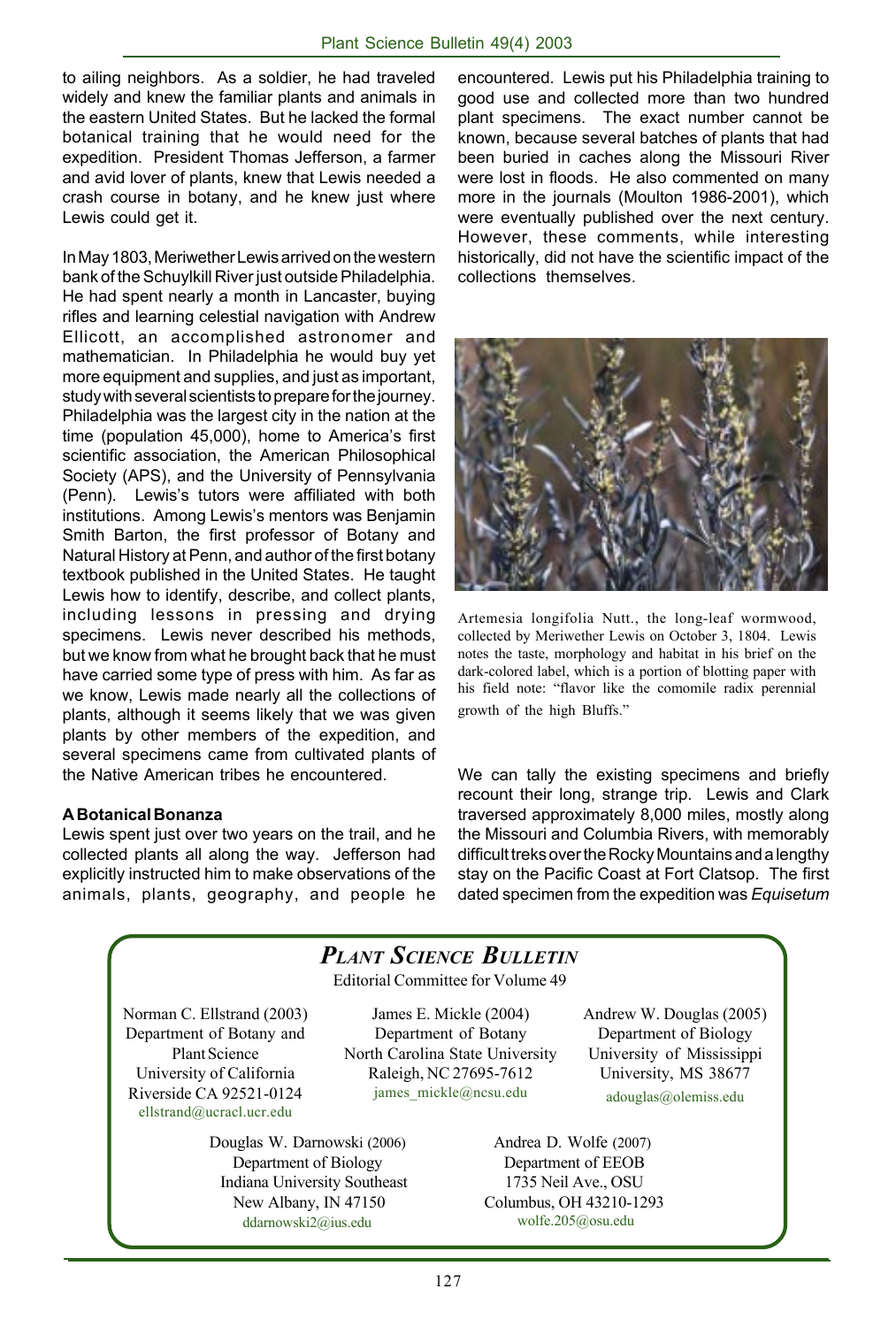to ailing neighbors. As a soldier, he had traveled widely and knew the familiar plants and animals in the eastern United States. But he lacked the formal botanical training that he would need for the expedition. President Thomas Jefferson, a farmer and avid lover of plants, knew that Lewis needed a crash course in botany, and he knew just where Lewis could get it.

In May 1803, Meriwether Lewis arrived on the western bank of the Schuylkill River just outside Philadelphia. He had spent nearly a month in Lancaster, buying rifles and learning celestial navigation with Andrew Ellicott, an accomplished astronomer and mathematician. In Philadelphia he would buy yet more equipment and supplies, and just as important, study with several scientists to prepare for the journey. Philadelphia was the largest city in the nation at the time (population 45,000), home to America's first scientific association, the American Philosophical Society (APS), and the University of Pennsylvania (Penn). Lewis's tutors were affiliated with both institutions. Among Lewis's mentors was Benjamin Smith Barton, the first professor of Botany and Natural History at Penn, and author of the first botany textbook published in the United States. He taught Lewis how to identify, describe, and collect plants, including lessons in pressing and drying specimens. Lewis never described his methods, but we know from what he brought back that he must have carried some type of press with him. As far as we know, Lewis made nearly all the collections of plants, although it seems likely that we was given plants by other members of the expedition, and several specimens came from cultivated plants of the Native American tribes he encountered.

**A Botanical Bonanza**

Lewis spent just over two years on the trail, and he collected plants all along the way. Jefferson had explicitly instructed him to make observations of the animals, plants, geography, and people he encountered. Lewis put his Philadelphia training to good use and collected more than two hundred plant specimens. The exact number cannot be known, because several batches of plants that had been buried in caches along the Missouri River were lost in floods. He also commented on many more in the journals (Moulton 1986-2001), which were eventually published over the next century. However, these comments, while interesting historically, did not have the scientific impact of the collections themselves.

Artemesia longifolia Nutt., the long-leaf wormwood, collected by Meriwether Lewis on October 3, 1804. Lewis notes the taste, morphology and habitat in his brief on the dark-colored label, which is a portion of blotting paper with his field note: "flavor like the comomile radix perennial growth of the high Bluffs."

We can tally the existing specimens and briefly recount their long, strange trip. Lewis and Clark traversed approximately 8,000 miles, mostly along the Missouri and Columbia Rivers, with memorably difficult treks over the Rocky Mountains and a lengthy stay on the Pacific Coast at Fort Clatsop. The first dated specimen from the expedition was *Equisetum*

## *PLANT SCIENCE BULLETIN*

Editorial Committee for Volume 49

Norman C. Ellstrand (2003)
Department of Botany and Plant Science
University of California
Riverside CA 92521-0124
ellstrand@ucracl.ucr.edu

James E. Mickle (2004)
Department of Botany
North Carolina State University
Raleigh, NC 27695-7612
james_mickle@ncsu.edu

Andrew W. Douglas (2005)
Department of Biology
University of Mississippi
University, MS 38677
adouglas@olemiss.edu

Douglas W. Darnowski (2006)
Department of Biology
Indiana University Southeast
New Albany, IN 47150
ddarnowski2@ius.edu

Andrea D. Wolfe (2007)
Department of EEOB
1735 Neil Ave., OSU
Columbus, OH 43210-1293
wolfe.205@osu.edu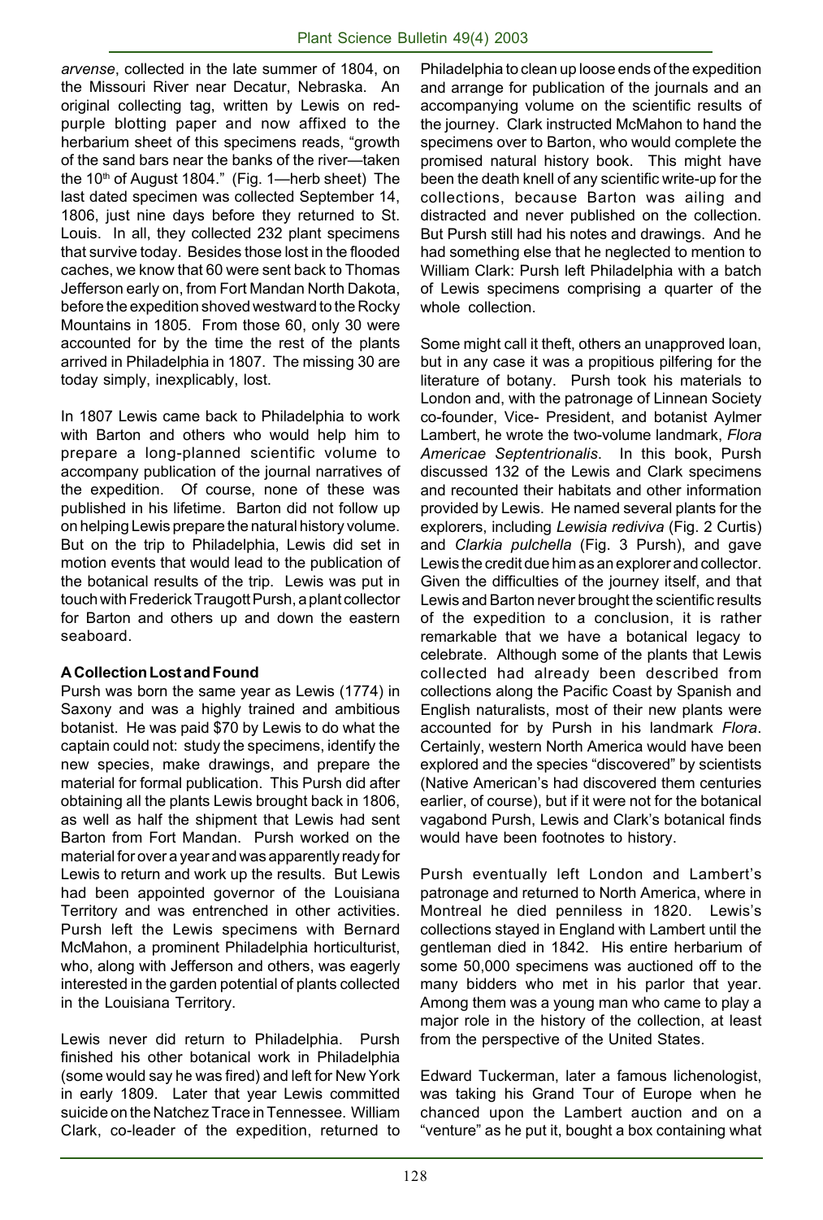*arvense*, collected in the late summer of 1804, on the Missouri River near Decatur, Nebraska. An original collecting tag, written by Lewis on red-purple blotting paper and now affixed to the herbarium sheet of this specimens reads, "growth of the sand bars near the banks of the river—taken the 10th of August 1804." (Fig. 1—herb sheet) The last dated specimen was collected September 14, 1806, just nine days before they returned to St. Louis. In all, they collected 232 plant specimens that survive today. Besides those lost in the flooded caches, we know that 60 were sent back to Thomas Jefferson early on, from Fort Mandan North Dakota, before the expedition shoved westward to the Rocky Mountains in 1805. From those 60, only 30 were accounted for by the time the rest of the plants arrived in Philadelphia in 1807. The missing 30 are today simply, inexplicably, lost.

In 1807 Lewis came back to Philadelphia to work with Barton and others who would help him to prepare a long-planned scientific volume to accompany publication of the journal narratives of the expedition. Of course, none of these was published in his lifetime. Barton did not follow up on helping Lewis prepare the natural history volume. But on the trip to Philadelphia, Lewis did set in motion events that would lead to the publication of the botanical results of the trip. Lewis was put in touch with Frederick Traugott Pursh, a plant collector for Barton and others up and down the eastern seaboard.

**A Collection Lost and Found**

Pursh was born the same year as Lewis (1774) in Saxony and was a highly trained and ambitious botanist. He was paid $70 by Lewis to do what the captain could not: study the specimens, identify the new species, make drawings, and prepare the material for formal publication. This Pursh did after obtaining all the plants Lewis brought back in 1806, as well as half the shipment that Lewis had sent Barton from Fort Mandan. Pursh worked on the material for over a year and was apparently ready for Lewis to return and work up the results. But Lewis had been appointed governor of the Louisiana Territory and was entrenched in other activities. Pursh left the Lewis specimens with Bernard McMahon, a prominent Philadelphia horticulturist, who, along with Jefferson and others, was eagerly interested in the garden potential of plants collected in the Louisiana Territory.

Lewis never did return to Philadelphia. Pursh finished his other botanical work in Philadelphia (some would say he was fired) and left for New York in early 1809. Later that year Lewis committed suicide on the Natchez Trace in Tennessee. William Clark, co-leader of the expedition, returned to Philadelphia to clean up loose ends of the expedition and arrange for publication of the journals and an accompanying volume on the scientific results of the journey. Clark instructed McMahon to hand the specimens over to Barton, who would complete the promised natural history book. This might have been the death knell of any scientific write-up for the collections, because Barton was ailing and distracted and never published on the collection. But Pursh still had his notes and drawings. And he had something else that he neglected to mention to William Clark: Pursh left Philadelphia with a batch of Lewis specimens comprising a quarter of the whole collection.

Some might call it theft, others an unapproved loan, but in any case it was a propitious pilfering for the literature of botany. Pursh took his materials to London and, with the patronage of Linnean Society co-founder, Vice- President, and botanist Aylmer Lambert, he wrote the two-volume landmark, *Flora Americae Septentrionalis*. In this book, Pursh discussed 132 of the Lewis and Clark specimens and recounted their habitats and other information provided by Lewis. He named several plants for the explorers, including *Lewisia rediviva* (Fig. 2 Curtis) and *Clarkia pulchella* (Fig. 3 Pursh), and gave Lewis the credit due him as an explorer and collector. Given the difficulties of the journey itself, and that Lewis and Barton never brought the scientific results of the expedition to a conclusion, it is rather remarkable that we have a botanical legacy to celebrate. Although some of the plants that Lewis collected had already been described from collections along the Pacific Coast by Spanish and English naturalists, most of their new plants were accounted for by Pursh in his landmark *Flora*. Certainly, western North America would have been explored and the species "discovered" by scientists (Native American's had discovered them centuries earlier, of course), but if it were not for the botanical vagabond Pursh, Lewis and Clark's botanical finds would have been footnotes to history.

Pursh eventually left London and Lambert's patronage and returned to North America, where in Montreal he died penniless in 1820. Lewis's collections stayed in England with Lambert until the gentleman died in 1842. His entire herbarium of some 50,000 specimens was auctioned off to the many bidders who met in his parlor that year. Among them was a young man who came to play a major role in the history of the collection, at least from the perspective of the United States.

Edward Tuckerman, later a famous lichenologist, was taking his Grand Tour of Europe when he chanced upon the Lambert auction and on a "venture" as he put it, bought a box containing what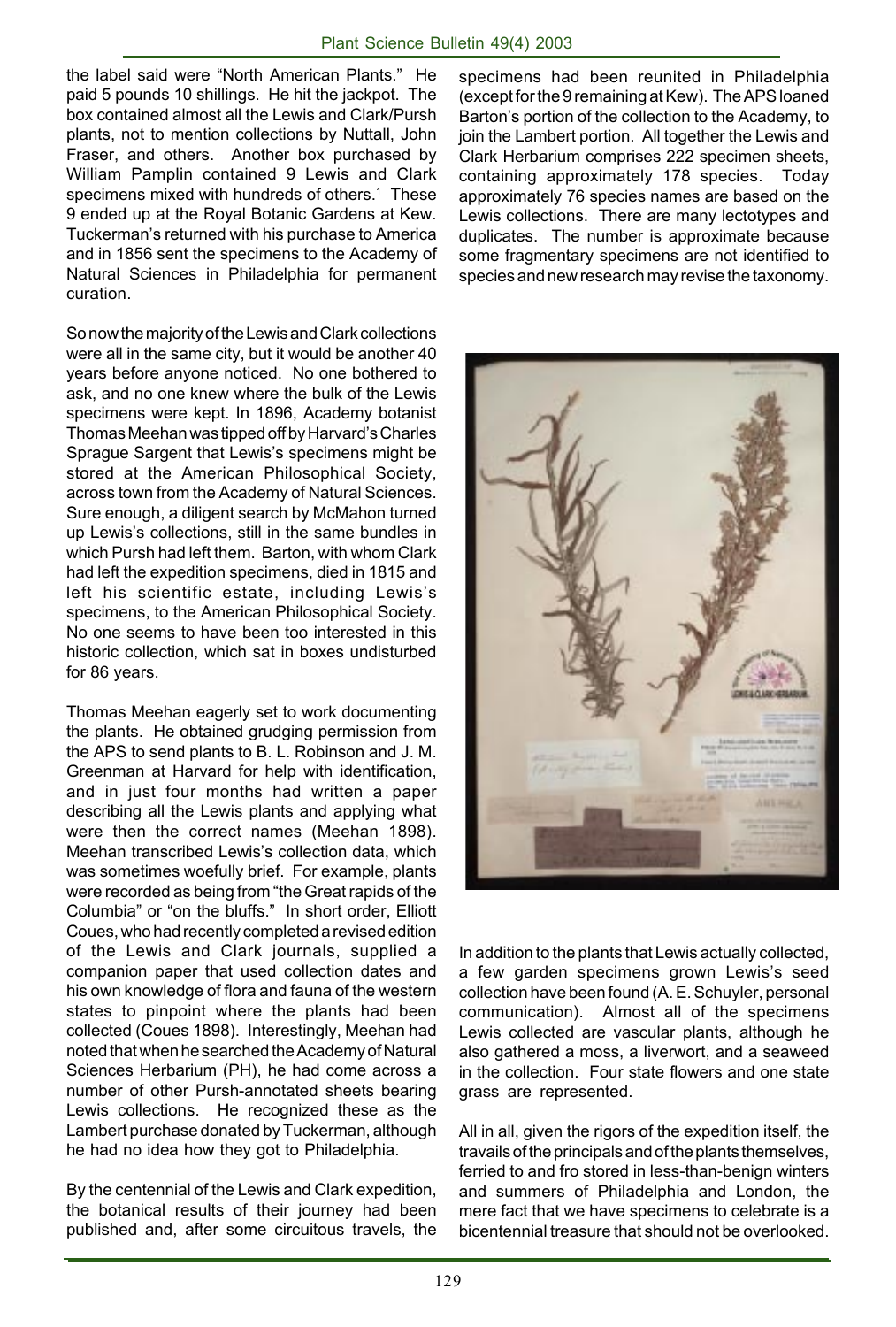the label said were "North American Plants." He paid 5 pounds 10 shillings. He hit the jackpot. The box contained almost all the Lewis and Clark/Pursh plants, not to mention collections by Nuttall, John Fraser, and others. Another box purchased by William Pamplin contained 9 Lewis and Clark specimens mixed with hundreds of others.[1] These 9 ended up at the Royal Botanic Gardens at Kew. Tuckerman's returned with his purchase to America and in 1856 sent the specimens to the Academy of Natural Sciences in Philadelphia for permanent curation.

So now the majority of the Lewis and Clark collections were all in the same city, but it would be another 40 years before anyone noticed. No one bothered to ask, and no one knew where the bulk of the Lewis specimens were kept. In 1896, Academy botanist Thomas Meehan was tipped off by Harvard's Charles Sprague Sargent that Lewis's specimens might be stored at the American Philosophical Society, across town from the Academy of Natural Sciences. Sure enough, a diligent search by McMahon turned up Lewis's collections, still in the same bundles in which Pursh had left them. Barton, with whom Clark had left the expedition specimens, died in 1815 and left his scientific estate, including Lewis's specimens, to the American Philosophical Society. No one seems to have been too interested in this historic collection, which sat in boxes undisturbed for 86 years.

Thomas Meehan eagerly set to work documenting the plants. He obtained grudging permission from the APS to send plants to B. L. Robinson and J. M. Greenman at Harvard for help with identification, and in just four months had written a paper describing all the Lewis plants and applying what were then the correct names (Meehan 1898). Meehan transcribed Lewis's collection data, which was sometimes woefully brief. For example, plants were recorded as being from "the Great rapids of the Columbia" or "on the bluffs." In short order, Elliott Coues, who had recently completed a revised edition of the Lewis and Clark journals, supplied a companion paper that used collection dates and his own knowledge of flora and fauna of the western states to pinpoint where the plants had been collected (Coues 1898). Interestingly, Meehan had noted that when he searched the Academy of Natural Sciences Herbarium (PH), he had come across a number of other Pursh-annotated sheets bearing Lewis collections. He recognized these as the Lambert purchase donated by Tuckerman, although he had no idea how they got to Philadelphia.

By the centennial of the Lewis and Clark expedition, the botanical results of their journey had been published and, after some circuitous travels, the specimens had been reunited in Philadelphia (except for the 9 remaining at Kew). The APS loaned Barton's portion of the collection to the Academy, to join the Lambert portion. All together the Lewis and Clark Herbarium comprises 222 specimen sheets, containing approximately 178 species. Today approximately 76 species names are based on the Lewis collections. There are many lectotypes and duplicates. The number is approximate because some fragmentary specimens are not identified to species and new research may revise the taxonomy.

In addition to the plants that Lewis actually collected, a few garden specimens grown Lewis's seed collection have been found (A. E. Schuyler, personal communication). Almost all of the specimens Lewis collected are vascular plants, although he also gathered a moss, a liverwort, and a seaweed in the collection. Four state flowers and one state grass are represented.

All in all, given the rigors of the expedition itself, the travails of the principals and of the plants themselves, ferried to and fro stored in less-than-benign winters and summers of Philadelphia and London, the mere fact that we have specimens to celebrate is a bicentennial treasure that should not be overlooked.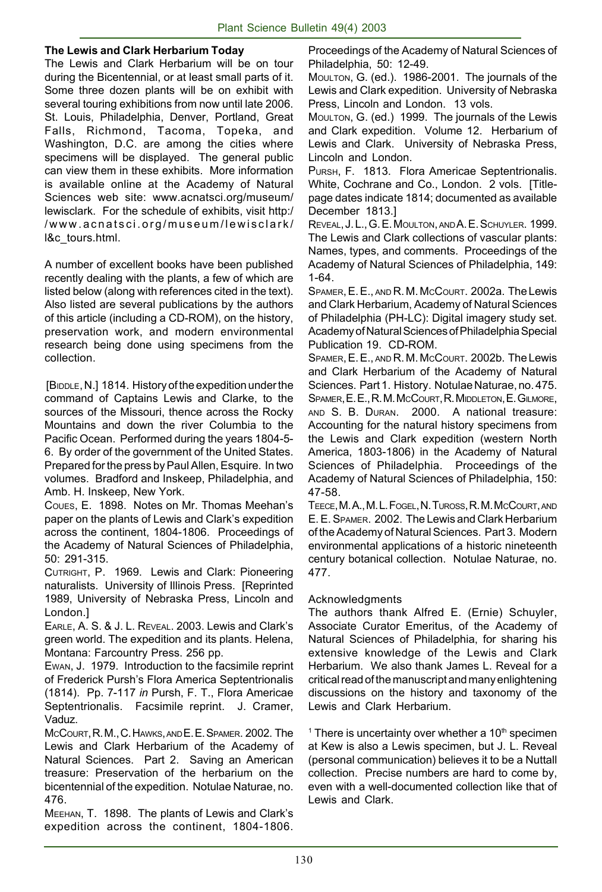### The Lewis and Clark Herbarium Today

The Lewis and Clark Herbarium will be on tour during the Bicentennial, or at least small parts of it. Some three dozen plants will be on exhibit with several touring exhibitions from now until late 2006. St. Louis, Philadelphia, Denver, Portland, Great Falls, Richmond, Tacoma, Topeka, and Washington, D.C. are among the cities where specimens will be displayed. The general public can view them in these exhibits. More information is available online at the Academy of Natural Sciences web site: www.acnatsci.org/museum/lewisclark. For the schedule of exhibits, visit http://www.acnatsci.org/museum/lewisclark/l&c_tours.html.

A number of excellent books have been published recently dealing with the plants, a few of which are listed below (along with references cited in the text). Also listed are several publications by the authors of this article (including a CD-ROM), on the history, preservation work, and modern environmental research being done using specimens from the collection.

[Biddle, N.] 1814. History of the expedition under the command of Captains Lewis and Clarke, to the sources of the Missouri, thence across the Rocky Mountains and down the river Columbia to the Pacific Ocean. Performed during the years 1804-5-6. By order of the government of the United States. Prepared for the press by Paul Allen, Esquire. In two volumes. Bradford and Inskeep, Philadelphia, and Amb. H. Inskeep, New York.

Coues, E. 1898. Notes on Mr. Thomas Meehan's paper on the plants of Lewis and Clark's expedition across the continent, 1804-1806. Proceedings of the Academy of Natural Sciences of Philadelphia, 50: 291-315.

Cutright, P. 1969. Lewis and Clark: Pioneering naturalists. University of Illinois Press. [Reprinted 1989, University of Nebraska Press, Lincoln and London.]

Earle, A. S. & J. L. Reveal. 2003. Lewis and Clark's green world. The expedition and its plants. Helena, Montana: Farcountry Press. 256 pp.

Ewan, J. 1979. Introduction to the facsimile reprint of Frederick Pursh's Flora America Septentrionalis (1814). Pp. 7-117 *in* Pursh, F. T., Flora Americae Septentrionalis. Facsimile reprint. J. Cramer, Vaduz.

McCourt, R. M., C. Hawks, and E. E. Spamer. 2002. The Lewis and Clark Herbarium of the Academy of Natural Sciences. Part 2. Saving an American treasure: Preservation of the herbarium on the bicentennial of the expedition. Notulae Naturae, no. 476.

Meehan, T. 1898. The plants of Lewis and Clark's expedition across the continent, 1804-1806. Proceedings of the Academy of Natural Sciences of Philadelphia, 50: 12-49.

Moulton, G. (ed.). 1986-2001. The journals of the Lewis and Clark expedition. University of Nebraska Press, Lincoln and London. 13 vols.

Moulton, G. (ed.) 1999. The journals of the Lewis and Clark expedition. Volume 12. Herbarium of Lewis and Clark. University of Nebraska Press, Lincoln and London.

Pursh, F. 1813. Flora Americae Septentrionalis. White, Cochrane and Co., London. 2 vols. [Title-page dates indicate 1814; documented as available December 1813.]

Reveal, J. L., G. E. Moulton, and A. E. Schuyler. 1999. The Lewis and Clark collections of vascular plants: Names, types, and comments. Proceedings of the Academy of Natural Sciences of Philadelphia, 149: 1-64.

Spamer, E. E., and R. M. McCourt. 2002a. The Lewis and Clark Herbarium, Academy of Natural Sciences of Philadelphia (PH-LC): Digital imagery study set. Academy of Natural Sciences of Philadelphia Special Publication 19. CD-ROM.

Spamer, E. E., and R. M. McCourt. 2002b. The Lewis and Clark Herbarium of the Academy of Natural Sciences. Part 1. History. Notulae Naturae, no. 475.

Spamer, E. E., R. M. McCourt, R. Middleton, E. Gilmore, and S. B. Duran. 2000. A national treasure: Accounting for the natural history specimens from the Lewis and Clark expedition (western North America, 1803-1806) in the Academy of Natural Sciences of Philadelphia. Proceedings of the Academy of Natural Sciences of Philadelphia, 150: 47-58.

Teece, M. A., M. L. Fogel, N. Tuross, R. M. McCourt, and E. E. Spamer. 2002. The Lewis and Clark Herbarium of the Academy of Natural Sciences. Part 3. Modern environmental applications of a historic nineteenth century botanical collection. Notulae Naturae, no. 477.

#### Acknowledgments

The authors thank Alfred E. (Ernie) Schuyler, Associate Curator Emeritus, of the Academy of Natural Sciences of Philadelphia, for sharing his extensive knowledge of the Lewis and Clark Herbarium. We also thank James L. Reveal for a critical read of the manuscript and many enlightening discussions on the history and taxonomy of the Lewis and Clark Herbarium.

[1] There is uncertainty over whether a 10th specimen at Kew is also a Lewis specimen, but J. L. Reveal (personal communication) believes it to be a Nuttall collection. Precise numbers are hard to come by, even with a well-documented collection like that of Lewis and Clark.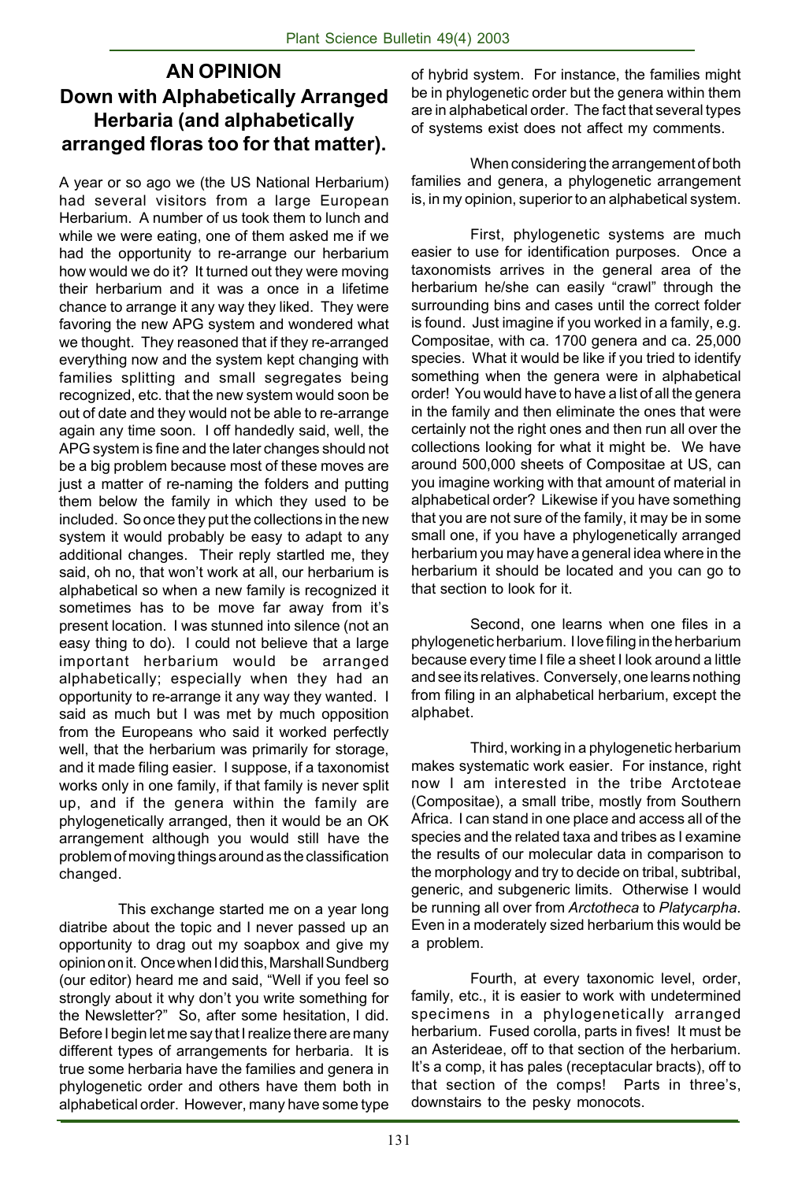## AN OPINION

## Down with Alphabetically Arranged Herbaria (and alphabetically arranged floras too for that matter).

A year or so ago we (the US National Herbarium) had several visitors from a large European Herbarium. A number of us took them to lunch and while we were eating, one of them asked me if we had the opportunity to re-arrange our herbarium how would we do it? It turned out they were moving their herbarium and it was a once in a lifetime chance to arrange it any way they liked. They were favoring the new APG system and wondered what we thought. They reasoned that if they re-arranged everything now and the system kept changing with families splitting and small segregates being recognized, etc. that the new system would soon be out of date and they would not be able to re-arrange again any time soon. I off handedly said, well, the APG system is fine and the later changes should not be a big problem because most of these moves are just a matter of re-naming the folders and putting them below the family in which they used to be included. So once they put the collections in the new system it would probably be easy to adapt to any additional changes. Their reply startled me, they said, oh no, that won't work at all, our herbarium is alphabetical so when a new family is recognized it sometimes has to be move far away from it's present location. I was stunned into silence (not an easy thing to do). I could not believe that a large important herbarium would be arranged alphabetically; especially when they had an opportunity to re-arrange it any way they wanted. I said as much but I was met by much opposition from the Europeans who said it worked perfectly well, that the herbarium was primarily for storage, and it made filing easier. I suppose, if a taxonomist works only in one family, if that family is never split up, and if the genera within the family are phylogenetically arranged, then it would be an OK arrangement although you would still have the problem of moving things around as the classification changed.

This exchange started me on a year long diatribe about the topic and I never passed up an opportunity to drag out my soapbox and give my opinion on it. Once when I did this, Marshall Sundberg (our editor) heard me and said, "Well if you feel so strongly about it why don't you write something for the Newsletter?" So, after some hesitation, I did. Before I begin let me say that I realize there are many different types of arrangements for herbaria. It is true some herbaria have the families and genera in phylogenetic order and others have them both in alphabetical order. However, many have some type of hybrid system. For instance, the families might be in phylogenetic order but the genera within them are in alphabetical order. The fact that several types of systems exist does not affect my comments.

When considering the arrangement of both families and genera, a phylogenetic arrangement is, in my opinion, superior to an alphabetical system.

First, phylogenetic systems are much easier to use for identification purposes. Once a taxonomists arrives in the general area of the herbarium he/she can easily "crawl" through the surrounding bins and cases until the correct folder is found. Just imagine if you worked in a family, e.g. Compositae, with ca. 1700 genera and ca. 25,000 species. What it would be like if you tried to identify something when the genera were in alphabetical order! You would have to have a list of all the genera in the family and then eliminate the ones that were certainly not the right ones and then run all over the collections looking for what it might be. We have around 500,000 sheets of Compositae at US, can you imagine working with that amount of material in alphabetical order? Likewise if you have something that you are not sure of the family, it may be in some small one, if you have a phylogenetically arranged herbarium you may have a general idea where in the herbarium it should be located and you can go to that section to look for it.

Second, one learns when one files in a phylogenetic herbarium. I love filing in the herbarium because every time I file a sheet I look around a little and see its relatives. Conversely, one learns nothing from filing in an alphabetical herbarium, except the alphabet.

Third, working in a phylogenetic herbarium makes systematic work easier. For instance, right now I am interested in the tribe Arctoteae (Compositae), a small tribe, mostly from Southern Africa. I can stand in one place and access all of the species and the related taxa and tribes as I examine the results of our molecular data in comparison to the morphology and try to decide on tribal, subtribal, generic, and subgeneric limits. Otherwise I would be running all over from *Arctotheca* to *Platycarpha*. Even in a moderately sized herbarium this would be a problem.

Fourth, at every taxonomic level, order, family, etc., it is easier to work with undetermined specimens in a phylogenetically arranged herbarium. Fused corolla, parts in fives! It must be an Asterideae, off to that section of the herbarium. It's a comp, it has pales (receptacular bracts), off to that section of the comps! Parts in three's, downstairs to the pesky monocots.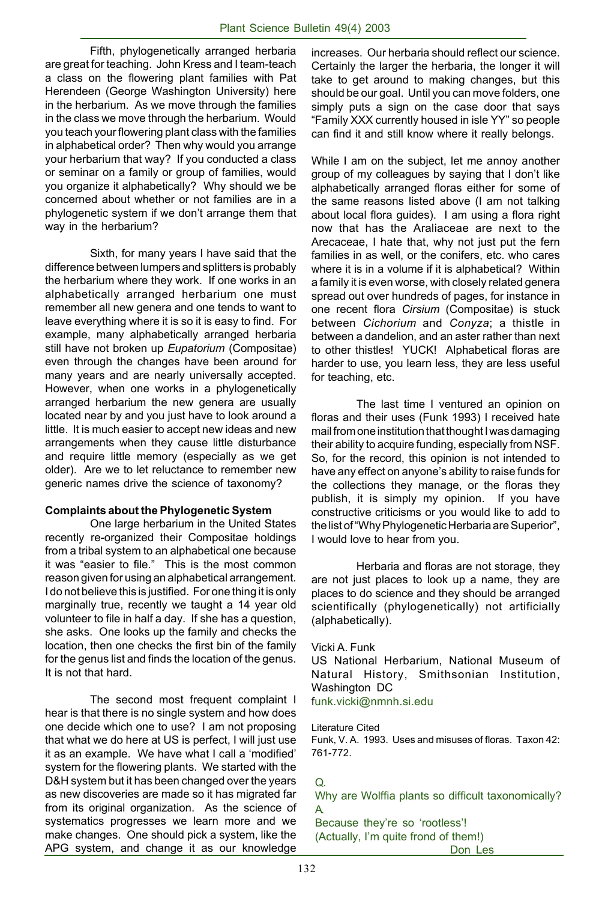Fifth, phylogenetically arranged herbaria are great for teaching. John Kress and I team-teach a class on the flowering plant families with Pat Herendeen (George Washington University) here in the herbarium. As we move through the families in the class we move through the herbarium. Would you teach your flowering plant class with the families in alphabetical order? Then why would you arrange your herbarium that way? If you conducted a class or seminar on a family or group of families, would you organize it alphabetically? Why should we be concerned about whether or not families are in a phylogenetic system if we don't arrange them that way in the herbarium?

Sixth, for many years I have said that the difference between lumpers and splitters is probably the herbarium where they work. If one works in an alphabetically arranged herbarium one must remember all new genera and one tends to want to leave everything where it is so it is easy to find. For example, many alphabetically arranged herbaria still have not broken up *Eupatorium* (Compositae) even through the changes have been around for many years and are nearly universally accepted. However, when one works in a phylogenetically arranged herbarium the new genera are usually located near by and you just have to look around a little. It is much easier to accept new ideas and new arrangements when they cause little disturbance and require little memory (especially as we get older). Are we to let reluctance to remember new generic names drive the science of taxonomy?

**Complaints about the Phylogenetic System**

One large herbarium in the United States recently re-organized their Compositae holdings from a tribal system to an alphabetical one because it was "easier to file." This is the most common reason given for using an alphabetical arrangement. I do not believe this is justified. For one thing it is only marginally true, recently we taught a 14 year old volunteer to file in half a day. If she has a question, she asks. One looks up the family and checks the location, then one checks the first bin of the family for the genus list and finds the location of the genus. It is not that hard.

The second most frequent complaint I hear is that there is no single system and how does one decide which one to use? I am not proposing that what we do here at US is perfect, I will just use it as an example. We have what I call a 'modified' system for the flowering plants. We started with the D&H system but it has been changed over the years as new discoveries are made so it has migrated far from its original organization. As the science of systematics progresses we learn more and we make changes. One should pick a system, like the APG system, and change it as our knowledge increases. Our herbaria should reflect our science. Certainly the larger the herbaria, the longer it will take to get around to making changes, but this should be our goal. Until you can move folders, one simply puts a sign on the case door that says "Family XXX currently housed in isle YY" so people can find it and still know where it really belongs.

While I am on the subject, let me annoy another group of my colleagues by saying that I don't like alphabetically arranged floras either for some of the same reasons listed above (I am not talking about local flora guides). I am using a flora right now that has the Araliaceae are next to the Arecaceae, I hate that, why not just put the fern families in as well, or the conifers, etc. who cares where it is in a volume if it is alphabetical? Within a family it is even worse, with closely related genera spread out over hundreds of pages, for instance in one recent flora *Cirsium* (Compositae) is stuck between *Cichorium* and *Conyza*; a thistle in between a dandelion, and an aster rather than next to other thistles! YUCK! Alphabetical floras are harder to use, you learn less, they are less useful for teaching, etc.

The last time I ventured an opinion on floras and their uses (Funk 1993) I received hate mail from one institution that thought I was damaging their ability to acquire funding, especially from NSF. So, for the record, this opinion is not intended to have any effect on anyone's ability to raise funds for the collections they manage, or the floras they publish, it is simply my opinion. If you have constructive criticisms or you would like to add to the list of "Why Phylogenetic Herbaria are Superior", I would love to hear from you.

Herbaria and floras are not storage, they are not just places to look up a name, they are places to do science and they should be arranged scientifically (phylogenetically) not artificially (alphabetically).

Vicki A. Funk
US National Herbarium, National Museum of Natural History, Smithsonian Institution, Washington DC
funk.vicki@nmnh.si.edu

Literature Cited

Funk, V. A. 1993. Uses and misuses of floras. Taxon 42: 761-772.

Q.
Why are Wolffia plants so difficult taxonomically?
A.
Because they're so 'rootless'!
(Actually, I'm quite frond of them!)
Don Les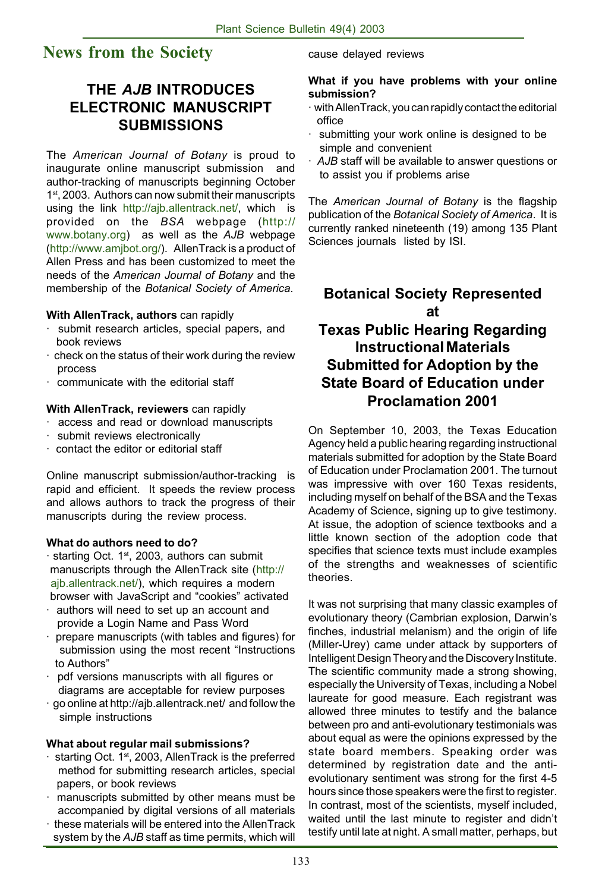## News from the Society

### THE *AJB* INTRODUCES ELECTRONIC MANUSCRIPT SUBMISSIONS

The *American Journal of Botany* is proud to inaugurate online manuscript submission and author-tracking of manuscripts beginning October 1st, 2003. Authors can now submit their manuscripts using the link http://ajb.allentrack.net/, which is provided on the *BSA* webpage (http://www.botany.org) as well as the *AJB* webpage (http://www.amjbot.org/). AllenTrack is a product of Allen Press and has been customized to meet the needs of the *American Journal of Botany* and the membership of the *Botanical Society of America*.

**With AllenTrack, authors** can rapidly

- submit research articles, special papers, and book reviews
- check on the status of their work during the review process
- communicate with the editorial staff

**With AllenTrack, reviewers** can rapidly

- access and read or download manuscripts
- submit reviews electronically
- contact the editor or editorial staff

Online manuscript submission/author-tracking is rapid and efficient. It speeds the review process and allows authors to track the progress of their manuscripts during the review process.

**What do authors need to do?**

- starting Oct. 1st, 2003, authors can submit manuscripts through the AllenTrack site (http://ajb.allentrack.net/), which requires a modern browser with JavaScript and "cookies" activated
- authors will need to set up an account and provide a Login Name and Pass Word
- prepare manuscripts (with tables and figures) for submission using the most recent "Instructions to Authors"
- pdf versions manuscripts with all figures or diagrams are acceptable for review purposes
- go online at http://ajb.allentrack.net/ and follow the simple instructions

**What about regular mail submissions?**

- starting Oct. 1st, 2003, AllenTrack is the preferred method for submitting research articles, special papers, or book reviews
- manuscripts submitted by other means must be accompanied by digital versions of all materials
- these materials will be entered into the AllenTrack system by the *AJB* staff as time permits, which will cause delayed reviews

**What if you have problems with your online submission?**

- with AllenTrack, you can rapidly contact the editorial office
- submitting your work online is designed to be simple and convenient
- *AJB* staff will be available to answer questions or to assist you if problems arise

The *American Journal of Botany* is the flagship publication of the *Botanical Society of America*. It is currently ranked nineteenth (19) among 135 Plant Sciences journals listed by ISI.

### Botanical Society Represented at Texas Public Hearing Regarding Instructional Materials Submitted for Adoption by the State Board of Education under Proclamation 2001

On September 10, 2003, the Texas Education Agency held a public hearing regarding instructional materials submitted for adoption by the State Board of Education under Proclamation 2001. The turnout was impressive with over 160 Texas residents, including myself on behalf of the BSA and the Texas Academy of Science, signing up to give testimony. At issue, the adoption of science textbooks and a little known section of the adoption code that specifies that science texts must include examples of the strengths and weaknesses of scientific theories.

It was not surprising that many classic examples of evolutionary theory (Cambrian explosion, Darwin's finches, industrial melanism) and the origin of life (Miller-Urey) came under attack by supporters of Intelligent Design Theory and the Discovery Institute. The scientific community made a strong showing, especially the University of Texas, including a Nobel laureate for good measure. Each registrant was allowed three minutes to testify and the balance between pro and anti-evolutionary testimonials was about equal as were the opinions expressed by the state board members. Speaking order was determined by registration date and the anti-evolutionary sentiment was strong for the first 4-5 hours since those speakers were the first to register. In contrast, most of the scientists, myself included, waited until the last minute to register and didn't testify until late at night. A small matter, perhaps, but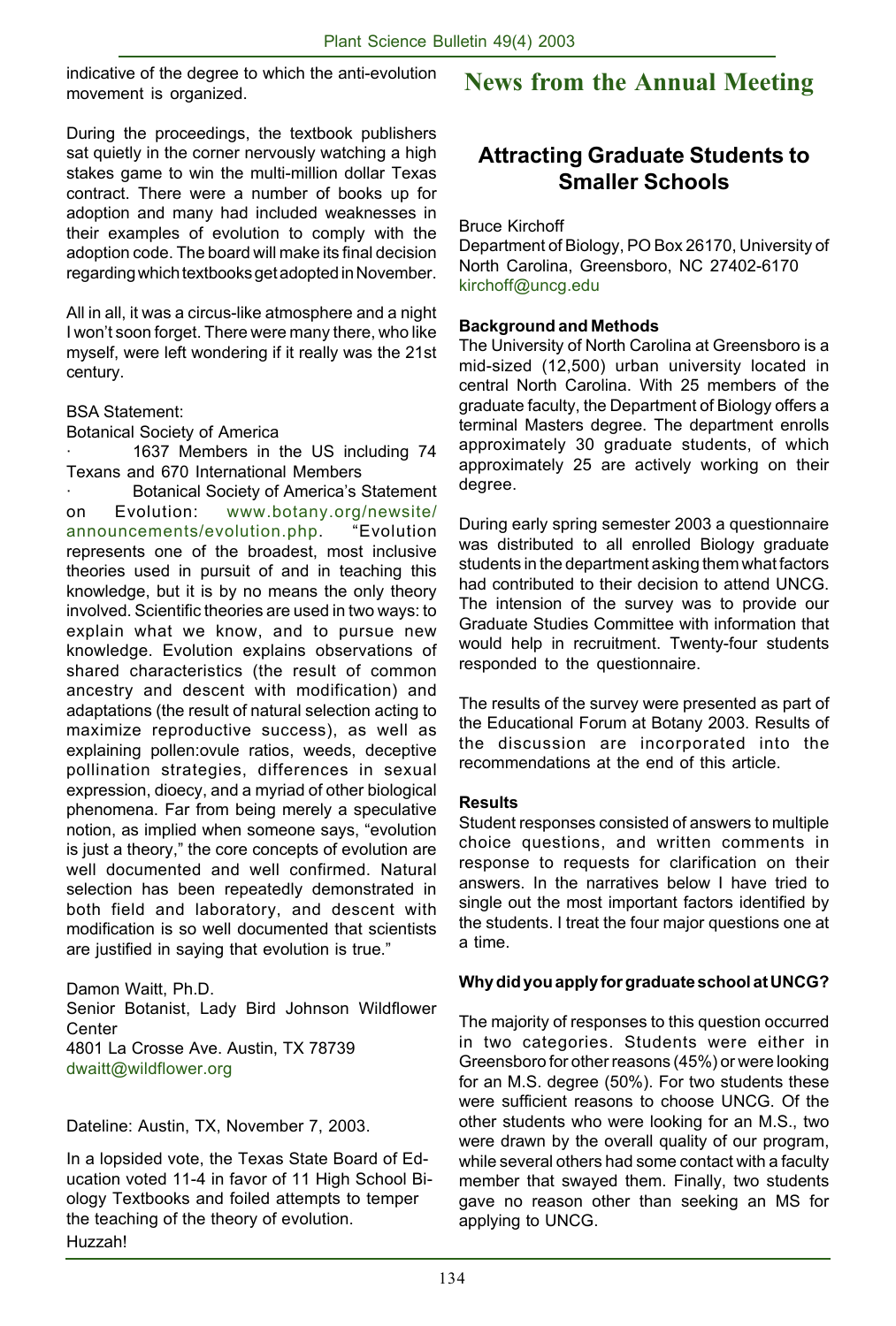indicative of the degree to which the anti-evolution movement is organized.

During the proceedings, the textbook publishers sat quietly in the corner nervously watching a high stakes game to win the multi-million dollar Texas contract. There were a number of books up for adoption and many had included weaknesses in their examples of evolution to comply with the adoption code. The board will make its final decision regarding which textbooks get adopted in November.

All in all, it was a circus-like atmosphere and a night I won't soon forget. There were many there, who like myself, were left wondering if it really was the 21st century.

BSA Statement:

Botanical Society of America

· 1637 Members in the US including 74 Texans and 670 International Members

· Botanical Society of America's Statement on Evolution: www.botany.org/newsite/announcements/evolution.php. "Evolution represents one of the broadest, most inclusive theories used in pursuit of and in teaching this knowledge, but it is by no means the only theory involved. Scientific theories are used in two ways: to explain what we know, and to pursue new knowledge. Evolution explains observations of shared characteristics (the result of common ancestry and descent with modification) and adaptations (the result of natural selection acting to maximize reproductive success), as well as explaining pollen:ovule ratios, weeds, deceptive pollination strategies, differences in sexual expression, dioecy, and a myriad of other biological phenomena. Far from being merely a speculative notion, as implied when someone says, "evolution is just a theory," the core concepts of evolution are well documented and well confirmed. Natural selection has been repeatedly demonstrated in both field and laboratory, and descent with modification is so well documented that scientists are justified in saying that evolution is true."

Damon Waitt, Ph.D.
Senior Botanist, Lady Bird Johnson Wildflower Center
4801 La Crosse Ave. Austin, TX 78739
dwaitt@wildflower.org

Dateline: Austin, TX, November 7, 2003.

In a lopsided vote, the Texas State Board of Education voted 11-4 in favor of 11 High School Biology Textbooks and foiled attempts to temper the teaching of the theory of evolution.
Huzzah!

# News from the Annual Meeting

## Attracting Graduate Students to Smaller Schools

Bruce Kirchoff
Department of Biology, PO Box 26170, University of North Carolina, Greensboro, NC 27402-6170
kirchoff@uncg.edu

### Background and Methods

The University of North Carolina at Greensboro is a mid-sized (12,500) urban university located in central North Carolina. With 25 members of the graduate faculty, the Department of Biology offers a terminal Masters degree. The department enrolls approximately 30 graduate students, of which approximately 25 are actively working on their degree.

During early spring semester 2003 a questionnaire was distributed to all enrolled Biology graduate students in the department asking them what factors had contributed to their decision to attend UNCG. The intension of the survey was to provide our Graduate Studies Committee with information that would help in recruitment. Twenty-four students responded to the questionnaire.

The results of the survey were presented as part of the Educational Forum at Botany 2003. Results of the discussion are incorporated into the recommendations at the end of this article.

### Results

Student responses consisted of answers to multiple choice questions, and written comments in response to requests for clarification on their answers. In the narratives below I have tried to single out the most important factors identified by the students. I treat the four major questions one at a time.

#### Why did you apply for graduate school at UNCG?

The majority of responses to this question occurred in two categories. Students were either in Greensboro for other reasons (45%) or were looking for an M.S. degree (50%). For two students these were sufficient reasons to choose UNCG. Of the other students who were looking for an M.S., two were drawn by the overall quality of our program, while several others had some contact with a faculty member that swayed them. Finally, two students gave no reason other than seeking an MS for applying to UNCG.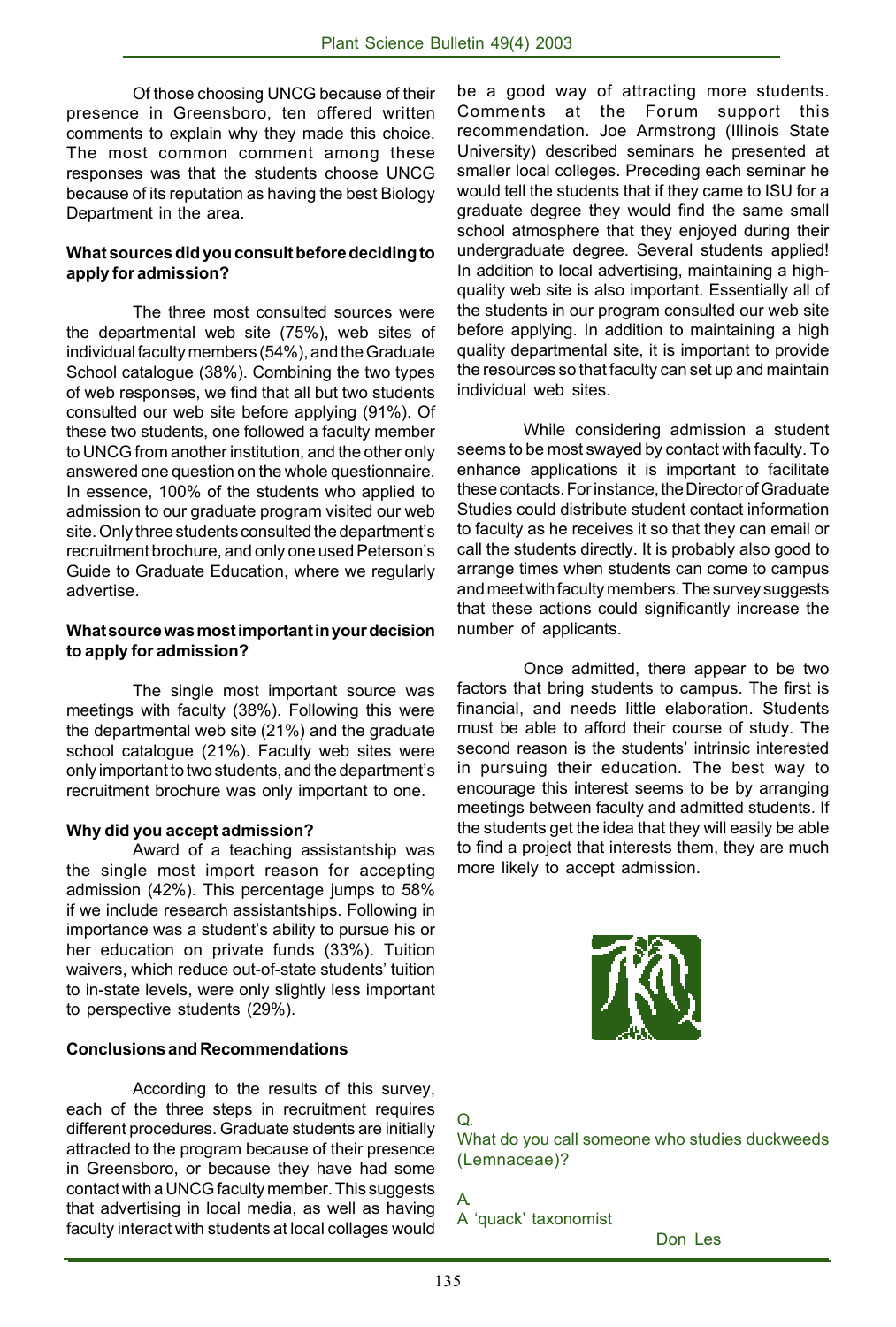Of those choosing UNCG because of their presence in Greensboro, ten offered written comments to explain why they made this choice. The most common comment among these responses was that the students choose UNCG because of its reputation as having the best Biology Department in the area.

**What sources did you consult before deciding to apply for admission?**

The three most consulted sources were the departmental web site (75%), web sites of individual faculty members (54%), and the Graduate School catalogue (38%). Combining the two types of web responses, we find that all but two students consulted our web site before applying (91%). Of these two students, one followed a faculty member to UNCG from another institution, and the other only answered one question on the whole questionnaire. In essence, 100% of the students who applied to admission to our graduate program visited our web site. Only three students consulted the department's recruitment brochure, and only one used Peterson's Guide to Graduate Education, where we regularly advertise.

**What source was most important in your decision to apply for admission?**

The single most important source was meetings with faculty (38%). Following this were the departmental web site (21%) and the graduate school catalogue (21%). Faculty web sites were only important to two students, and the department's recruitment brochure was only important to one.

**Why did you accept admission?**

Award of a teaching assistantship was the single most import reason for accepting admission (42%). This percentage jumps to 58% if we include research assistantships. Following in importance was a student's ability to pursue his or her education on private funds (33%). Tuition waivers, which reduce out-of-state students' tuition to in-state levels, were only slightly less important to perspective students (29%).

**Conclusions and Recommendations**

According to the results of this survey, each of the three steps in recruitment requires different procedures. Graduate students are initially attracted to the program because of their presence in Greensboro, or because they have had some contact with a UNCG faculty member. This suggests that advertising in local media, as well as having faculty interact with students at local collages would be a good way of attracting more students. Comments at the Forum support this recommendation. Joe Armstrong (Illinois State University) described seminars he presented at smaller local colleges. Preceding each seminar he would tell the students that if they came to ISU for a graduate degree they would find the same small school atmosphere that they enjoyed during their undergraduate degree. Several students applied! In addition to local advertising, maintaining a high-quality web site is also important. Essentially all of the students in our program consulted our web site before applying. In addition to maintaining a high quality departmental site, it is important to provide the resources so that faculty can set up and maintain individual web sites.

While considering admission a student seems to be most swayed by contact with faculty. To enhance applications it is important to facilitate these contacts. For instance, the Director of Graduate Studies could distribute student contact information to faculty as he receives it so that they can email or call the students directly. It is probably also good to arrange times when students can come to campus and meet with faculty members. The survey suggests that these actions could significantly increase the number of applicants.

Once admitted, there appear to be two factors that bring students to campus. The first is financial, and needs little elaboration. Students must be able to afford their course of study. The second reason is the students' intrinsic interested in pursuing their education. The best way to encourage this interest seems to be by arranging meetings between faculty and admitted students. If the students get the idea that they will easily be able to find a project that interests them, they are much more likely to accept admission.

Q.
What do you call someone who studies duckweeds (Lemnaceae)?

A.
A 'quack' taxonomist

Don Les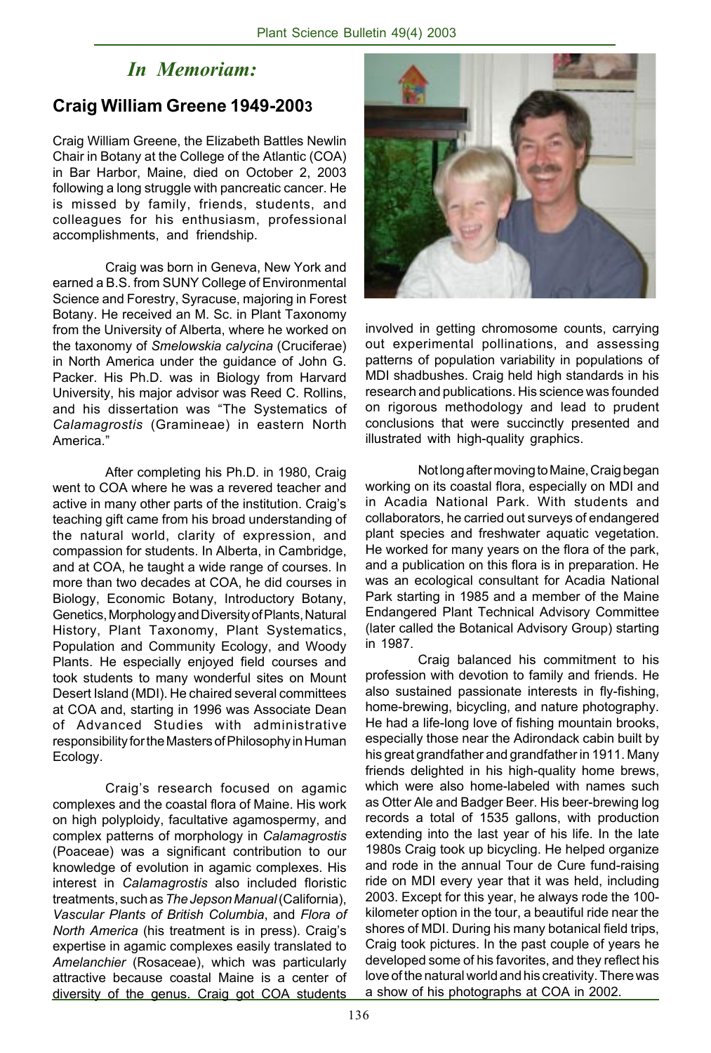## *In Memoriam:*

### Craig William Greene 1949-2003

Craig William Greene, the Elizabeth Battles Newlin Chair in Botany at the College of the Atlantic (COA) in Bar Harbor, Maine, died on October 2, 2003 following a long struggle with pancreatic cancer. He is missed by family, friends, students, and colleagues for his enthusiasm, professional accomplishments, and friendship.

Craig was born in Geneva, New York and earned a B.S. from SUNY College of Environmental Science and Forestry, Syracuse, majoring in Forest Botany. He received an M. Sc. in Plant Taxonomy from the University of Alberta, where he worked on the taxonomy of *Smelowskia calycina* (Cruciferae) in North America under the guidance of John G. Packer. His Ph.D. was in Biology from Harvard University, his major advisor was Reed C. Rollins, and his dissertation was "The Systematics of *Calamagrostis* (Gramineae) in eastern North America."

After completing his Ph.D. in 1980, Craig went to COA where he was a revered teacher and active in many other parts of the institution. Craig's teaching gift came from his broad understanding of the natural world, clarity of expression, and compassion for students. In Alberta, in Cambridge, and at COA, he taught a wide range of courses. In more than two decades at COA, he did courses in Biology, Economic Botany, Introductory Botany, Genetics, Morphology and Diversity of Plants, Natural History, Plant Taxonomy, Plant Systematics, Population and Community Ecology, and Woody Plants. He especially enjoyed field courses and took students to many wonderful sites on Mount Desert Island (MDI). He chaired several committees at COA and, starting in 1996 was Associate Dean of Advanced Studies with administrative responsibility for the Masters of Philosophy in Human Ecology.

Craig's research focused on agamic complexes and the coastal flora of Maine. His work on high polyploidy, facultative agamospermy, and complex patterns of morphology in *Calamagrostis* (Poaceae) was a significant contribution to our knowledge of evolution in agamic complexes. His interest in *Calamagrostis* also included floristic treatments, such as *The Jepson Manual* (California), *Vascular Plants of British Columbia*, and *Flora of North America* (his treatment is in press). Craig's expertise in agamic complexes easily translated to *Amelanchier* (Rosaceae), which was particularly attractive because coastal Maine is a center of diversity of the genus. Craig got COA students involved in getting chromosome counts, carrying out experimental pollinations, and assessing patterns of population variability in populations of MDI shadbushes. Craig held high standards in his research and publications. His science was founded on rigorous methodology and lead to prudent conclusions that were succinctly presented and illustrated with high-quality graphics.

Not long after moving to Maine, Craig began working on its coastal flora, especially on MDI and in Acadia National Park. With students and collaborators, he carried out surveys of endangered plant species and freshwater aquatic vegetation. He worked for many years on the flora of the park, and a publication on this flora is in preparation. He was an ecological consultant for Acadia National Park starting in 1985 and a member of the Maine Endangered Plant Technical Advisory Committee (later called the Botanical Advisory Group) starting in 1987.

Craig balanced his commitment to his profession with devotion to family and friends. He also sustained passionate interests in fly-fishing, home-brewing, bicycling, and nature photography. He had a life-long love of fishing mountain brooks, especially those near the Adirondack cabin built by his great grandfather and grandfather in 1911. Many friends delighted in his high-quality home brews, which were also home-labeled with names such as Otter Ale and Badger Beer. His beer-brewing log records a total of 1535 gallons, with production extending into the last year of his life. In the late 1980s Craig took up bicycling. He helped organize and rode in the annual Tour de Cure fund-raising ride on MDI every year that it was held, including 2003. Except for this year, he always rode the 100-kilometer option in the tour, a beautiful ride near the shores of MDI. During his many botanical field trips, Craig took pictures. In the past couple of years he developed some of his favorites, and they reflect his love of the natural world and his creativity. There was a show of his photographs at COA in 2002.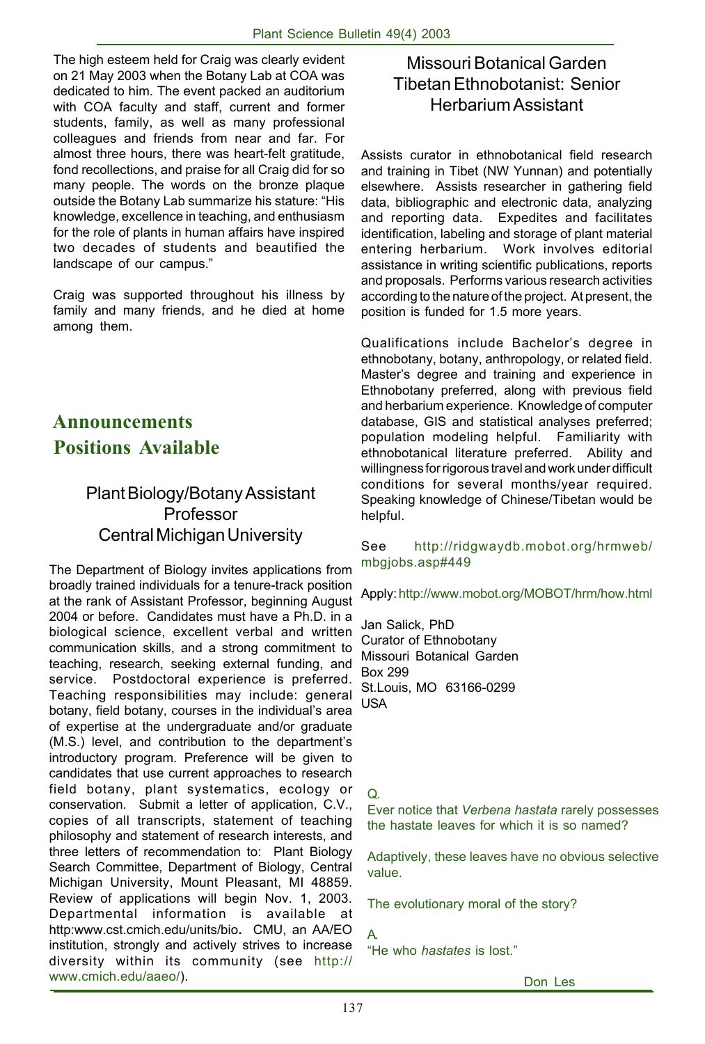The high esteem held for Craig was clearly evident on 21 May 2003 when the Botany Lab at COA was dedicated to him. The event packed an auditorium with COA faculty and staff, current and former students, family, as well as many professional colleagues and friends from near and far. For almost three hours, there was heart-felt gratitude, fond recollections, and praise for all Craig did for so many people. The words on the bronze plaque outside the Botany Lab summarize his stature: "His knowledge, excellence in teaching, and enthusiasm for the role of plants in human affairs have inspired two decades of students and beautified the landscape of our campus."

Craig was supported throughout his illness by family and many friends, and he died at home among them.

# Announcements

## Positions Available

### Plant Biology/Botany Assistant Professor Central Michigan University

The Department of Biology invites applications from broadly trained individuals for a tenure-track position at the rank of Assistant Professor, beginning August 2004 or before. Candidates must have a Ph.D. in a biological science, excellent verbal and written communication skills, and a strong commitment to teaching, research, seeking external funding, and service. Postdoctoral experience is preferred. Teaching responsibilities may include: general botany, field botany, courses in the individual's area of expertise at the undergraduate and/or graduate (M.S.) level, and contribution to the department's introductory program. Preference will be given to candidates that use current approaches to research field botany, plant systematics, ecology or conservation. Submit a letter of application, C.V., copies of all transcripts, statement of teaching philosophy and statement of research interests, and three letters of recommendation to: Plant Biology Search Committee, Department of Biology, Central Michigan University, Mount Pleasant, MI 48859. Review of applications will begin Nov. 1, 2003. Departmental information is available at http:www.cst.cmich.edu/units/bio. CMU, an AA/EO institution, strongly and actively strives to increase diversity within its community (see http://www.cmich.edu/aaeo/).

### Missouri Botanical Garden Tibetan Ethnobotanist: Senior Herbarium Assistant

Assists curator in ethnobotanical field research and training in Tibet (NW Yunnan) and potentially elsewhere. Assists researcher in gathering field data, bibliographic and electronic data, analyzing and reporting data. Expedites and facilitates identification, labeling and storage of plant material entering herbarium. Work involves editorial assistance in writing scientific publications, reports and proposals. Performs various research activities according to the nature of the project. At present, the position is funded for 1.5 more years.

Qualifications include Bachelor's degree in ethnobotany, botany, anthropology, or related field. Master's degree and training and experience in Ethnobotany preferred, along with previous field and herbarium experience. Knowledge of computer database, GIS and statistical analyses preferred; population modeling helpful. Familiarity with ethnobotanical literature preferred. Ability and willingness for rigorous travel and work under difficult conditions for several months/year required. Speaking knowledge of Chinese/Tibetan would be helpful.

See http://ridgwaydb.mobot.org/hrmweb/mbgjobs.asp#449

Apply: http://www.mobot.org/MOBOT/hrm/how.html

Jan Salick, PhD
Curator of Ethnobotany
Missouri Botanical Garden
Box 299
St.Louis, MO 63166-0299
USA

Q.

Ever notice that *Verbena hastata* rarely possesses the hastate leaves for which it is so named?

Adaptively, these leaves have no obvious selective value.

The evolutionary moral of the story?

A.

"He who *hastates* is lost."

Don Les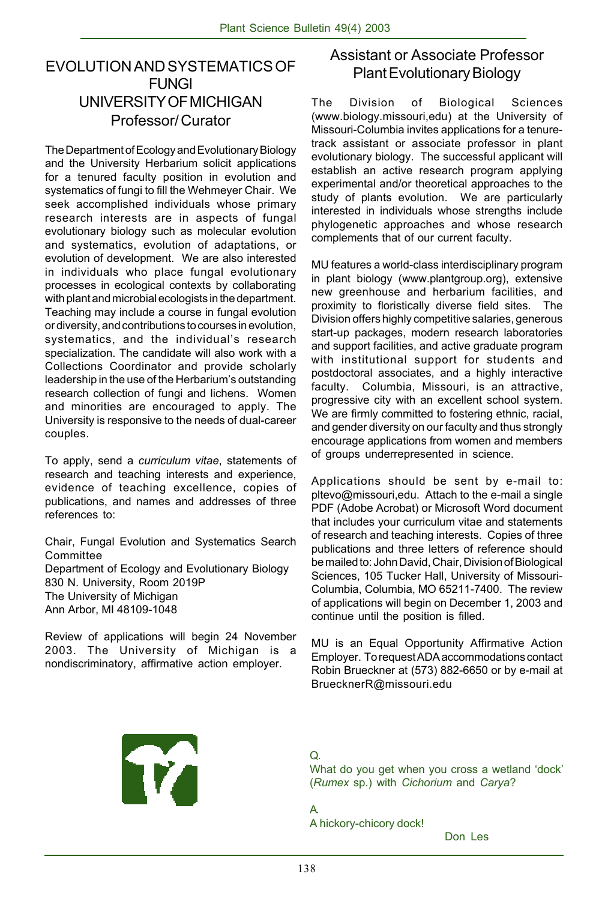# EVOLUTION AND SYSTEMATICS OF FUNGI
# UNIVERSITY OF MICHIGAN
## Professor/ Curator

The Department of Ecology and Evolutionary Biology and the University Herbarium solicit applications for a tenured faculty position in evolution and systematics of fungi to fill the Wehmeyer Chair. We seek accomplished individuals whose primary research interests are in aspects of fungal evolutionary biology such as molecular evolution and systematics, evolution of adaptations, or evolution of development. We are also interested in individuals who place fungal evolutionary processes in ecological contexts by collaborating with plant and microbial ecologists in the department. Teaching may include a course in fungal evolution or diversity, and contributions to courses in evolution, systematics, and the individual's research specialization. The candidate will also work with a Collections Coordinator and provide scholarly leadership in the use of the Herbarium's outstanding research collection of fungi and lichens. Women and minorities are encouraged to apply. The University is responsive to the needs of dual-career couples.

To apply, send a *curriculum vitae*, statements of research and teaching interests and experience, evidence of teaching excellence, copies of publications, and names and addresses of three references to:

Chair, Fungal Evolution and Systematics Search Committee
Department of Ecology and Evolutionary Biology
830 N. University, Room 2019P
The University of Michigan
Ann Arbor, MI 48109-1048

Review of applications will begin 24 November 2003. The University of Michigan is a nondiscriminatory, affirmative action employer.

## Assistant or Associate Professor Plant Evolutionary Biology

The Division of Biological Sciences (www.biology.missouri,edu) at the University of Missouri-Columbia invites applications for a tenure-track assistant or associate professor in plant evolutionary biology. The successful applicant will establish an active research program applying experimental and/or theoretical approaches to the study of plants evolution. We are particularly interested in individuals whose strengths include phylogenetic approaches and whose research complements that of our current faculty.

MU features a world-class interdisciplinary program in plant biology (www.plantgroup.org), extensive new greenhouse and herbarium facilities, and proximity to floristically diverse field sites. The Division offers highly competitive salaries, generous start-up packages, modern research laboratories and support facilities, and active graduate program with institutional support for students and postdoctoral associates, and a highly interactive faculty. Columbia, Missouri, is an attractive, progressive city with an excellent school system. We are firmly committed to fostering ethnic, racial, and gender diversity on our faculty and thus strongly encourage applications from women and members of groups underrepresented in science.

Applications should be sent by e-mail to: pltevo@missouri,edu. Attach to the e-mail a single PDF (Adobe Acrobat) or Microsoft Word document that includes your curriculum vitae and statements of research and teaching interests. Copies of three publications and three letters of reference should be mailed to: John David, Chair, Division of Biological Sciences, 105 Tucker Hall, University of Missouri-Columbia, Columbia, MO 65211-7400. The review of applications will begin on December 1, 2003 and continue until the position is filled.

MU is an Equal Opportunity Affirmative Action Employer. To request ADA accommodations contact Robin Brueckner at (573) 882-6650 or by e-mail at BruecknerR@missouri.edu

Q.
What do you get when you cross a wetland 'dock' (*Rumex* sp.) with *Cichorium* and *Carya*?

A.
A hickory-chicory dock!

Don Les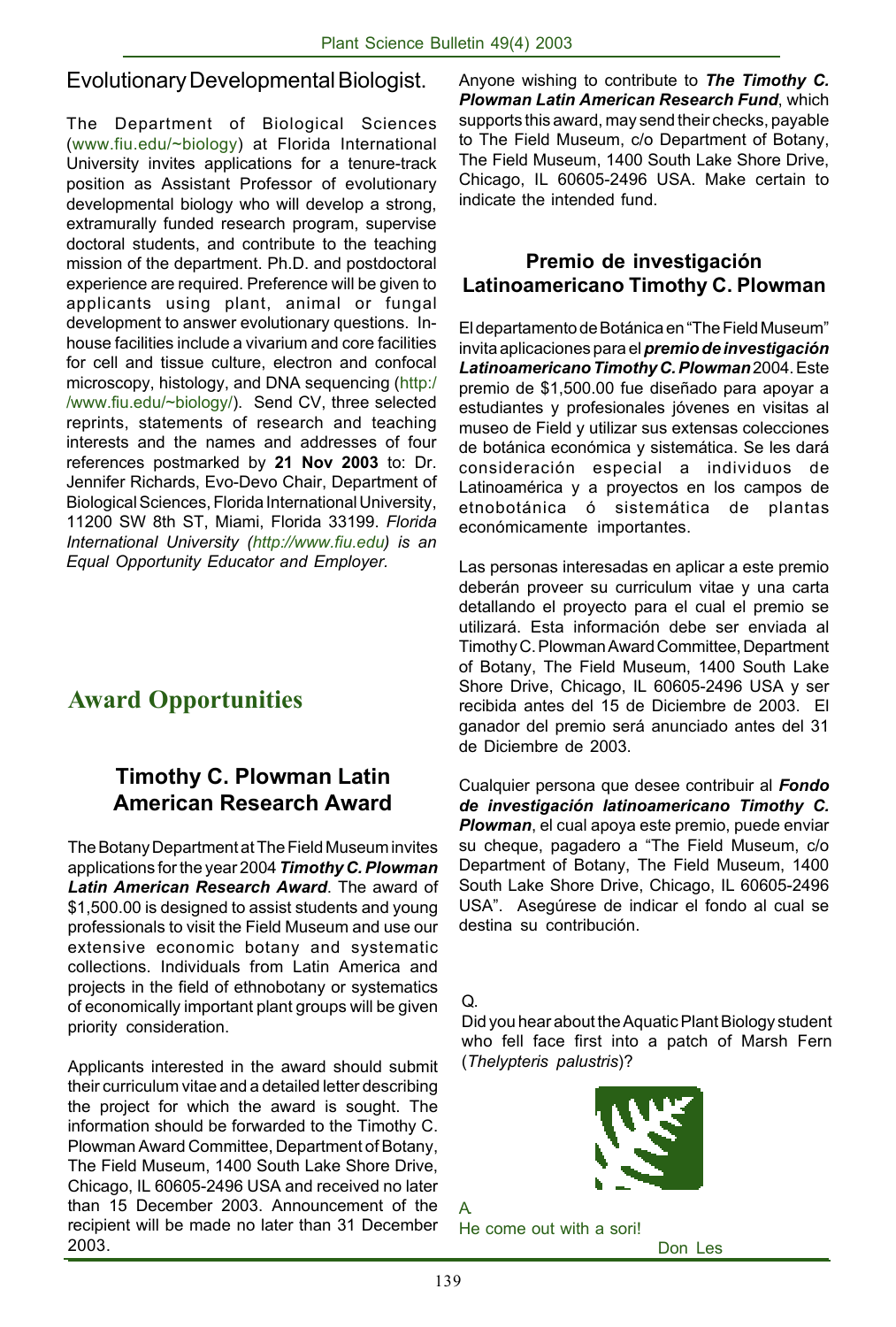## Evolutionary Developmental Biologist.

The Department of Biological Sciences (www.fiu.edu/~biology) at Florida International University invites applications for a tenure-track position as Assistant Professor of evolutionary developmental biology who will develop a strong, extramurally funded research program, supervise doctoral students, and contribute to the teaching mission of the department. Ph.D. and postdoctoral experience are required. Preference will be given to applicants using plant, animal or fungal development to answer evolutionary questions. In-house facilities include a vivarium and core facilities for cell and tissue culture, electron and confocal microscopy, histology, and DNA sequencing (http://www.fiu.edu/~biology/). Send CV, three selected reprints, statements of research and teaching interests and the names and addresses of four references postmarked by **21 Nov 2003** to: Dr. Jennifer Richards, Evo-Devo Chair, Department of Biological Sciences, Florida International University, 11200 SW 8th ST, Miami, Florida 33199. *Florida International University (http://www.fiu.edu) is an Equal Opportunity Educator and Employer.*

# Award Opportunities

## Timothy C. Plowman Latin American Research Award

The Botany Department at The Field Museum invites applications for the year 2004 ***Timothy C. Plowman Latin American Research Award***. The award of $1,500.00 is designed to assist students and young professionals to visit the Field Museum and use our extensive economic botany and systematic collections. Individuals from Latin America and projects in the field of ethnobotany or systematics of economically important plant groups will be given priority consideration.

Applicants interested in the award should submit their curriculum vitae and a detailed letter describing the project for which the award is sought. The information should be forwarded to the Timothy C. Plowman Award Committee, Department of Botany, The Field Museum, 1400 South Lake Shore Drive, Chicago, IL 60605-2496 USA and received no later than 15 December 2003. Announcement of the recipient will be made no later than 31 December 2003.

Anyone wishing to contribute to ***The Timothy C. Plowman Latin American Research Fund***, which supports this award, may send their checks, payable to The Field Museum, c/o Department of Botany, The Field Museum, 1400 South Lake Shore Drive, Chicago, IL 60605-2496 USA. Make certain to indicate the intended fund.

## Premio de investigación Latinoamericano Timothy C. Plowman

El departamento de Botánica en "The Field Museum" invita aplicaciones para el ***premio de investigación Latinoamericano Timothy C. Plowman*** 2004. Este premio de $1,500.00 fue diseñado para apoyar a estudiantes y profesionales jóvenes en visitas al museo de Field y utilizar sus extensas colecciones de botánica económica y sistemática. Se les dará consideración especial a individuos de Latinoamérica y a proyectos en los campos de etnobotánica ó sistemática de plantas económicamente importantes.

Las personas interesadas en aplicar a este premio deberán proveer su curriculum vitae y una carta detallando el proyecto para el cual el premio se utilizará. Esta información debe ser enviada al Timothy C. Plowman Award Committee, Department of Botany, The Field Museum, 1400 South Lake Shore Drive, Chicago, IL 60605-2496 USA y ser recibida antes del 15 de Diciembre de 2003. El ganador del premio será anunciado antes del 31 de Diciembre de 2003.

Cualquier persona que desee contribuir al ***Fondo de investigación latinoamericano Timothy C. Plowman***, el cual apoya este premio, puede enviar su cheque, pagadero a "The Field Museum, c/o Department of Botany, The Field Museum, 1400 South Lake Shore Drive, Chicago, IL 60605-2496 USA". Asegúrese de indicar el fondo al cual se destina su contribución.

Q.
Did you hear about the Aquatic Plant Biology student who fell face first into a patch of Marsh Fern (*Thelypteris palustris*)?

A.
He come out with a sori!

Don Les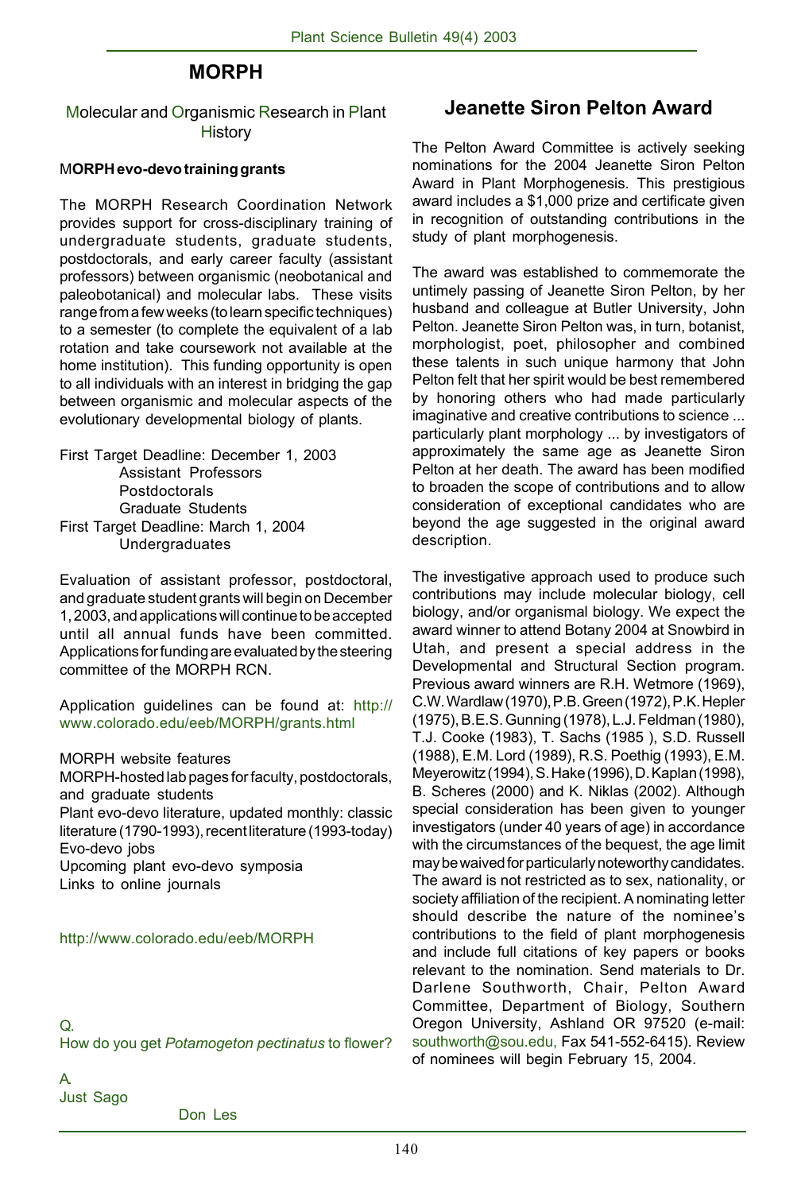## MORPH

Molecular and Organismic Research in Plant History

**MORPH evo-devo training grants**

The MORPH Research Coordination Network provides support for cross-disciplinary training of undergraduate students, graduate students, postdoctorals, and early career faculty (assistant professors) between organismic (neobotanical and paleobotanical) and molecular labs. These visits range from a few weeks (to learn specific techniques) to a semester (to complete the equivalent of a lab rotation and take coursework not available at the home institution). This funding opportunity is open to all individuals with an interest in bridging the gap between organismic and molecular aspects of the evolutionary developmental biology of plants.

First Target Deadline: December 1, 2003
- Assistant Professors
- Postdoctorals
- Graduate Students

First Target Deadline: March 1, 2004
- Undergraduates

Evaluation of assistant professor, postdoctoral, and graduate student grants will begin on December 1, 2003, and applications will continue to be accepted until all annual funds have been committed. Applications for funding are evaluated by the steering committee of the MORPH RCN.

Application guidelines can be found at: http://www.colorado.edu/eeb/MORPH/grants.html

MORPH website features

MORPH-hosted lab pages for faculty, postdoctorals, and graduate students

Plant evo-devo literature, updated monthly: classic literature (1790-1993), recent literature (1993-today)

Evo-devo jobs

Upcoming plant evo-devo symposia

Links to online journals

http://www.colorado.edu/eeb/MORPH

Q.
How do you get *Potamogeton pectinatus* to flower?

A.
Just Sago

Don Les

## Jeanette Siron Pelton Award

The Pelton Award Committee is actively seeking nominations for the 2004 Jeanette Siron Pelton Award in Plant Morphogenesis. This prestigious award includes a $1,000 prize and certificate given in recognition of outstanding contributions in the study of plant morphogenesis.

The award was established to commemorate the untimely passing of Jeanette Siron Pelton, by her husband and colleague at Butler University, John Pelton. Jeanette Siron Pelton was, in turn, botanist, morphologist, poet, philosopher and combined these talents in such unique harmony that John Pelton felt that her spirit would be best remembered by honoring others who had made particularly imaginative and creative contributions to science ... particularly plant morphology ... by investigators of approximately the same age as Jeanette Siron Pelton at her death. The award has been modified to broaden the scope of contributions and to allow consideration of exceptional candidates who are beyond the age suggested in the original award description.

The investigative approach used to produce such contributions may include molecular biology, cell biology, and/or organismal biology. We expect the award winner to attend Botany 2004 at Snowbird in Utah, and present a special address in the Developmental and Structural Section program. Previous award winners are R.H. Wetmore (1969), C.W. Wardlaw (1970), P.B. Green (1972), P.K. Hepler (1975), B.E.S. Gunning (1978), L.J. Feldman (1980), T.J. Cooke (1983), T. Sachs (1985 ), S.D. Russell (1988), E.M. Lord (1989), R.S. Poethig (1993), E.M. Meyerowitz (1994), S. Hake (1996), D. Kaplan (1998), B. Scheres (2000) and K. Niklas (2002). Although special consideration has been given to younger investigators (under 40 years of age) in accordance with the circumstances of the bequest, the age limit may be waived for particularly noteworthy candidates. The award is not restricted as to sex, nationality, or society affiliation of the recipient. A nominating letter should describe the nature of the nominee's contributions to the field of plant morphogenesis and include full citations of key papers or books relevant to the nomination. Send materials to Dr. Darlene Southworth, Chair, Pelton Award Committee, Department of Biology, Southern Oregon University, Ashland OR 97520 (e-mail: southworth@sou.edu, Fax 541-552-6415). Review of nominees will begin February 15, 2004.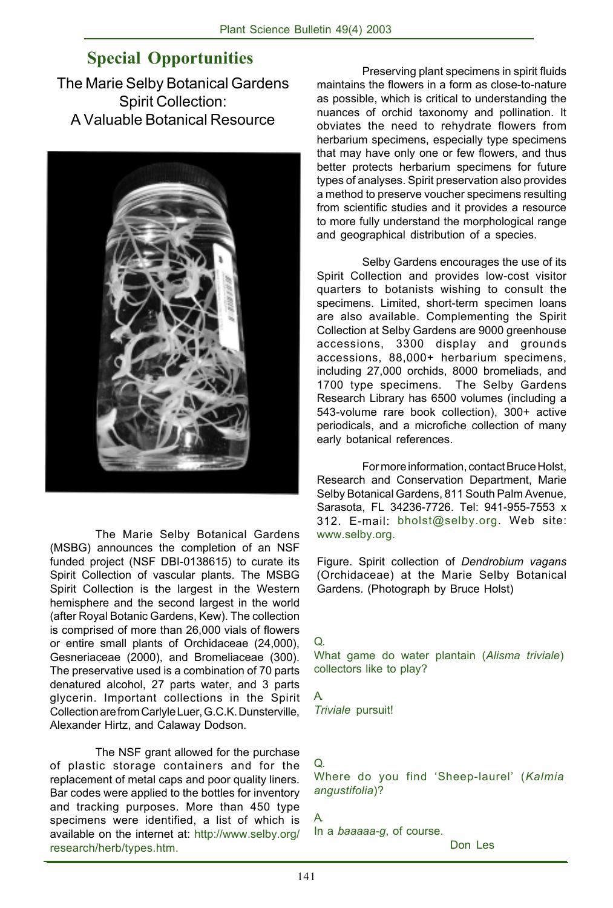## Special Opportunities

### The Marie Selby Botanical Gardens Spirit Collection: A Valuable Botanical Resource

The Marie Selby Botanical Gardens (MSBG) announces the completion of an NSF funded project (NSF DBI-0138615) to curate its Spirit Collection of vascular plants. The MSBG Spirit Collection is the largest in the Western hemisphere and the second largest in the world (after Royal Botanic Gardens, Kew). The collection is comprised of more than 26,000 vials of flowers or entire small plants of Orchidaceae (24,000), Gesneriaceae (2000), and Bromeliaceae (300). The preservative used is a combination of 70 parts denatured alcohol, 27 parts water, and 3 parts glycerin. Important collections in the Spirit Collection are from Carlyle Luer, G.C.K. Dunsterville, Alexander Hirtz, and Calaway Dodson.

The NSF grant allowed for the purchase of plastic storage containers and for the replacement of metal caps and poor quality liners. Bar codes were applied to the bottles for inventory and tracking purposes. More than 450 type specimens were identified, a list of which is available on the internet at: http://www.selby.org/research/herb/types.htm.

Preserving plant specimens in spirit fluids maintains the flowers in a form as close-to-nature as possible, which is critical to understanding the nuances of orchid taxonomy and pollination. It obviates the need to rehydrate flowers from herbarium specimens, especially type specimens that may have only one or few flowers, and thus better protects herbarium specimens for future types of analyses. Spirit preservation also provides a method to preserve voucher specimens resulting from scientific studies and it provides a resource to more fully understand the morphological range and geographical distribution of a species.

Selby Gardens encourages the use of its Spirit Collection and provides low-cost visitor quarters to botanists wishing to consult the specimens. Limited, short-term specimen loans are also available. Complementing the Spirit Collection at Selby Gardens are 9000 greenhouse accessions, 3300 display and grounds accessions, 88,000+ herbarium specimens, including 27,000 orchids, 8000 bromeliads, and 1700 type specimens. The Selby Gardens Research Library has 6500 volumes (including a 543-volume rare book collection), 300+ active periodicals, and a microfiche collection of many early botanical references.

For more information, contact Bruce Holst, Research and Conservation Department, Marie Selby Botanical Gardens, 811 South Palm Avenue, Sarasota, FL 34236-7726. Tel: 941-955-7553 x 312. E-mail: bholst@selby.org. Web site: www.selby.org.

Figure. Spirit collection of *Dendrobium vagans* (Orchidaceae) at the Marie Selby Botanical Gardens. (Photograph by Bruce Holst)

Q.
What game do water plantain (*Alisma triviale*) collectors like to play?

A.
*Triviale* pursuit!

Q.
Where do you find 'Sheep-laurel' (*Kalmia angustifolia*)?

A.
In a *baaaaa-g*, of course.

Don Les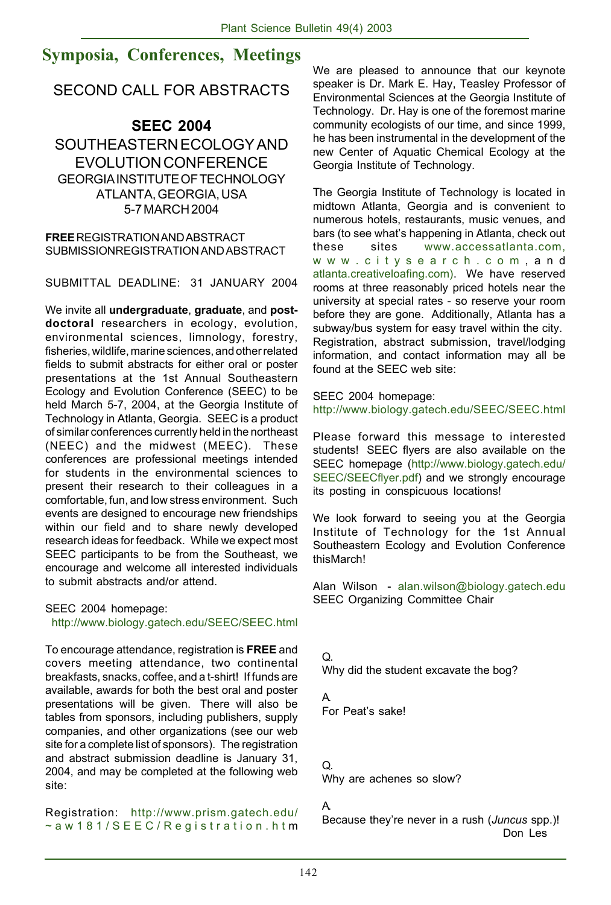## Symposia, Conferences, Meetings

SECOND CALL FOR ABSTRACTS

**SEEC 2004**
SOUTHEASTERN ECOLOGY AND EVOLUTION CONFERENCE
GEORGIA INSTITUTE OF TECHNOLOGY
ATLANTA, GEORGIA, USA
5-7 MARCH 2004

**FREE** REGISTRATION AND ABSTRACT SUBMISSIONREGISTRATION AND ABSTRACT

SUBMITTAL DEADLINE: 31 JANUARY 2004

We invite all **undergraduate**, **graduate**, and **post-doctoral** researchers in ecology, evolution, environmental sciences, limnology, forestry, fisheries, wildlife, marine sciences, and other related fields to submit abstracts for either oral or poster presentations at the 1st Annual Southeastern Ecology and Evolution Conference (SEEC) to be held March 5-7, 2004, at the Georgia Institute of Technology in Atlanta, Georgia. SEEC is a product of similar conferences currently held in the northeast (NEEC) and the midwest (MEEC). These conferences are professional meetings intended for students in the environmental sciences to present their research to their colleagues in a comfortable, fun, and low stress environment. Such events are designed to encourage new friendships within our field and to share newly developed research ideas for feedback. While we expect most SEEC participants to be from the Southeast, we encourage and welcome all interested individuals to submit abstracts and/or attend.

SEEC 2004 homepage:
http://www.biology.gatech.edu/SEEC/SEEC.html

To encourage attendance, registration is **FREE** and covers meeting attendance, two continental breakfasts, snacks, coffee, and a t-shirt! If funds are available, awards for both the best oral and poster presentations will be given. There will also be tables from sponsors, including publishers, supply companies, and other organizations (see our web site for a complete list of sponsors). The registration and abstract submission deadline is January 31, 2004, and may be completed at the following web site:

Registration: http://www.prism.gatech.edu/~aw181/SEEC/Registration.htm

We are pleased to announce that our keynote speaker is Dr. Mark E. Hay, Teasley Professor of Environmental Sciences at the Georgia Institute of Technology. Dr. Hay is one of the foremost marine community ecologists of our time, and since 1999, he has been instrumental in the development of the new Center of Aquatic Chemical Ecology at the Georgia Institute of Technology.

The Georgia Institute of Technology is located in midtown Atlanta, Georgia and is convenient to numerous hotels, restaurants, music venues, and bars (to see what's happening in Atlanta, check out these sites www.accessatlanta.com, www.citysearch.com, and atlanta.creativeloafing.com). We have reserved rooms at three reasonably priced hotels near the university at special rates - so reserve your room before they are gone. Additionally, Atlanta has a subway/bus system for easy travel within the city. Registration, abstract submission, travel/lodging information, and contact information may all be found at the SEEC web site:

SEEC 2004 homepage:
http://www.biology.gatech.edu/SEEC/SEEC.html

Please forward this message to interested students! SEEC flyers are also available on the SEEC homepage (http://www.biology.gatech.edu/SEEC/SEECflyer.pdf) and we strongly encourage its posting in conspicuous locations!

We look forward to seeing you at the Georgia Institute of Technology for the 1st Annual Southeastern Ecology and Evolution Conference thisMarch!

Alan Wilson - alan.wilson@biology.gatech.edu
SEEC Organizing Committee Chair

Q.
Why did the student excavate the bog?

A.
For Peat's sake!

Q.
Why are achenes so slow?

A.
Because they're never in a rush (*Juncus* spp.)!

Don Les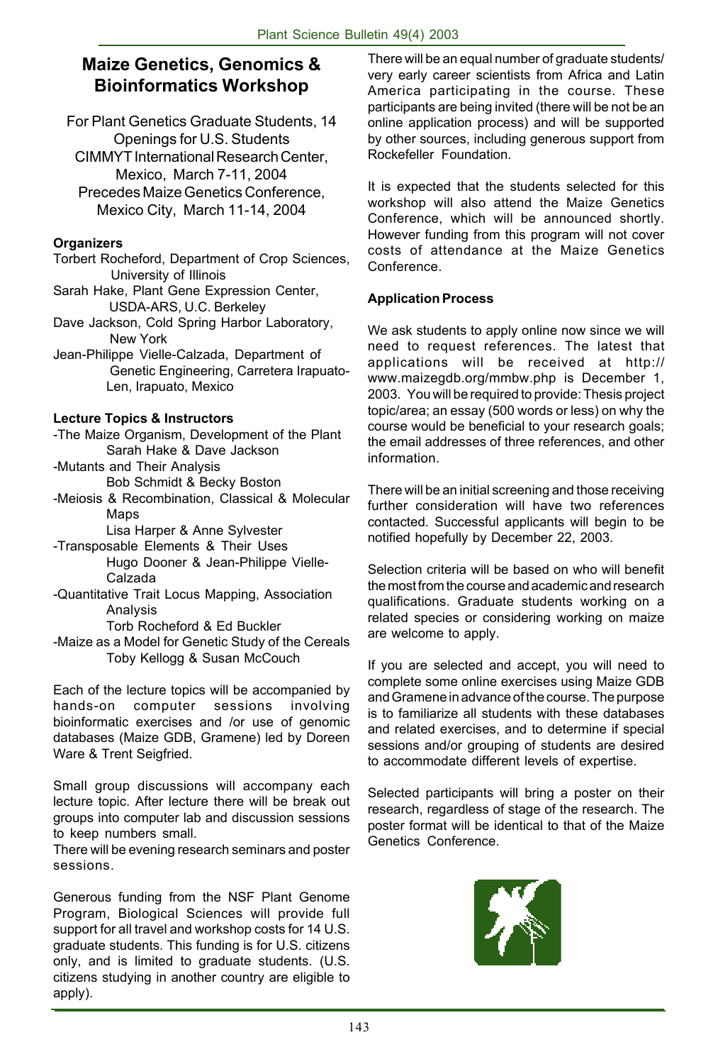# Maize Genetics, Genomics & Bioinformatics Workshop

For Plant Genetics Graduate Students, 14 Openings for U.S. Students
CIMMYT International Research Center, Mexico, March 7-11, 2004
Precedes Maize Genetics Conference, Mexico City, March 11-14, 2004

**Organizers**

Torbert Rocheford, Department of Crop Sciences, University of Illinois
Sarah Hake, Plant Gene Expression Center, USDA-ARS, U.C. Berkeley
Dave Jackson, Cold Spring Harbor Laboratory, New York
Jean-Philippe Vielle-Calzada, Department of Genetic Engineering, Carretera Irapuato-Len, Irapuato, Mexico

**Lecture Topics & Instructors**

- The Maize Organism, Development of the Plant
  Sarah Hake & Dave Jackson
- Mutants and Their Analysis
  Bob Schmidt & Becky Boston
- Meiosis & Recombination, Classical & Molecular Maps
  Lisa Harper & Anne Sylvester
- Transposable Elements & Their Uses
  Hugo Dooner & Jean-Philippe Vielle-Calzada
- Quantitative Trait Locus Mapping, Association Analysis
  Torb Rocheford & Ed Buckler
- Maize as a Model for Genetic Study of the Cereals
  Toby Kellogg & Susan McCouch

Each of the lecture topics will be accompanied by hands-on computer sessions involving bioinformatic exercises and /or use of genomic databases (Maize GDB, Gramene) led by Doreen Ware & Trent Seigfried.

Small group discussions will accompany each lecture topic. After lecture there will be break out groups into computer lab and discussion sessions to keep numbers small.
There will be evening research seminars and poster sessions.

Generous funding from the NSF Plant Genome Program, Biological Sciences will provide full support for all travel and workshop costs for 14 U.S. graduate students. This funding is for U.S. citizens only, and is limited to graduate students. (U.S. citizens studying in another country are eligible to apply).

There will be an equal number of graduate students/ very early career scientists from Africa and Latin America participating in the course. These participants are being invited (there will be not be an online application process) and will be supported by other sources, including generous support from Rockefeller Foundation.

It is expected that the students selected for this workshop will also attend the Maize Genetics Conference, which will be announced shortly. However funding from this program will not cover costs of attendance at the Maize Genetics Conference.

**Application Process**

We ask students to apply online now since we will need to request references. The latest that applications will be received at http:// www.maizegdb.org/mmbw.php is December 1, 2003. You will be required to provide: Thesis project topic/area; an essay (500 words or less) on why the course would be beneficial to your research goals; the email addresses of three references, and other information.

There will be an initial screening and those receiving further consideration will have two references contacted. Successful applicants will begin to be notified hopefully by December 22, 2003.

Selection criteria will be based on who will benefit the most from the course and academic and research qualifications. Graduate students working on a related species or considering working on maize are welcome to apply.

If you are selected and accept, you will need to complete some online exercises using Maize GDB and Gramene in advance of the course. The purpose is to familiarize all students with these databases and related exercises, and to determine if special sessions and/or grouping of students are desired to accommodate different levels of expertise.

Selected participants will bring a poster on their research, regardless of stage of the research. The poster format will be identical to that of the Maize Genetics Conference.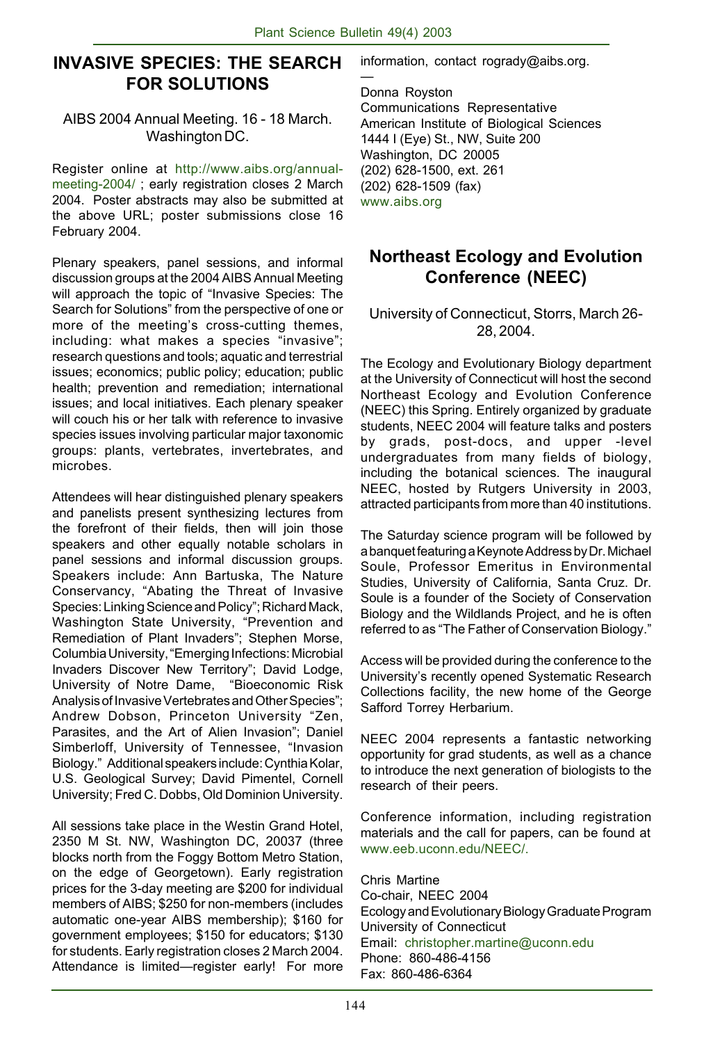## INVASIVE SPECIES: THE SEARCH FOR SOLUTIONS

AIBS 2004 Annual Meeting. 16 - 18 March. Washington DC.

Register online at http://www.aibs.org/annual-meeting-2004/ ; early registration closes 2 March 2004. Poster abstracts may also be submitted at the above URL; poster submissions close 16 February 2004.

Plenary speakers, panel sessions, and informal discussion groups at the 2004 AIBS Annual Meeting will approach the topic of "Invasive Species: The Search for Solutions" from the perspective of one or more of the meeting's cross-cutting themes, including: what makes a species "invasive"; research questions and tools; aquatic and terrestrial issues; economics; public policy; education; public health; prevention and remediation; international issues; and local initiatives. Each plenary speaker will couch his or her talk with reference to invasive species issues involving particular major taxonomic groups: plants, vertebrates, invertebrates, and microbes.

Attendees will hear distinguished plenary speakers and panelists present synthesizing lectures from the forefront of their fields, then will join those speakers and other equally notable scholars in panel sessions and informal discussion groups. Speakers include: Ann Bartuska, The Nature Conservancy, "Abating the Threat of Invasive Species: Linking Science and Policy"; Richard Mack, Washington State University, "Prevention and Remediation of Plant Invaders"; Stephen Morse, Columbia University, "Emerging Infections: Microbial Invaders Discover New Territory"; David Lodge, University of Notre Dame, "Bioeconomic Risk Analysis of Invasive Vertebrates and Other Species"; Andrew Dobson, Princeton University "Zen, Parasites, and the Art of Alien Invasion"; Daniel Simberloff, University of Tennessee, "Invasion Biology." Additional speakers include: Cynthia Kolar, U.S. Geological Survey; David Pimentel, Cornell University; Fred C. Dobbs, Old Dominion University.

All sessions take place in the Westin Grand Hotel, 2350 M St. NW, Washington DC, 20037 (three blocks north from the Foggy Bottom Metro Station, on the edge of Georgetown). Early registration prices for the 3-day meeting are $200 for individual members of AIBS; $250 for non-members (includes automatic one-year AIBS membership); $160 for government employees; $150 for educators; $130 for students. Early registration closes 2 March 2004. Attendance is limited—register early! For more information, contact rogrady@aibs.org.

—

Donna Royston
Communications Representative
American Institute of Biological Sciences
1444 I (Eye) St., NW, Suite 200
Washington, DC 20005
(202) 628-1500, ext. 261
(202) 628-1509 (fax)
www.aibs.org

## Northeast Ecology and Evolution Conference (NEEC)

University of Connecticut, Storrs, March 26-28, 2004.

The Ecology and Evolutionary Biology department at the University of Connecticut will host the second Northeast Ecology and Evolution Conference (NEEC) this Spring. Entirely organized by graduate students, NEEC 2004 will feature talks and posters by grads, post-docs, and upper -level undergraduates from many fields of biology, including the botanical sciences. The inaugural NEEC, hosted by Rutgers University in 2003, attracted participants from more than 40 institutions.

The Saturday science program will be followed by a banquet featuring a Keynote Address by Dr. Michael Soule, Professor Emeritus in Environmental Studies, University of California, Santa Cruz. Dr. Soule is a founder of the Society of Conservation Biology and the Wildlands Project, and he is often referred to as "The Father of Conservation Biology."

Access will be provided during the conference to the University's recently opened Systematic Research Collections facility, the new home of the George Safford Torrey Herbarium.

NEEC 2004 represents a fantastic networking opportunity for grad students, as well as a chance to introduce the next generation of biologists to the research of their peers.

Conference information, including registration materials and the call for papers, can be found at www.eeb.uconn.edu/NEEC/.

Chris Martine
Co-chair, NEEC 2004
Ecology and Evolutionary Biology Graduate Program
University of Connecticut
Email: christopher.martine@uconn.edu
Phone: 860-486-4156
Fax: 860-486-6364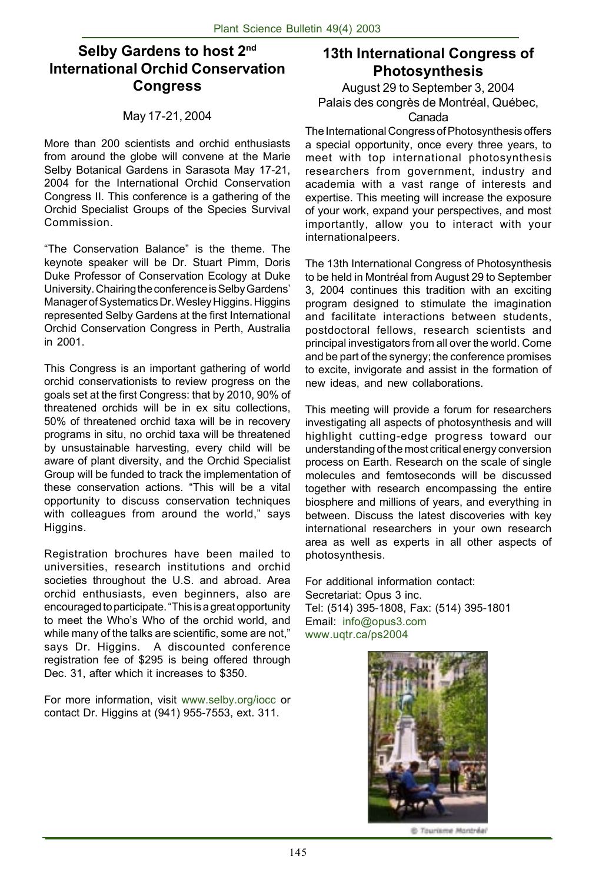## Selby Gardens to host 2nd International Orchid Conservation Congress

May 17-21, 2004

More than 200 scientists and orchid enthusiasts from around the globe will convene at the Marie Selby Botanical Gardens in Sarasota May 17-21, 2004 for the International Orchid Conservation Congress II. This conference is a gathering of the Orchid Specialist Groups of the Species Survival Commission.

"The Conservation Balance" is the theme. The keynote speaker will be Dr. Stuart Pimm, Doris Duke Professor of Conservation Ecology at Duke University. Chairing the conference is Selby Gardens' Manager of Systematics Dr. Wesley Higgins. Higgins represented Selby Gardens at the first International Orchid Conservation Congress in Perth, Australia in 2001.

This Congress is an important gathering of world orchid conservationists to review progress on the goals set at the first Congress: that by 2010, 90% of threatened orchids will be in ex situ collections, 50% of threatened orchid taxa will be in recovery programs in situ, no orchid taxa will be threatened by unsustainable harvesting, every child will be aware of plant diversity, and the Orchid Specialist Group will be funded to track the implementation of these conservation actions. "This will be a vital opportunity to discuss conservation techniques with colleagues from around the world," says Higgins.

Registration brochures have been mailed to universities, research institutions and orchid societies throughout the U.S. and abroad. Area orchid enthusiasts, even beginners, also are encouraged to participate. "This is a great opportunity to meet the Who's Who of the orchid world, and while many of the talks are scientific, some are not," says Dr. Higgins. A discounted conference registration fee of $295 is being offered through Dec. 31, after which it increases to $350.

For more information, visit www.selby.org/iocc or contact Dr. Higgins at (941) 955-7553, ext. 311.

## 13th International Congress of Photosynthesis

August 29 to September 3, 2004
Palais des congrès de Montréal, Québec, Canada

The International Congress of Photosynthesis offers a special opportunity, once every three years, to meet with top international photosynthesis researchers from government, industry and academia with a vast range of interests and expertise. This meeting will increase the exposure of your work, expand your perspectives, and most importantly, allow you to interact with your internationalpeers.

The 13th International Congress of Photosynthesis to be held in Montréal from August 29 to September 3, 2004 continues this tradition with an exciting program designed to stimulate the imagination and facilitate interactions between students, postdoctoral fellows, research scientists and principal investigators from all over the world. Come and be part of the synergy; the conference promises to excite, invigorate and assist in the formation of new ideas, and new collaborations.

This meeting will provide a forum for researchers investigating all aspects of photosynthesis and will highlight cutting-edge progress toward our understanding of the most critical energy conversion process on Earth. Research on the scale of single molecules and femtoseconds will be discussed together with research encompassing the entire biosphere and millions of years, and everything in between. Discuss the latest discoveries with key international researchers in your own research area as well as experts in all other aspects of photosynthesis.

For additional information contact:
Secretariat: Opus 3 inc.
Tel: (514) 395-1808, Fax: (514) 395-1801
Email: info@opus3.com
www.uqtr.ca/ps2004

© Tourisme Montréal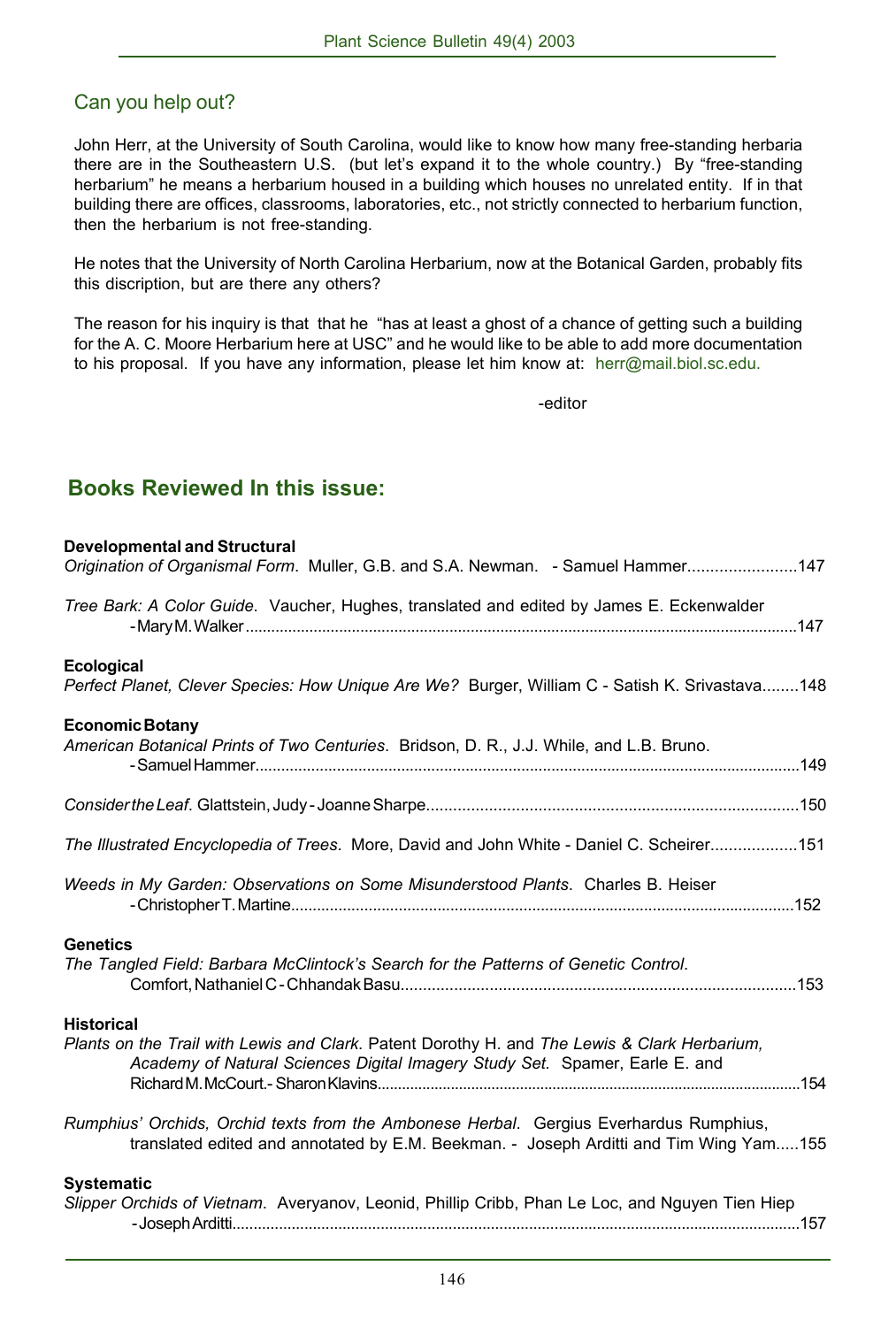## Can you help out?

John Herr, at the University of South Carolina, would like to know how many free-standing herbaria there are in the Southeastern U.S. (but let's expand it to the whole country.) By "free-standing herbarium" he means a herbarium housed in a building which houses no unrelated entity. If in that building there are offices, classrooms, laboratories, etc., not strictly connected to herbarium function, then the herbarium is not free-standing.

He notes that the University of North Carolina Herbarium, now at the Botanical Garden, probably fits this discription, but are there any others?

The reason for his inquiry is that that he "has at least a ghost of a chance of getting such a building for the A. C. Moore Herbarium here at USC" and he would like to be able to add more documentation to his proposal. If you have any information, please let him know at: herr@mail.biol.sc.edu.

-editor

## Books Reviewed In this issue:

**Developmental and Structural**

*Origination of Organismal Form*. Muller, G.B. and S.A. Newman. - Samuel Hammer........................147

*Tree Bark: A Color Guide*. Vaucher, Hughes, translated and edited by James E. Eckenwalder
- Mary M. Walker..........147

**Ecological**

*Perfect Planet, Clever Species: How Unique Are We?* Burger, William C - Satish K. Srivastava........148

**Economic Botany**

*American Botanical Prints of Two Centuries*. Bridson, D. R., J.J. While, and L.B. Bruno.
- Samuel Hammer..........149

*Consider the Leaf*. Glattstein, Judy - Joanne Sharpe..........150

*The Illustrated Encyclopedia of Trees*. More, David and John White - Daniel C. Scheirer..................151

*Weeds in My Garden: Observations on Some Misunderstood Plants*. Charles B. Heiser
- Christopher T. Martine..........152

**Genetics**

*The Tangled Field: Barbara McClintock's Search for the Patterns of Genetic Control*.
Comfort, Nathaniel C - Chhandak Basu..........153

**Historical**

*Plants on the Trail with Lewis and Clark*. Patent Dorothy H. and *The Lewis & Clark Herbarium, Academy of Natural Sciences Digital Imagery Study Set.* Spamer, Earle E. and Richard M. McCourt.- Sharon Klavins..........154

*Rumphius' Orchids, Orchid texts from the Ambonese Herbal*. Gergius Everhardus Rumphius, translated edited and annotated by E.M. Beekman. - Joseph Arditti and Tim Wing Yam.....155

**Systematic**

*Slipper Orchids of Vietnam*. Averyanov, Leonid, Phillip Cribb, Phan Le Loc, and Nguyen Tien Hiep
- Joseph Arditti..........157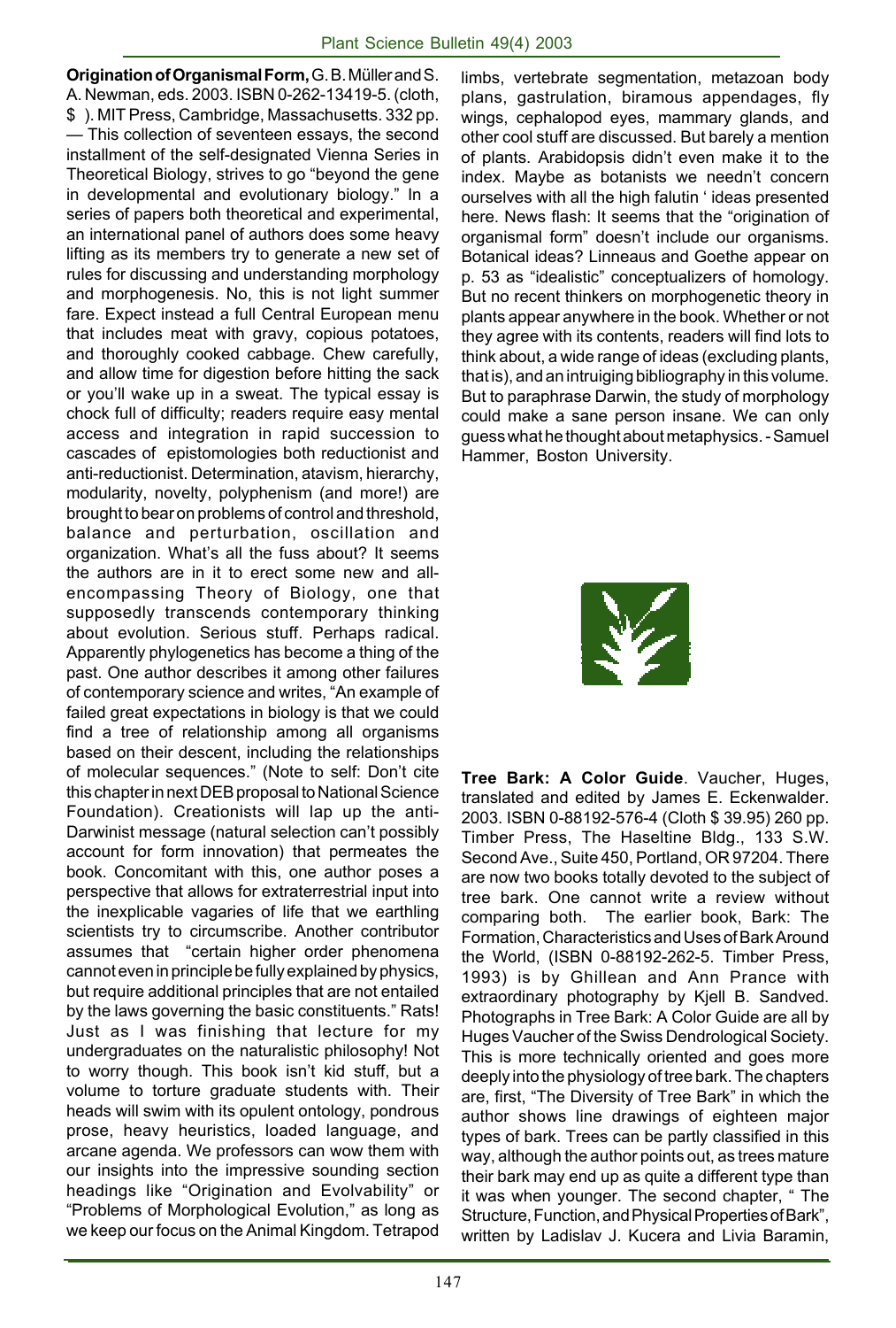**Origination of Organismal Form,** G. B. Müller and S. A. Newman, eds. 2003. ISBN 0-262-13419-5. (cloth, $ ). MIT Press, Cambridge, Massachusetts. 332 pp. — This collection of seventeen essays, the second installment of the self-designated Vienna Series in Theoretical Biology, strives to go "beyond the gene in developmental and evolutionary biology." In a series of papers both theoretical and experimental, an international panel of authors does some heavy lifting as its members try to generate a new set of rules for discussing and understanding morphology and morphogenesis. No, this is not light summer fare. Expect instead a full Central European menu that includes meat with gravy, copious potatoes, and thoroughly cooked cabbage. Chew carefully, and allow time for digestion before hitting the sack or you'll wake up in a sweat. The typical essay is chock full of difficulty; readers require easy mental access and integration in rapid succession to cascades of epistomologies both reductionist and anti-reductionist. Determination, atavism, hierarchy, modularity, novelty, polyphenism (and more!) are brought to bear on problems of control and threshold, balance and perturbation, oscillation and organization. What's all the fuss about? It seems the authors are in it to erect some new and all-encompassing Theory of Biology, one that supposedly transcends contemporary thinking about evolution. Serious stuff. Perhaps radical. Apparently phylogenetics has become a thing of the past. One author describes it among other failures of contemporary science and writes, "An example of failed great expectations in biology is that we could find a tree of relationship among all organisms based on their descent, including the relationships of molecular sequences." (Note to self: Don't cite this chapter in next DEB proposal to National Science Foundation). Creationists will lap up the anti-Darwinist message (natural selection can't possibly account for form innovation) that permeates the book. Concomitant with this, one author poses a perspective that allows for extraterrestrial input into the inexplicable vagaries of life that we earthling scientists try to circumscribe. Another contributor assumes that "certain higher order phenomena cannot even in principle be fully explained by physics, but require additional principles that are not entailed by the laws governing the basic constituents." Rats! Just as I was finishing that lecture for my undergraduates on the naturalistic philosophy! Not to worry though. This book isn't kid stuff, but a volume to torture graduate students with. Their heads will swim with its opulent ontology, pondrous prose, heavy heuristics, loaded language, and arcane agenda. We professors can wow them with our insights into the impressive sounding section headings like "Origination and Evolvability" or "Problems of Morphological Evolution," as long as we keep our focus on the Animal Kingdom. Tetrapod limbs, vertebrate segmentation, metazoan body plans, gastrulation, biramous appendages, fly wings, cephalopod eyes, mammary glands, and other cool stuff are discussed. But barely a mention of plants. Arabidopsis didn't even make it to the index. Maybe as botanists we needn't concern ourselves with all the high falutin ' ideas presented here. News flash: It seems that the "origination of organismal form" doesn't include our organisms. Botanical ideas? Linneaus and Goethe appear on p. 53 as "idealistic" conceptualizers of homology. But no recent thinkers on morphogenetic theory in plants appear anywhere in the book. Whether or not they agree with its contents, readers will find lots to think about, a wide range of ideas (excluding plants, that is), and an intruiging bibliography in this volume. But to paraphrase Darwin, the study of morphology could make a sane person insane. We can only guess what he thought about metaphysics. - Samuel Hammer, Boston University.

**Tree Bark: A Color Guide**. Vaucher, Huges, translated and edited by James E. Eckenwalder. 2003. ISBN 0-88192-576-4 (Cloth $ 39.95) 260 pp. Timber Press, The Haseltine Bldg., 133 S.W. Second Ave., Suite 450, Portland, OR 97204. There are now two books totally devoted to the subject of tree bark. One cannot write a review without comparing both. The earlier book, Bark: The Formation, Characteristics and Uses of Bark Around the World, (ISBN 0-88192-262-5. Timber Press, 1993) is by Ghillean and Ann Prance with extraordinary photography by Kjell B. Sandved. Photographs in Tree Bark: A Color Guide are all by Huges Vaucher of the Swiss Dendrological Society. This is more technically oriented and goes more deeply into the physiology of tree bark. The chapters are, first, "The Diversity of Tree Bark" in which the author shows line drawings of eighteen major types of bark. Trees can be partly classified in this way, although the author points out, as trees mature their bark may end up as quite a different type than it was when younger. The second chapter, " The Structure, Function, and Physical Properties of Bark", written by Ladislav J. Kucera and Livia Baramin,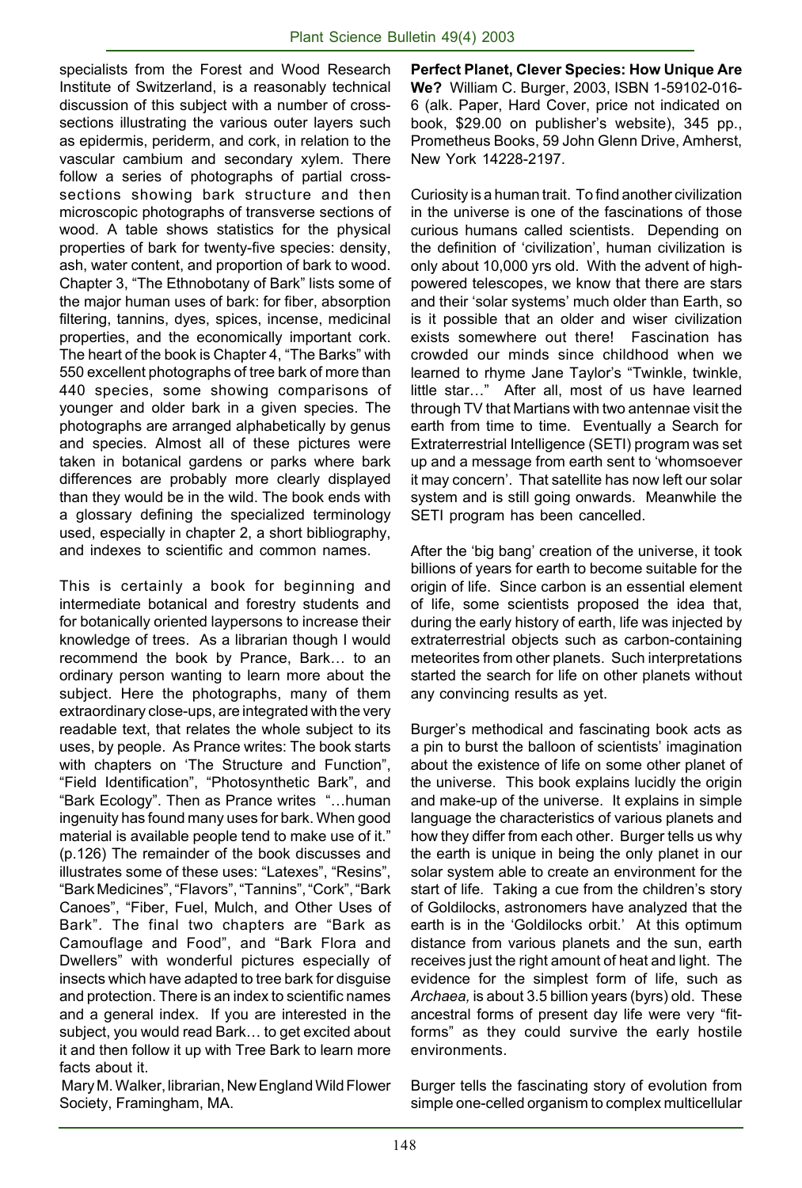specialists from the Forest and Wood Research Institute of Switzerland, is a reasonably technical discussion of this subject with a number of cross-sections illustrating the various outer layers such as epidermis, periderm, and cork, in relation to the vascular cambium and secondary xylem. There follow a series of photographs of partial cross-sections showing bark structure and then microscopic photographs of transverse sections of wood. A table shows statistics for the physical properties of bark for twenty-five species: density, ash, water content, and proportion of bark to wood. Chapter 3, "The Ethnobotany of Bark" lists some of the major human uses of bark: for fiber, absorption filtering, tannins, dyes, spices, incense, medicinal properties, and the economically important cork. The heart of the book is Chapter 4, "The Barks" with 550 excellent photographs of tree bark of more than 440 species, some showing comparisons of younger and older bark in a given species. The photographs are arranged alphabetically by genus and species. Almost all of these pictures were taken in botanical gardens or parks where bark differences are probably more clearly displayed than they would be in the wild. The book ends with a glossary defining the specialized terminology used, especially in chapter 2, a short bibliography, and indexes to scientific and common names.

This is certainly a book for beginning and intermediate botanical and forestry students and for botanically oriented laypersons to increase their knowledge of trees. As a librarian though I would recommend the book by Prance, Bark… to an ordinary person wanting to learn more about the subject. Here the photographs, many of them extraordinary close-ups, are integrated with the very readable text, that relates the whole subject to its uses, by people. As Prance writes: The book starts with chapters on 'The Structure and Function", "Field Identification", "Photosynthetic Bark", and "Bark Ecology". Then as Prance writes "…human ingenuity has found many uses for bark. When good material is available people tend to make use of it." (p.126) The remainder of the book discusses and illustrates some of these uses: "Latexes", "Resins", "Bark Medicines", "Flavors", "Tannins", "Cork", "Bark Canoes", "Fiber, Fuel, Mulch, and Other Uses of Bark". The final two chapters are "Bark as Camouflage and Food", and "Bark Flora and Dwellers" with wonderful pictures especially of insects which have adapted to tree bark for disguise and protection. There is an index to scientific names and a general index. If you are interested in the subject, you would read Bark… to get excited about it and then follow it up with Tree Bark to learn more facts about it.

Mary M. Walker, librarian, New England Wild Flower Society, Framingham, MA.

**Perfect Planet, Clever Species: How Unique Are We?** William C. Burger, 2003, ISBN 1-59102-016-6 (alk. Paper, Hard Cover, price not indicated on book, $29.00 on publisher's website), 345 pp., Prometheus Books, 59 John Glenn Drive, Amherst, New York 14228-2197.

Curiosity is a human trait. To find another civilization in the universe is one of the fascinations of those curious humans called scientists. Depending on the definition of 'civilization', human civilization is only about 10,000 yrs old. With the advent of high-powered telescopes, we know that there are stars and their 'solar systems' much older than Earth, so is it possible that an older and wiser civilization exists somewhere out there! Fascination has crowded our minds since childhood when we learned to rhyme Jane Taylor's "Twinkle, twinkle, little star…" After all, most of us have learned through TV that Martians with two antennae visit the earth from time to time. Eventually a Search for Extraterrestrial Intelligence (SETI) program was set up and a message from earth sent to 'whomsoever it may concern'. That satellite has now left our solar system and is still going onwards. Meanwhile the SETI program has been cancelled.

After the 'big bang' creation of the universe, it took billions of years for earth to become suitable for the origin of life. Since carbon is an essential element of life, some scientists proposed the idea that, during the early history of earth, life was injected by extraterrestrial objects such as carbon-containing meteorites from other planets. Such interpretations started the search for life on other planets without any convincing results as yet.

Burger's methodical and fascinating book acts as a pin to burst the balloon of scientists' imagination about the existence of life on some other planet of the universe. This book explains lucidly the origin and make-up of the universe. It explains in simple language the characteristics of various planets and how they differ from each other. Burger tells us why the earth is unique in being the only planet in our solar system able to create an environment for the start of life. Taking a cue from the children's story of Goldilocks, astronomers have analyzed that the earth is in the 'Goldilocks orbit.' At this optimum distance from various planets and the sun, earth receives just the right amount of heat and light. The evidence for the simplest form of life, such as *Archaea,* is about 3.5 billion years (byrs) old. These ancestral forms of present day life were very "fit-forms" as they could survive the early hostile environments.

Burger tells the fascinating story of evolution from simple one-celled organism to complex multicellular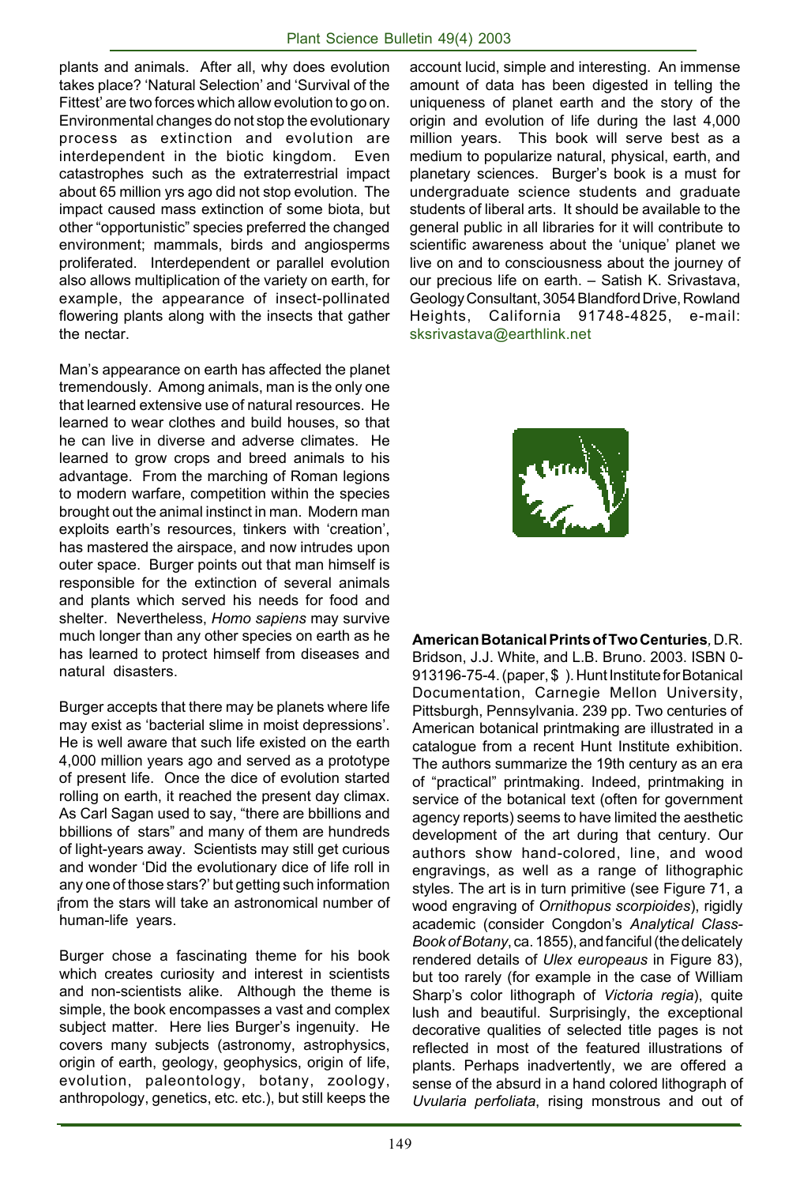plants and animals. After all, why does evolution takes place? 'Natural Selection' and 'Survival of the Fittest' are two forces which allow evolution to go on. Environmental changes do not stop the evolutionary process as extinction and evolution are interdependent in the biotic kingdom. Even catastrophes such as the extraterrestrial impact about 65 million yrs ago did not stop evolution. The impact caused mass extinction of some biota, but other "opportunistic" species preferred the changed environment; mammals, birds and angiosperms proliferated. Interdependent or parallel evolution also allows multiplication of the variety on earth, for example, the appearance of insect-pollinated flowering plants along with the insects that gather the nectar.

Man's appearance on earth has affected the planet tremendously. Among animals, man is the only one that learned extensive use of natural resources. He learned to wear clothes and build houses, so that he can live in diverse and adverse climates. He learned to grow crops and breed animals to his advantage. From the marching of Roman legions to modern warfare, competition within the species brought out the animal instinct in man. Modern man exploits earth's resources, tinkers with 'creation', has mastered the airspace, and now intrudes upon outer space. Burger points out that man himself is responsible for the extinction of several animals and plants which served his needs for food and shelter. Nevertheless, *Homo sapiens* may survive much longer than any other species on earth as he has learned to protect himself from diseases and natural disasters.

Burger accepts that there may be planets where life may exist as 'bacterial slime in moist depressions'. He is well aware that such life existed on the earth 4,000 million years ago and served as a prototype of present life. Once the dice of evolution started rolling on earth, it reached the present day climax. As Carl Sagan used to say, "there are bbillions and bbillions of stars" and many of them are hundreds of light-years away. Scientists may still get curious and wonder 'Did the evolutionary dice of life roll in any one of those stars?' but getting such information from the stars will take an astronomical number of human-life years.

Burger chose a fascinating theme for his book which creates curiosity and interest in scientists and non-scientists alike. Although the theme is simple, the book encompasses a vast and complex subject matter. Here lies Burger's ingenuity. He covers many subjects (astronomy, astrophysics, origin of earth, geology, geophysics, origin of life, evolution, paleontology, botany, zoology, anthropology, genetics, etc. etc.), but still keeps the account lucid, simple and interesting. An immense amount of data has been digested in telling the uniqueness of planet earth and the story of the origin and evolution of life during the last 4,000 million years. This book will serve best as a medium to popularize natural, physical, earth, and planetary sciences. Burger's book is a must for undergraduate science students and graduate students of liberal arts. It should be available to the general public in all libraries for it will contribute to scientific awareness about the 'unique' planet we live on and to consciousness about the journey of our precious life on earth. – Satish K. Srivastava, Geology Consultant, 3054 Blandford Drive, Rowland Heights, California 91748-4825, e-mail: sksrivastava@earthlink.net

**American Botanical Prints of Two Centuries**, D.R. Bridson, J.J. White, and L.B. Bruno. 2003. ISBN 0-913196-75-4. (paper, $ ). Hunt Institute for Botanical Documentation, Carnegie Mellon University, Pittsburgh, Pennsylvania. 239 pp. Two centuries of American botanical printmaking are illustrated in a catalogue from a recent Hunt Institute exhibition. The authors summarize the 19th century as an era of "practical" printmaking. Indeed, printmaking in service of the botanical text (often for government agency reports) seems to have limited the aesthetic development of the art during that century. Our authors show hand-colored, line, and wood engravings, as well as a range of lithographic styles. The art is in turn primitive (see Figure 71, a wood engraving of *Ornithopus scorpioides*), rigidly academic (consider Congdon's *Analytical Class-Book of Botany*, ca. 1855), and fanciful (the delicately rendered details of *Ulex europeaus* in Figure 83), but too rarely (for example in the case of William Sharp's color lithograph of *Victoria regia*), quite lush and beautiful. Surprisingly, the exceptional decorative qualities of selected title pages is not reflected in most of the featured illustrations of plants. Perhaps inadvertently, we are offered a sense of the absurd in a hand colored lithograph of *Uvularia perfoliata*, rising monstrous and out of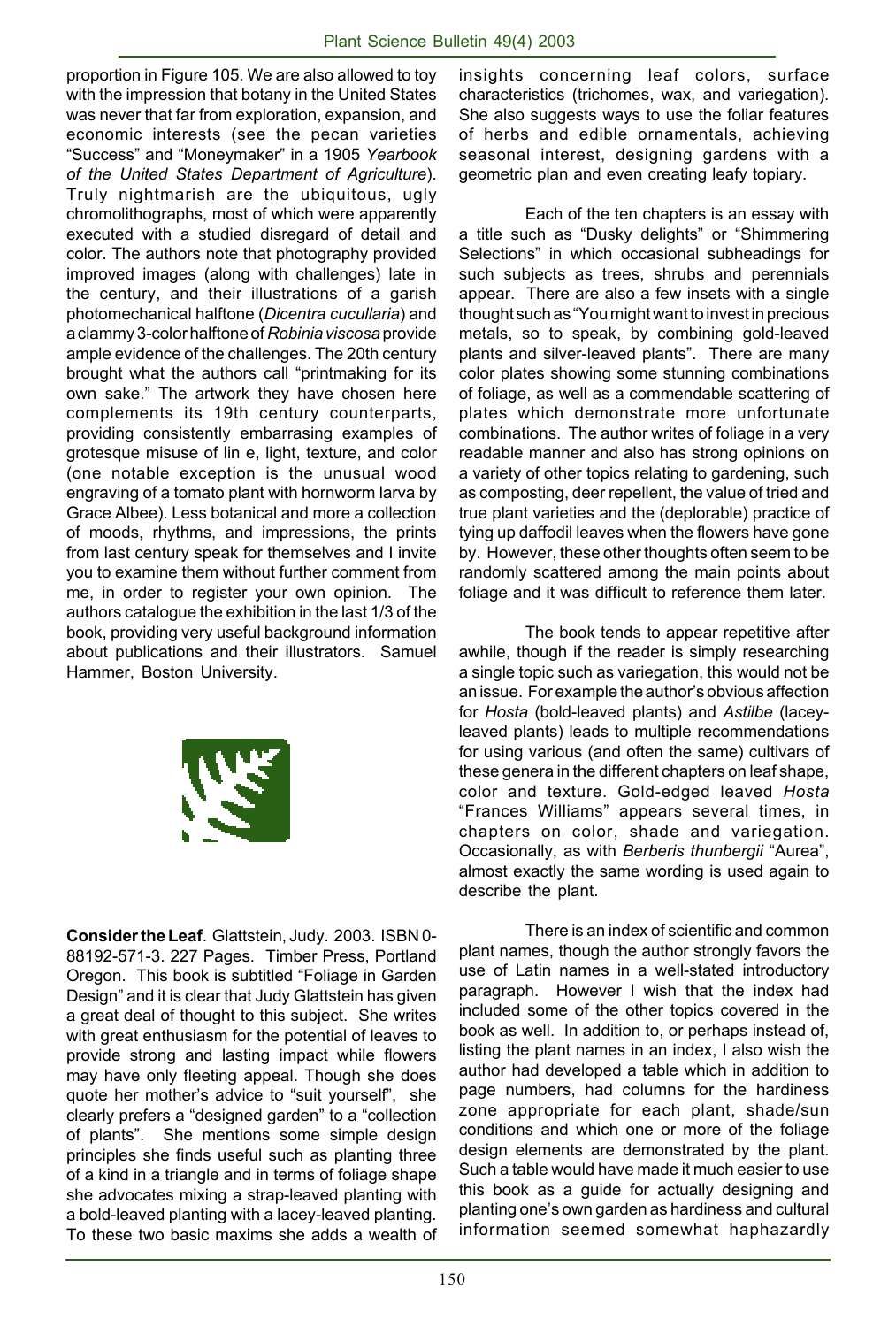proportion in Figure 105. We are also allowed to toy with the impression that botany in the United States was never that far from exploration, expansion, and economic interests (see the pecan varieties "Success" and "Moneymaker" in a 1905 *Yearbook of the United States Department of Agriculture*). Truly nightmarish are the ubiquitous, ugly chromolithographs, most of which were apparently executed with a studied disregard of detail and color. The authors note that photography provided improved images (along with challenges) late in the century, and their illustrations of a garish photomechanical halftone (*Dicentra cucullaria*) and a clammy 3-color halftone of *Robinia viscosa* provide ample evidence of the challenges. The 20th century brought what the authors call "printmaking for its own sake." The artwork they have chosen here complements its 19th century counterparts, providing consistently embarrasing examples of grotesque misuse of lin e, light, texture, and color (one notable exception is the unusual wood engraving of a tomato plant with hornworm larva by Grace Albee). Less botanical and more a collection of moods, rhythms, and impressions, the prints from last century speak for themselves and I invite you to examine them without further comment from me, in order to register your own opinion. The authors catalogue the exhibition in the last 1/3 of the book, providing very useful background information about publications and their illustrators. Samuel Hammer, Boston University.

**Consider the Leaf**. Glattstein, Judy. 2003. ISBN 0-88192-571-3. 227 Pages. Timber Press, Portland Oregon. This book is subtitled "Foliage in Garden Design" and it is clear that Judy Glattstein has given a great deal of thought to this subject. She writes with great enthusiasm for the potential of leaves to provide strong and lasting impact while flowers may have only fleeting appeal. Though she does quote her mother's advice to "suit yourself", she clearly prefers a "designed garden" to a "collection of plants". She mentions some simple design principles she finds useful such as planting three of a kind in a triangle and in terms of foliage shape she advocates mixing a strap-leaved planting with a bold-leaved planting with a lacey-leaved planting. To these two basic maxims she adds a wealth of insights concerning leaf colors, surface characteristics (trichomes, wax, and variegation). She also suggests ways to use the foliar features of herbs and edible ornamentals, achieving seasonal interest, designing gardens with a geometric plan and even creating leafy topiary.

Each of the ten chapters is an essay with a title such as "Dusky delights" or "Shimmering Selections" in which occasional subheadings for such subjects as trees, shrubs and perennials appear. There are also a few insets with a single thought such as "You might want to invest in precious metals, so to speak, by combining gold-leaved plants and silver-leaved plants". There are many color plates showing some stunning combinations of foliage, as well as a commendable scattering of plates which demonstrate more unfortunate combinations. The author writes of foliage in a very readable manner and also has strong opinions on a variety of other topics relating to gardening, such as composting, deer repellent, the value of tried and true plant varieties and the (deplorable) practice of tying up daffodil leaves when the flowers have gone by. However, these other thoughts often seem to be randomly scattered among the main points about foliage and it was difficult to reference them later.

The book tends to appear repetitive after awhile, though if the reader is simply researching a single topic such as variegation, this would not be an issue. For example the author's obvious affection for *Hosta* (bold-leaved plants) and *Astilbe* (lacey-leaved plants) leads to multiple recommendations for using various (and often the same) cultivars of these genera in the different chapters on leaf shape, color and texture. Gold-edged leaved *Hosta* "Frances Williams" appears several times, in chapters on color, shade and variegation. Occasionally, as with *Berberis thunbergii* "Aurea", almost exactly the same wording is used again to describe the plant.

There is an index of scientific and common plant names, though the author strongly favors the use of Latin names in a well-stated introductory paragraph. However I wish that the index had included some of the other topics covered in the book as well. In addition to, or perhaps instead of, listing the plant names in an index, I also wish the author had developed a table which in addition to page numbers, had columns for the hardiness zone appropriate for each plant, shade/sun conditions and which one or more of the foliage design elements are demonstrated by the plant. Such a table would have made it much easier to use this book as a guide for actually designing and planting one's own garden as hardiness and cultural information seemed somewhat haphazardly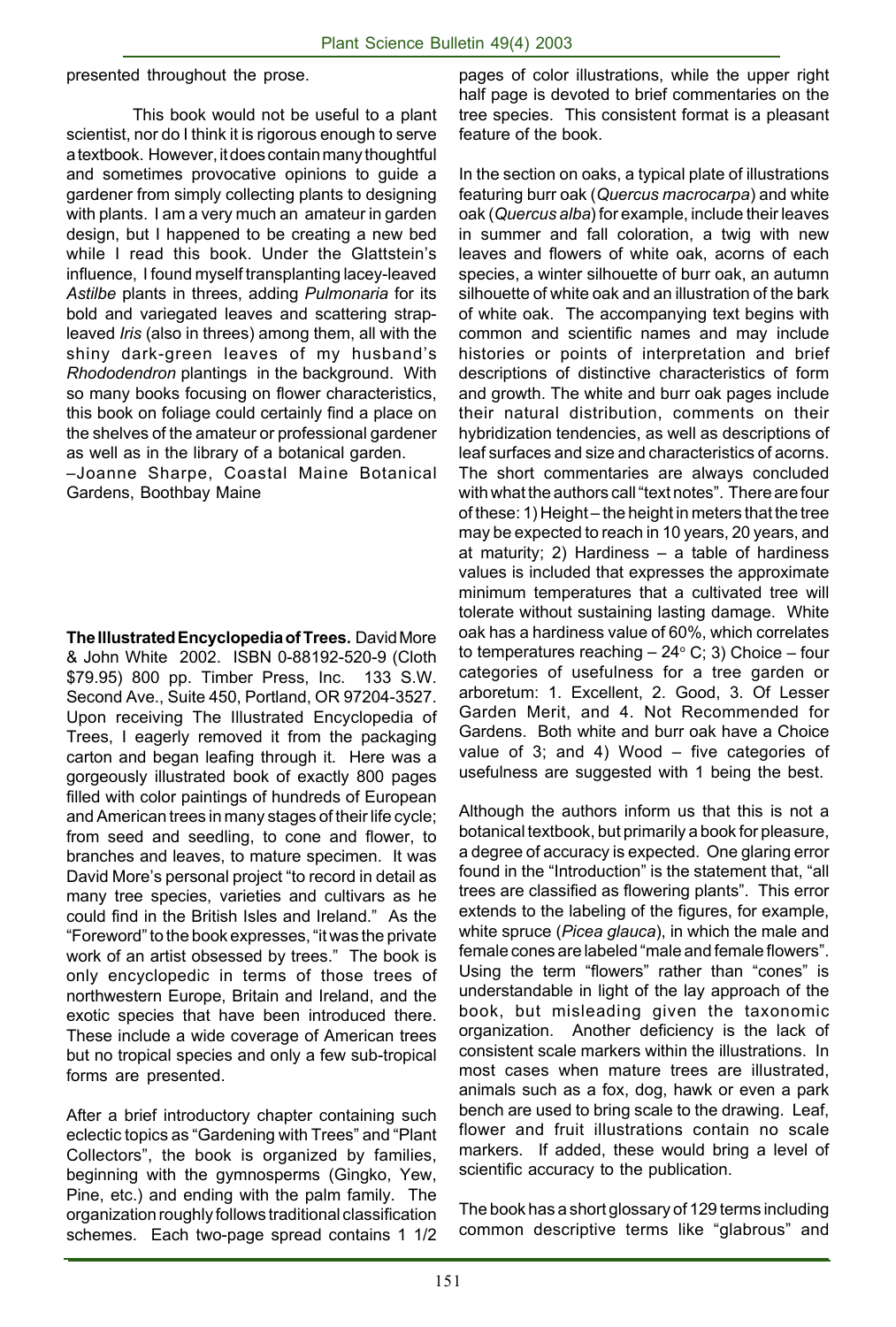presented throughout the prose.

This book would not be useful to a plant scientist, nor do I think it is rigorous enough to serve a textbook. However, it does contain many thoughtful and sometimes provocative opinions to guide a gardener from simply collecting plants to designing with plants. I am a very much an amateur in garden design, but I happened to be creating a new bed while I read this book. Under the Glattstein's influence, I found myself transplanting lacey-leaved *Astilbe* plants in threes, adding *Pulmonaria* for its bold and variegated leaves and scattering strap-leaved *Iris* (also in threes) among them, all with the shiny dark-green leaves of my husband's *Rhododendron* plantings in the background. With so many books focusing on flower characteristics, this book on foliage could certainly find a place on the shelves of the amateur or professional gardener as well as in the library of a botanical garden.

–Joanne Sharpe, Coastal Maine Botanical Gardens, Boothbay Maine

**The Illustrated Encyclopedia of Trees.** David More & John White 2002. ISBN 0-88192-520-9 (Cloth $79.95) 800 pp. Timber Press, Inc. 133 S.W. Second Ave., Suite 450, Portland, OR 97204-3527. Upon receiving The Illustrated Encyclopedia of Trees, I eagerly removed it from the packaging carton and began leafing through it. Here was a gorgeously illustrated book of exactly 800 pages filled with color paintings of hundreds of European and American trees in many stages of their life cycle; from seed and seedling, to cone and flower, to branches and leaves, to mature specimen. It was David More's personal project "to record in detail as many tree species, varieties and cultivars as he could find in the British Isles and Ireland." As the "Foreword" to the book expresses, "it was the private work of an artist obsessed by trees." The book is only encyclopedic in terms of those trees of northwestern Europe, Britain and Ireland, and the exotic species that have been introduced there. These include a wide coverage of American trees but no tropical species and only a few sub-tropical forms are presented.

After a brief introductory chapter containing such eclectic topics as "Gardening with Trees" and "Plant Collectors", the book is organized by families, beginning with the gymnosperms (Gingko, Yew, Pine, etc.) and ending with the palm family. The organization roughly follows traditional classification schemes. Each two-page spread contains 1 1/2 pages of color illustrations, while the upper right half page is devoted to brief commentaries on the tree species. This consistent format is a pleasant feature of the book.

In the section on oaks, a typical plate of illustrations featuring burr oak (*Quercus macrocarpa*) and white oak (*Quercus alba*) for example, include their leaves in summer and fall coloration, a twig with new leaves and flowers of white oak, acorns of each species, a winter silhouette of burr oak, an autumn silhouette of white oak and an illustration of the bark of white oak. The accompanying text begins with common and scientific names and may include histories or points of interpretation and brief descriptions of distinctive characteristics of form and growth. The white and burr oak pages include their natural distribution, comments on their hybridization tendencies, as well as descriptions of leaf surfaces and size and characteristics of acorns. The short commentaries are always concluded with what the authors call "text notes". There are four of these: 1) Height – the height in meters that the tree may be expected to reach in 10 years, 20 years, and at maturity; 2) Hardiness – a table of hardiness values is included that expresses the approximate minimum temperatures that a cultivated tree will tolerate without sustaining lasting damage. White oak has a hardiness value of 60%, which correlates to temperatures reaching – 24° C; 3) Choice – four categories of usefulness for a tree garden or arboretum: 1. Excellent, 2. Good, 3. Of Lesser Garden Merit, and 4. Not Recommended for Gardens. Both white and burr oak have a Choice value of 3; and 4) Wood – five categories of usefulness are suggested with 1 being the best.

Although the authors inform us that this is not a botanical textbook, but primarily a book for pleasure, a degree of accuracy is expected. One glaring error found in the "Introduction" is the statement that, "all trees are classified as flowering plants". This error extends to the labeling of the figures, for example, white spruce (*Picea glauca*), in which the male and female cones are labeled "male and female flowers". Using the term "flowers" rather than "cones" is understandable in light of the lay approach of the book, but misleading given the taxonomic organization. Another deficiency is the lack of consistent scale markers within the illustrations. In most cases when mature trees are illustrated, animals such as a fox, dog, hawk or even a park bench are used to bring scale to the drawing. Leaf, flower and fruit illustrations contain no scale markers. If added, these would bring a level of scientific accuracy to the publication.

The book has a short glossary of 129 terms including common descriptive terms like "glabrous" and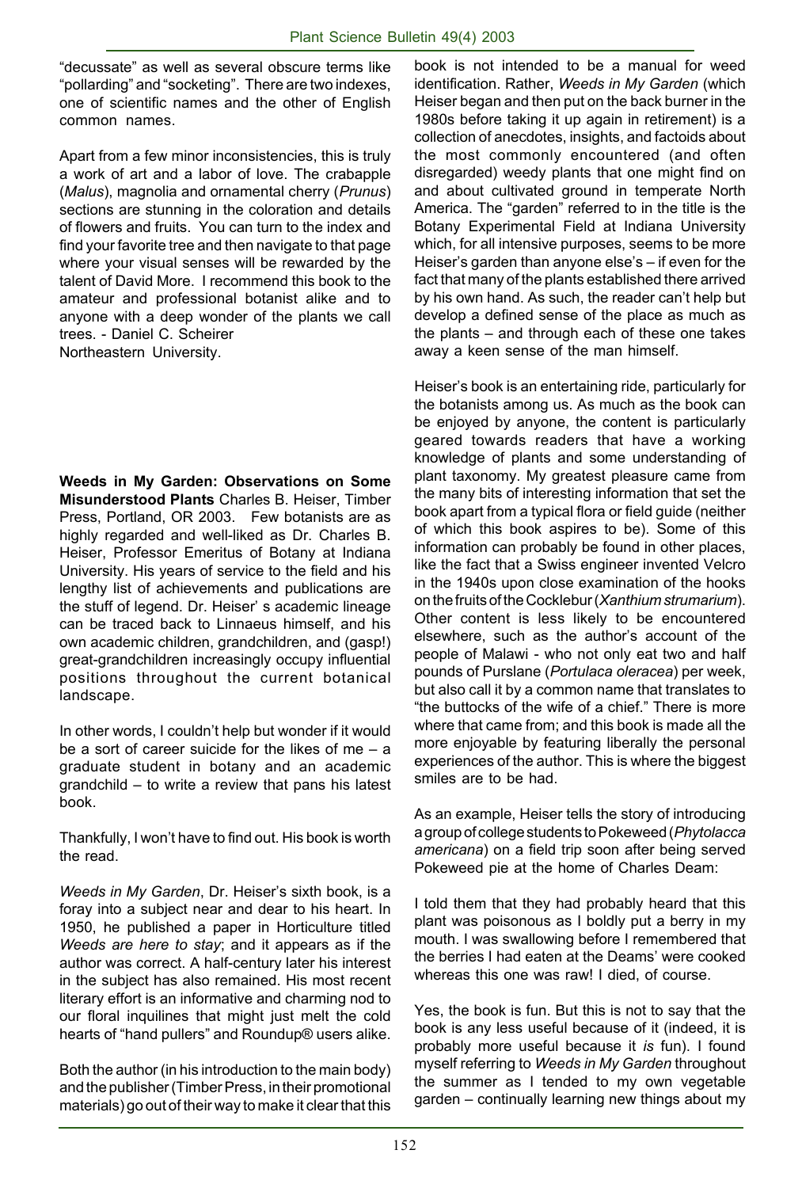"decussate" as well as several obscure terms like "pollarding" and "socketing". There are two indexes, one of scientific names and the other of English common names.

Apart from a few minor inconsistencies, this is truly a work of art and a labor of love. The crabapple (*Malus*), magnolia and ornamental cherry (*Prunus*) sections are stunning in the coloration and details of flowers and fruits. You can turn to the index and find your favorite tree and then navigate to that page where your visual senses will be rewarded by the talent of David More. I recommend this book to the amateur and professional botanist alike and to anyone with a deep wonder of the plants we call trees. - Daniel C. Scheirer
Northeastern University.

**Weeds in My Garden: Observations on Some Misunderstood Plants** Charles B. Heiser, Timber Press, Portland, OR 2003. Few botanists are as highly regarded and well-liked as Dr. Charles B. Heiser, Professor Emeritus of Botany at Indiana University. His years of service to the field and his lengthy list of achievements and publications are the stuff of legend. Dr. Heiser' s academic lineage can be traced back to Linnaeus himself, and his own academic children, grandchildren, and (gasp!) great-grandchildren increasingly occupy influential positions throughout the current botanical landscape.

In other words, I couldn't help but wonder if it would be a sort of career suicide for the likes of me – a graduate student in botany and an academic grandchild – to write a review that pans his latest book.

Thankfully, I won't have to find out. His book is worth the read.

*Weeds in My Garden*, Dr. Heiser's sixth book, is a foray into a subject near and dear to his heart. In 1950, he published a paper in Horticulture titled *Weeds are here to stay*; and it appears as if the author was correct. A half-century later his interest in the subject has also remained. His most recent literary effort is an informative and charming nod to our floral inquilines that might just melt the cold hearts of "hand pullers" and Roundup® users alike.

Both the author (in his introduction to the main body) and the publisher (Timber Press, in their promotional materials) go out of their way to make it clear that this book is not intended to be a manual for weed identification. Rather, *Weeds in My Garden* (which Heiser began and then put on the back burner in the 1980s before taking it up again in retirement) is a collection of anecdotes, insights, and factoids about the most commonly encountered (and often disregarded) weedy plants that one might find on and about cultivated ground in temperate North America. The "garden" referred to in the title is the Botany Experimental Field at Indiana University which, for all intensive purposes, seems to be more Heiser's garden than anyone else's – if even for the fact that many of the plants established there arrived by his own hand. As such, the reader can't help but develop a defined sense of the place as much as the plants – and through each of these one takes away a keen sense of the man himself.

Heiser's book is an entertaining ride, particularly for the botanists among us. As much as the book can be enjoyed by anyone, the content is particularly geared towards readers that have a working knowledge of plants and some understanding of plant taxonomy. My greatest pleasure came from the many bits of interesting information that set the book apart from a typical flora or field guide (neither of which this book aspires to be). Some of this information can probably be found in other places, like the fact that a Swiss engineer invented Velcro in the 1940s upon close examination of the hooks on the fruits of the Cocklebur (*Xanthium strumarium*). Other content is less likely to be encountered elsewhere, such as the author's account of the people of Malawi - who not only eat two and half pounds of Purslane (*Portulaca oleracea*) per week, but also call it by a common name that translates to "the buttocks of the wife of a chief." There is more where that came from; and this book is made all the more enjoyable by featuring liberally the personal experiences of the author. This is where the biggest smiles are to be had.

As an example, Heiser tells the story of introducing a group of college students to Pokeweed (*Phytolacca americana*) on a field trip soon after being served Pokeweed pie at the home of Charles Deam:

I told them that they had probably heard that this plant was poisonous as I boldly put a berry in my mouth. I was swallowing before I remembered that the berries I had eaten at the Deams' were cooked whereas this one was raw! I died, of course.

Yes, the book is fun. But this is not to say that the book is any less useful because of it (indeed, it is probably more useful because it *is* fun). I found myself referring to *Weeds in My Garden* throughout the summer as I tended to my own vegetable garden – continually learning new things about my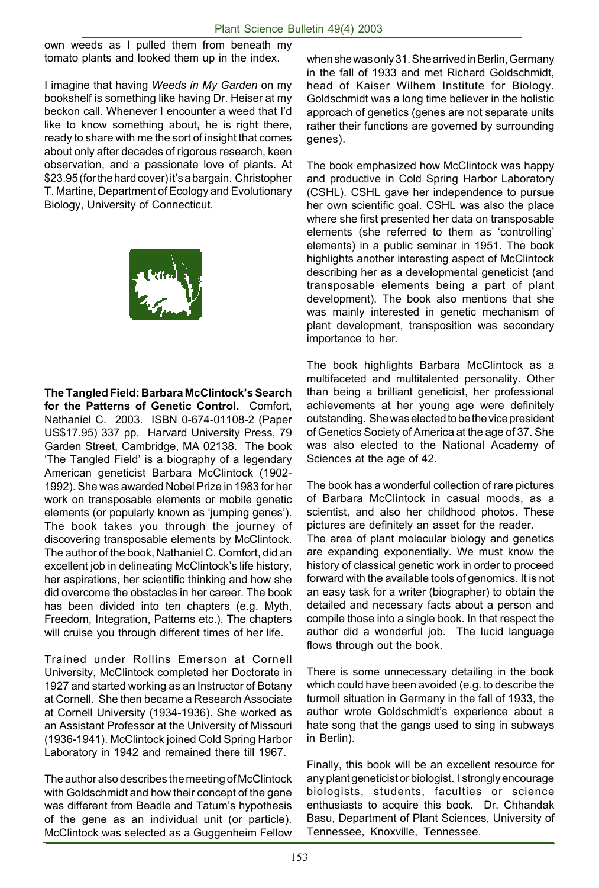own weeds as I pulled them from beneath my tomato plants and looked them up in the index.

I imagine that having *Weeds in My Garden* on my bookshelf is something like having Dr. Heiser at my beckon call. Whenever I encounter a weed that I'd like to know something about, he is right there, ready to share with me the sort of insight that comes about only after decades of rigorous research, keen observation, and a passionate love of plants. At $23.95 (for the hard cover) it's a bargain. Christopher T. Martine, Department of Ecology and Evolutionary Biology, University of Connecticut.

**The Tangled Field: Barbara McClintock's Search for the Patterns of Genetic Control.** Comfort, Nathaniel C. 2003. ISBN 0-674-01108-2 (Paper US$17.95) 337 pp. Harvard University Press, 79 Garden Street, Cambridge, MA 02138. The book 'The Tangled Field' is a biography of a legendary American geneticist Barbara McClintock (1902-1992). She was awarded Nobel Prize in 1983 for her work on transposable elements or mobile genetic elements (or popularly known as 'jumping genes'). The book takes you through the journey of discovering transposable elements by McClintock. The author of the book, Nathaniel C. Comfort, did an excellent job in delineating McClintock's life history, her aspirations, her scientific thinking and how she did overcome the obstacles in her career. The book has been divided into ten chapters (e.g. Myth, Freedom, Integration, Patterns etc.). The chapters will cruise you through different times of her life.

Trained under Rollins Emerson at Cornell University, McClintock completed her Doctorate in 1927 and started working as an Instructor of Botany at Cornell. She then became a Research Associate at Cornell University (1934-1936). She worked as an Assistant Professor at the University of Missouri (1936-1941). McClintock joined Cold Spring Harbor Laboratory in 1942 and remained there till 1967.

The author also describes the meeting of McClintock with Goldschmidt and how their concept of the gene was different from Beadle and Tatum's hypothesis of the gene as an individual unit (or particle). McClintock was selected as a Guggenheim Fellow when she was only 31. She arrived in Berlin, Germany in the fall of 1933 and met Richard Goldschmidt, head of Kaiser Wilhem Institute for Biology. Goldschmidt was a long time believer in the holistic approach of genetics (genes are not separate units rather their functions are governed by surrounding genes).

The book emphasized how McClintock was happy and productive in Cold Spring Harbor Laboratory (CSHL). CSHL gave her independence to pursue her own scientific goal. CSHL was also the place where she first presented her data on transposable elements (she referred to them as 'controlling' elements) in a public seminar in 1951. The book highlights another interesting aspect of McClintock describing her as a developmental geneticist (and transposable elements being a part of plant development). The book also mentions that she was mainly interested in genetic mechanism of plant development, transposition was secondary importance to her.

The book highlights Barbara McClintock as a multifaceted and multitalented personality. Other than being a brilliant geneticist, her professional achievements at her young age were definitely outstanding. She was elected to be the vice president of Genetics Society of America at the age of 37. She was also elected to the National Academy of Sciences at the age of 42.

The book has a wonderful collection of rare pictures of Barbara McClintock in casual moods, as a scientist, and also her childhood photos. These pictures are definitely an asset for the reader.

The area of plant molecular biology and genetics are expanding exponentially. We must know the history of classical genetic work in order to proceed forward with the available tools of genomics. It is not an easy task for a writer (biographer) to obtain the detailed and necessary facts about a person and compile those into a single book. In that respect the author did a wonderful job. The lucid language flows through out the book.

There is some unnecessary detailing in the book which could have been avoided (e.g. to describe the turmoil situation in Germany in the fall of 1933, the author wrote Goldschmidt's experience about a hate song that the gangs used to sing in subways in Berlin).

Finally, this book will be an excellent resource for any plant geneticist or biologist. I strongly encourage biologists, students, faculties or science enthusiasts to acquire this book. Dr. Chhandak Basu, Department of Plant Sciences, University of Tennessee, Knoxville, Tennessee.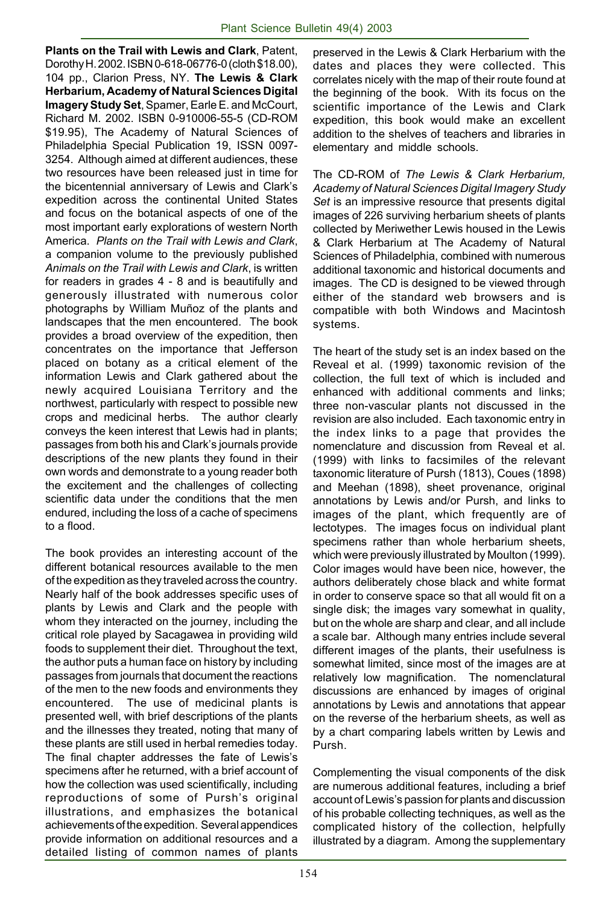**Plants on the Trail with Lewis and Clark**, Patent, Dorothy H. 2002. ISBN 0-618-06776-0 (cloth $18.00), 104 pp., Clarion Press, NY. **The Lewis & Clark Herbarium, Academy of Natural Sciences Digital Imagery Study Set**, Spamer, Earle E. and McCourt, Richard M. 2002. ISBN 0-910006-55-5 (CD-ROM $19.95), The Academy of Natural Sciences of Philadelphia Special Publication 19, ISSN 0097-3254. Although aimed at different audiences, these two resources have been released just in time for the bicentennial anniversary of Lewis and Clark's expedition across the continental United States and focus on the botanical aspects of one of the most important early explorations of western North America. *Plants on the Trail with Lewis and Clark*, a companion volume to the previously published *Animals on the Trail with Lewis and Clark*, is written for readers in grades 4 - 8 and is beautifully and generously illustrated with numerous color photographs by William Muñoz of the plants and landscapes that the men encountered. The book provides a broad overview of the expedition, then concentrates on the importance that Jefferson placed on botany as a critical element of the information Lewis and Clark gathered about the newly acquired Louisiana Territory and the northwest, particularly with respect to possible new crops and medicinal herbs. The author clearly conveys the keen interest that Lewis had in plants; passages from both his and Clark's journals provide descriptions of the new plants they found in their own words and demonstrate to a young reader both the excitement and the challenges of collecting scientific data under the conditions that the men endured, including the loss of a cache of specimens to a flood.

The book provides an interesting account of the different botanical resources available to the men of the expedition as they traveled across the country. Nearly half of the book addresses specific uses of plants by Lewis and Clark and the people with whom they interacted on the journey, including the critical role played by Sacagawea in providing wild foods to supplement their diet. Throughout the text, the author puts a human face on history by including passages from journals that document the reactions of the men to the new foods and environments they encountered. The use of medicinal plants is presented well, with brief descriptions of the plants and the illnesses they treated, noting that many of these plants are still used in herbal remedies today. The final chapter addresses the fate of Lewis's specimens after he returned, with a brief account of how the collection was used scientifically, including reproductions of some of Pursh's original illustrations, and emphasizes the botanical achievements of the expedition. Several appendices provide information on additional resources and a detailed listing of common names of plants preserved in the Lewis & Clark Herbarium with the dates and places they were collected. This correlates nicely with the map of their route found at the beginning of the book. With its focus on the scientific importance of the Lewis and Clark expedition, this book would make an excellent addition to the shelves of teachers and libraries in elementary and middle schools.

The CD-ROM of *The Lewis & Clark Herbarium, Academy of Natural Sciences Digital Imagery Study Set* is an impressive resource that presents digital images of 226 surviving herbarium sheets of plants collected by Meriwether Lewis housed in the Lewis & Clark Herbarium at The Academy of Natural Sciences of Philadelphia, combined with numerous additional taxonomic and historical documents and images. The CD is designed to be viewed through either of the standard web browsers and is compatible with both Windows and Macintosh systems.

The heart of the study set is an index based on the Reveal et al. (1999) taxonomic revision of the collection, the full text of which is included and enhanced with additional comments and links; three non-vascular plants not discussed in the revision are also included. Each taxonomic entry in the index links to a page that provides the nomenclature and discussion from Reveal et al. (1999) with links to facsimiles of the relevant taxonomic literature of Pursh (1813), Coues (1898) and Meehan (1898), sheet provenance, original annotations by Lewis and/or Pursh, and links to images of the plant, which frequently are of lectotypes. The images focus on individual plant specimens rather than whole herbarium sheets, which were previously illustrated by Moulton (1999). Color images would have been nice, however, the authors deliberately chose black and white format in order to conserve space so that all would fit on a single disk; the images vary somewhat in quality, but on the whole are sharp and clear, and all include a scale bar. Although many entries include several different images of the plants, their usefulness is somewhat limited, since most of the images are at relatively low magnification. The nomenclatural discussions are enhanced by images of original annotations by Lewis and annotations that appear on the reverse of the herbarium sheets, as well as by a chart comparing labels written by Lewis and Pursh.

Complementing the visual components of the disk are numerous additional features, including a brief account of Lewis's passion for plants and discussion of his probable collecting techniques, as well as the complicated history of the collection, helpfully illustrated by a diagram. Among the supplementary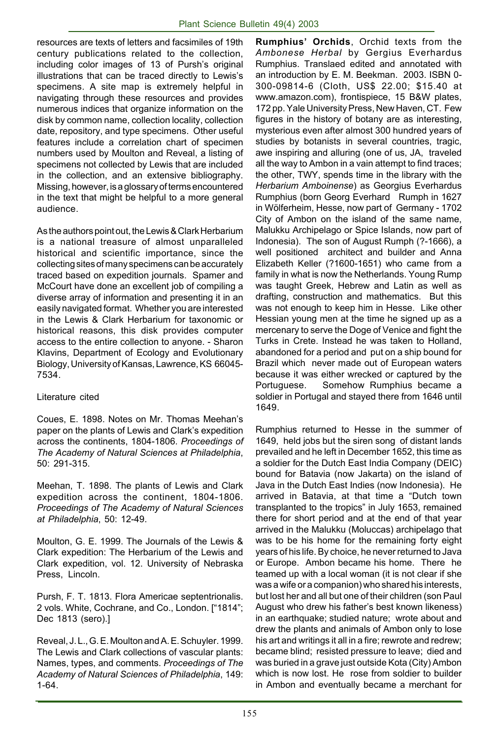resources are texts of letters and facsimiles of 19th century publications related to the collection, including color images of 13 of Pursh's original illustrations that can be traced directly to Lewis's specimens. A site map is extremely helpful in navigating through these resources and provides numerous indices that organize information on the disk by common name, collection locality, collection date, repository, and type specimens. Other useful features include a correlation chart of specimen numbers used by Moulton and Reveal, a listing of specimens not collected by Lewis that are included in the collection, and an extensive bibliography. Missing, however, is a glossary of terms encountered in the text that might be helpful to a more general audience.

As the authors point out, the Lewis & Clark Herbarium is a national treasure of almost unparalleled historical and scientific importance, since the collecting sites of many specimens can be accurately traced based on expedition journals. Spamer and McCourt have done an excellent job of compiling a diverse array of information and presenting it in an easily navigated format. Whether you are interested in the Lewis & Clark Herbarium for taxonomic or historical reasons, this disk provides computer access to the entire collection to anyone. - Sharon Klavins, Department of Ecology and Evolutionary Biology, University of Kansas, Lawrence, KS 66045-7534.

Literature cited

Coues, E. 1898. Notes on Mr. Thomas Meehan's paper on the plants of Lewis and Clark's expedition across the continents, 1804-1806. *Proceedings of The Academy of Natural Sciences at Philadelphia*, 50: 291-315.

Meehan, T. 1898. The plants of Lewis and Clark expedition across the continent, 1804-1806. *Proceedings of The Academy of Natural Sciences at Philadelphia*, 50: 12-49.

Moulton, G. E. 1999. The Journals of the Lewis & Clark expedition: The Herbarium of the Lewis and Clark expedition, vol. 12. University of Nebraska Press, Lincoln.

Pursh, F. T. 1813. Flora Americae septentrionalis. 2 vols. White, Cochrane, and Co., London. ["1814"; Dec 1813 (sero).]

Reveal, J. L., G. E. Moulton and A. E. Schuyler. 1999. The Lewis and Clark collections of vascular plants: Names, types, and comments. *Proceedings of The Academy of Natural Sciences of Philadelphia*, 149: 1-64.

**Rumphius' Orchids**, Orchid texts from the *Ambonese Herbal* by Gergius Everhardus Rumphius. Translaed edited and annotated with an introduction by E. M. Beekman. 2003. ISBN 0-300-09814-6 (Cloth, US$ 22.00; $15.40 at www.amazon.com), frontispiece, 15 B&W plates, 172 pp. Yale University Press, New Haven, CT. Few figures in the history of botany are as interesting, mysterious even after almost 300 hundred years of studies by botanists in several countries, tragic, awe inspiring and alluring (one of us, JA, traveled all the way to Ambon in a vain attempt to find traces; the other, TWY, spends time in the library with the *Herbarium Amboinense*) as Georgius Everhardus Rumphius (born Georg Everhard Rumph in 1627 in Wölferheim, Hesse, now part of Germany - 1702 City of Ambon on the island of the same name, Malukku Archipelago or Spice Islands, now part of Indonesia). The son of August Rumph (?-1666), a well positioned architect and builder and Anna Elizabeth Keller (?1600-1651) who came from a family in what is now the Netherlands. Young Rump was taught Greek, Hebrew and Latin as well as drafting, construction and mathematics. But this was not enough to keep him in Hesse. Like other Hessian young men at the time he signed up as a mercenary to serve the Doge of Venice and fight the Turks in Crete. Instead he was taken to Holland, abandoned for a period and put on a ship bound for Brazil which never made out of European waters because it was either wrecked or captured by the Portuguese. Somehow Rumphius became a soldier in Portugal and stayed there from 1646 until 1649.

Rumphius returned to Hesse in the summer of 1649, held jobs but the siren song of distant lands prevailed and he left in December 1652, this time as a soldier for the Dutch East India Company (DEIC) bound for Batavia (now Jakarta) on the island of Java in the Dutch East Indies (now Indonesia). He arrived in Batavia, at that time a "Dutch town transplanted to the tropics" in July 1653, remained there for short period and at the end of that year arrived in the Malukku (Moluccas) archipelago that was to be his home for the remaining forty eight years of his life. By choice, he never returned to Java or Europe. Ambon became his home. There he teamed up with a local woman (it is not clear if she was a wife or a companion) who shared his interests, but lost her and all but one of their children (son Paul August who drew his father's best known likeness) in an earthquake; studied nature; wrote about and drew the plants and animals of Ambon only to lose his art and writings it all in a fire; rewrote and redrew; became blind; resisted pressure to leave; died and was buried in a grave just outside Kota (City) Ambon which is now lost. He rose from soldier to builder in Ambon and eventually became a merchant for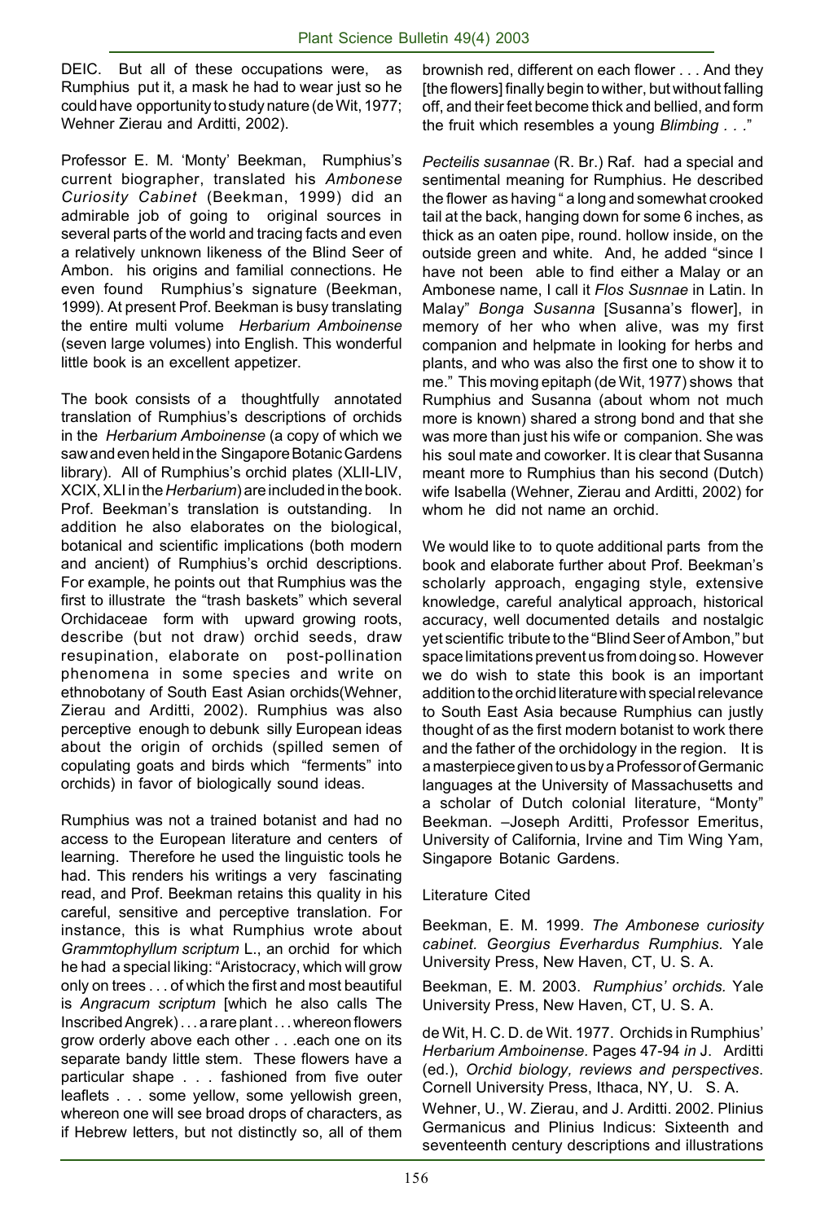DEIC. But all of these occupations were, as Rumphius put it, a mask he had to wear just so he could have opportunity to study nature (de Wit, 1977; Wehner Zierau and Arditti, 2002).

Professor E. M. 'Monty' Beekman, Rumphius's current biographer, translated his *Ambonese Curiosity Cabinet* (Beekman, 1999) did an admirable job of going to original sources in several parts of the world and tracing facts and even a relatively unknown likeness of the Blind Seer of Ambon. his origins and familial connections. He even found Rumphius's signature (Beekman, 1999). At present Prof. Beekman is busy translating the entire multi volume *Herbarium Amboinense* (seven large volumes) into English. This wonderful little book is an excellent appetizer.

The book consists of a thoughtfully annotated translation of Rumphius's descriptions of orchids in the *Herbarium Amboinense* (a copy of which we saw and even held in the Singapore Botanic Gardens library). All of Rumphius's orchid plates (XLII-LIV, XCIX, XLI in the *Herbarium*) are included in the book. Prof. Beekman's translation is outstanding. In addition he also elaborates on the biological, botanical and scientific implications (both modern and ancient) of Rumphius's orchid descriptions. For example, he points out that Rumphius was the first to illustrate the "trash baskets" which several Orchidaceae form with upward growing roots, describe (but not draw) orchid seeds, draw resupination, elaborate on post-pollination phenomena in some species and write on ethnobotany of South East Asian orchids(Wehner, Zierau and Arditti, 2002). Rumphius was also perceptive enough to debunk silly European ideas about the origin of orchids (spilled semen of copulating goats and birds which "ferments" into orchids) in favor of biologically sound ideas.

Rumphius was not a trained botanist and had no access to the European literature and centers of learning. Therefore he used the linguistic tools he had. This renders his writings a very fascinating read, and Prof. Beekman retains this quality in his careful, sensitive and perceptive translation. For instance, this is what Rumphius wrote about *Grammtophyllum scriptum* L., an orchid for which he had a special liking: "Aristocracy, which will grow only on trees . . . of which the first and most beautiful is *Angracum scriptum* [which he also calls The Inscribed Angrek) . . . a rare plant . . . whereon flowers grow orderly above each other . . .each one on its separate bandy little stem. These flowers have a particular shape . . . fashioned from five outer leaflets . . . some yellow, some yellowish green, whereon one will see broad drops of characters, as if Hebrew letters, but not distinctly so, all of them brownish red, different on each flower . . . And they [the flowers] finally begin to wither, but without falling off, and their feet become thick and bellied, and form the fruit which resembles a young *Blimbing* . . ."

*Pecteilis susannae* (R. Br.) Raf. had a special and sentimental meaning for Rumphius. He described the flower as having " a long and somewhat crooked tail at the back, hanging down for some 6 inches, as thick as an oaten pipe, round. hollow inside, on the outside green and white. And, he added "since I have not been able to find either a Malay or an Ambonese name, I call it *Flos Susnnae* in Latin. In Malay" *Bonga Susanna* [Susanna's flower], in memory of her who when alive, was my first companion and helpmate in looking for herbs and plants, and who was also the first one to show it to me." This moving epitaph (de Wit, 1977) shows that Rumphius and Susanna (about whom not much more is known) shared a strong bond and that she was more than just his wife or companion. She was his soul mate and coworker. It is clear that Susanna meant more to Rumphius than his second (Dutch) wife Isabella (Wehner, Zierau and Arditti, 2002) for whom he did not name an orchid.

We would like to to quote additional parts from the book and elaborate further about Prof. Beekman's scholarly approach, engaging style, extensive knowledge, careful analytical approach, historical accuracy, well documented details and nostalgic yet scientific tribute to the "Blind Seer of Ambon," but space limitations prevent us from doing so. However we do wish to state this book is an important addition to the orchid literature with special relevance to South East Asia because Rumphius can justly thought of as the first modern botanist to work there and the father of the orchidology in the region. It is a masterpiece given to us by a Professor of Germanic languages at the University of Massachusetts and a scholar of Dutch colonial literature, "Monty" Beekman. –Joseph Arditti, Professor Emeritus, University of California, Irvine and Tim Wing Yam, Singapore Botanic Gardens.

Literature Cited

Beekman, E. M. 1999. *The Ambonese curiosity cabinet. Georgius Everhardus Rumphius.* Yale University Press, New Haven, CT, U. S. A.

Beekman, E. M. 2003. *Rumphius' orchids.* Yale University Press, New Haven, CT, U. S. A.

de Wit, H. C. D. de Wit. 1977. Orchids in Rumphius' *Herbarium Amboinense.* Pages 47-94 *in* J. Arditti (ed.), *Orchid biology, reviews and perspectives*. Cornell University Press, Ithaca, NY, U. S. A.

Wehner, U., W. Zierau, and J. Arditti. 2002. Plinius Germanicus and Plinius Indicus: Sixteenth and seventeenth century descriptions and illustrations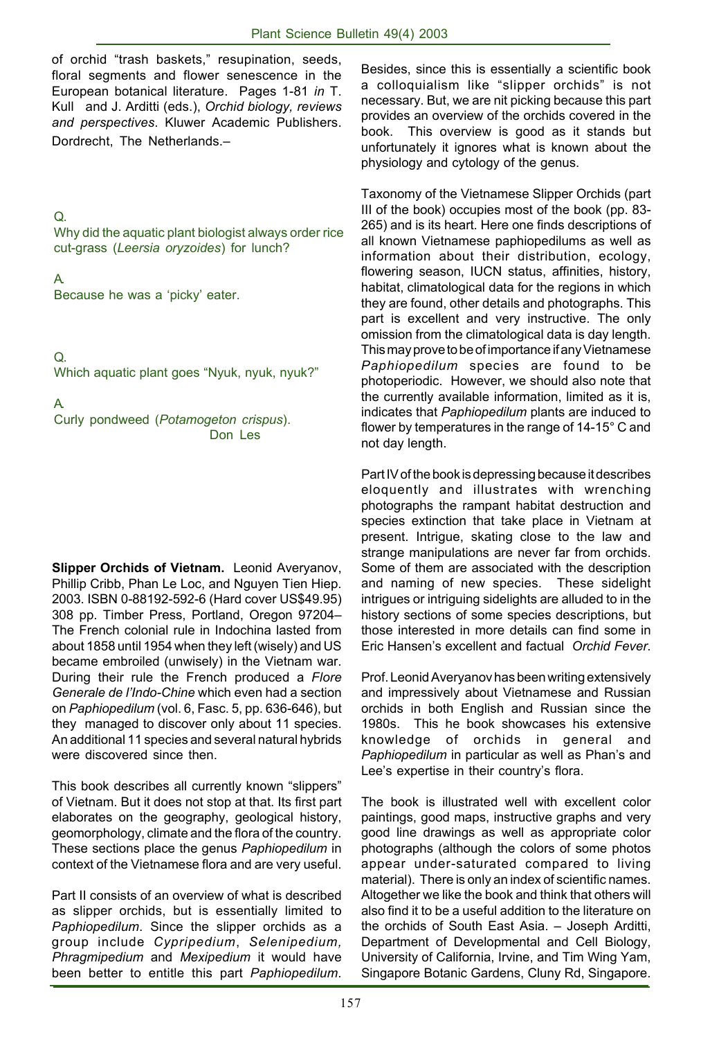of orchid "trash baskets," resupination, seeds, floral segments and flower senescence in the European botanical literature. Pages 1-81 *in* T. Kull and J. Arditti (eds.), *Orchid biology, reviews and perspectives*. Kluwer Academic Publishers. Dordrecht, The Netherlands.–

Q.
Why did the aquatic plant biologist always order rice cut-grass (*Leersia oryzoides*) for lunch?

A.
Because he was a 'picky' eater.

Q.
Which aquatic plant goes "Nyuk, nyuk, nyuk?"

A.
Curly pondweed (*Potamogeton crispus*).
Don Les

**Slipper Orchids of Vietnam.** Leonid Averyanov, Phillip Cribb, Phan Le Loc, and Nguyen Tien Hiep. 2003. ISBN 0-88192-592-6 (Hard cover US$49.95) 308 pp. Timber Press, Portland, Oregon 97204– The French colonial rule in Indochina lasted from about 1858 until 1954 when they left (wisely) and US became embroiled (unwisely) in the Vietnam war. During their rule the French produced a *Flore Generale de l'Indo-Chine* which even had a section on *Paphiopedilum* (vol. 6, Fasc. 5, pp. 636-646), but they managed to discover only about 11 species. An additional 11 species and several natural hybrids were discovered since then.

This book describes all currently known "slippers" of Vietnam. But it does not stop at that. Its first part elaborates on the geography, geological history, geomorphology, climate and the flora of the country. These sections place the genus *Paphiopedilum* in context of the Vietnamese flora and are very useful.

Part II consists of an overview of what is described as slipper orchids, but is essentially limited to *Paphiopedilum*. Since the slipper orchids as a group include *Cypripedium*, *Selenipedium, Phragmipedium* and *Mexipedium* it would have been better to entitle this part *Paphiopedilum*. Besides, since this is essentially a scientific book a colloquialism like "slipper orchids" is not necessary. But, we are nit picking because this part provides an overview of the orchids covered in the book. This overview is good as it stands but unfortunately it ignores what is known about the physiology and cytology of the genus.

Taxonomy of the Vietnamese Slipper Orchids (part III of the book) occupies most of the book (pp. 83-265) and is its heart. Here one finds descriptions of all known Vietnamese paphiopedilums as well as information about their distribution, ecology, flowering season, IUCN status, affinities, history, habitat, climatological data for the regions in which they are found, other details and photographs. This part is excellent and very instructive. The only omission from the climatological data is day length. This may prove to be of importance if any Vietnamese *Paphiopedilum* species are found to be photoperiodic. However, we should also note that the currently available information, limited as it is, indicates that *Paphiopedilum* plants are induced to flower by temperatures in the range of 14-15° C and not day length.

Part IV of the book is depressing because it describes eloquently and illustrates with wrenching photographs the rampant habitat destruction and species extinction that take place in Vietnam at present. Intrigue, skating close to the law and strange manipulations are never far from orchids. Some of them are associated with the description and naming of new species. These sidelight intrigues or intriguing sidelights are alluded to in the history sections of some species descriptions, but those interested in more details can find some in Eric Hansen's excellent and factual *Orchid Fever*.

Prof. Leonid Averyanov has been writing extensively and impressively about Vietnamese and Russian orchids in both English and Russian since the 1980s. This he book showcases his extensive knowledge of orchids in general and *Paphiopedilum* in particular as well as Phan's and Lee's expertise in their country's flora.

The book is illustrated well with excellent color paintings, good maps, instructive graphs and very good line drawings as well as appropriate color photographs (although the colors of some photos appear under-saturated compared to living material). There is only an index of scientific names. Altogether we like the book and think that others will also find it to be a useful addition to the literature on the orchids of South East Asia. – Joseph Arditti, Department of Developmental and Cell Biology, University of California, Irvine, and Tim Wing Yam, Singapore Botanic Gardens, Cluny Rd, Singapore.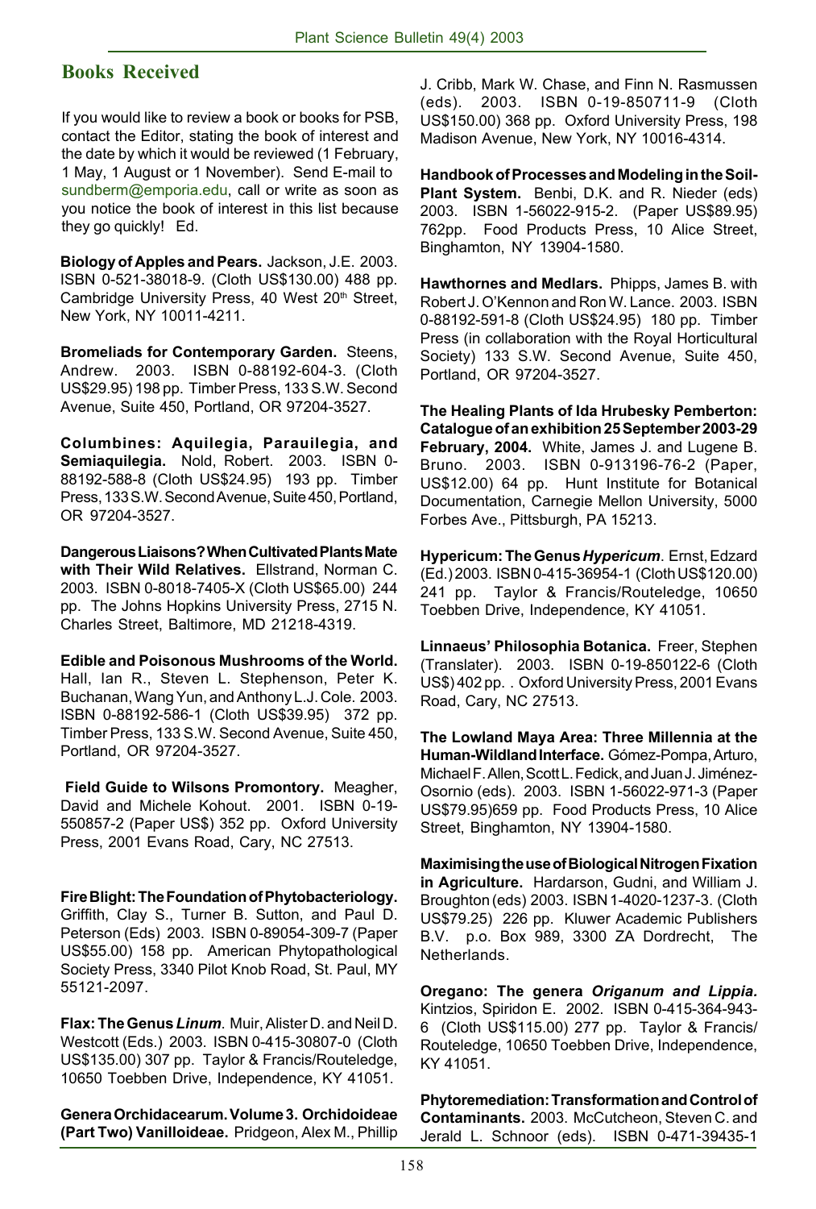## Books Received

If you would like to review a book or books for PSB, contact the Editor, stating the book of interest and the date by which it would be reviewed (1 February, 1 May, 1 August or 1 November). Send E-mail to sundberm@emporia.edu, call or write as soon as you notice the book of interest in this list because they go quickly! Ed.

**Biology of Apples and Pears.** Jackson, J.E. 2003. ISBN 0-521-38018-9. (Cloth US$130.00) 488 pp. Cambridge University Press, 40 West 20th Street, New York, NY 10011-4211.

**Bromeliads for Contemporary Garden.** Steens, Andrew. 2003. ISBN 0-88192-604-3. (Cloth US$29.95) 198 pp. Timber Press, 133 S.W. Second Avenue, Suite 450, Portland, OR 97204-3527.

**Columbines: Aquilegia, Parauilegia, and Semiaquilegia.** Nold, Robert. 2003. ISBN 0-88192-588-8 (Cloth US$24.95) 193 pp. Timber Press, 133 S.W. Second Avenue, Suite 450, Portland, OR 97204-3527.

**Dangerous Liaisons? When Cultivated Plants Mate with Their Wild Relatives.** Ellstrand, Norman C. 2003. ISBN 0-8018-7405-X (Cloth US$65.00) 244 pp. The Johns Hopkins University Press, 2715 N. Charles Street, Baltimore, MD 21218-4319.

**Edible and Poisonous Mushrooms of the World.** Hall, Ian R., Steven L. Stephenson, Peter K. Buchanan, Wang Yun, and Anthony L.J. Cole. 2003. ISBN 0-88192-586-1 (Cloth US$39.95) 372 pp. Timber Press, 133 S.W. Second Avenue, Suite 450, Portland, OR 97204-3527.

**Field Guide to Wilsons Promontory.** Meagher, David and Michele Kohout. 2001. ISBN 0-19-550857-2 (Paper US$) 352 pp. Oxford University Press, 2001 Evans Road, Cary, NC 27513.

**Fire Blight: The Foundation of Phytobacteriology.** Griffith, Clay S., Turner B. Sutton, and Paul D. Peterson (Eds) 2003. ISBN 0-89054-309-7 (Paper US$55.00) 158 pp. American Phytopathological Society Press, 3340 Pilot Knob Road, St. Paul, MY 55121-2097.

**Flax: The Genus *Linum*.** Muir, Alister D. and Neil D. Westcott (Eds.) 2003. ISBN 0-415-30807-0 (Cloth US$135.00) 307 pp. Taylor & Francis/Routeledge, 10650 Toebben Drive, Independence, KY 41051.

**Genera Orchidacearum. Volume 3. Orchidoideae (Part Two) Vanilloideae.** Pridgeon, Alex M., Phillip J. Cribb, Mark W. Chase, and Finn N. Rasmussen (eds). 2003. ISBN 0-19-850711-9 (Cloth US$150.00) 368 pp. Oxford University Press, 198 Madison Avenue, New York, NY 10016-4314.

**Handbook of Processes and Modeling in the Soil-Plant System.** Benbi, D.K. and R. Nieder (eds) 2003. ISBN 1-56022-915-2. (Paper US$89.95) 762pp. Food Products Press, 10 Alice Street, Binghamton, NY 13904-1580.

**Hawthornes and Medlars.** Phipps, James B. with Robert J. O'Kennon and Ron W. Lance. 2003. ISBN 0-88192-591-8 (Cloth US$24.95) 180 pp. Timber Press (in collaboration with the Royal Horticultural Society) 133 S.W. Second Avenue, Suite 450, Portland, OR 97204-3527.

**The Healing Plants of Ida Hrubesky Pemberton: Catalogue of an exhibition 25 September 2003-29 February, 2004.** White, James J. and Lugene B. Bruno. 2003. ISBN 0-913196-76-2 (Paper, US$12.00) 64 pp. Hunt Institute for Botanical Documentation, Carnegie Mellon University, 5000 Forbes Ave., Pittsburgh, PA 15213.

**Hypericum: The Genus *Hypericum*.** Ernst, Edzard (Ed.) 2003. ISBN 0-415-36954-1 (Cloth US$120.00) 241 pp. Taylor & Francis/Routeledge, 10650 Toebben Drive, Independence, KY 41051.

**Linnaeus' Philosophia Botanica.** Freer, Stephen (Translater). 2003. ISBN 0-19-850122-6 (Cloth US$) 402 pp. . Oxford University Press, 2001 Evans Road, Cary, NC 27513.

**The Lowland Maya Area: Three Millennia at the Human-Wildland Interface.** Gómez-Pompa, Arturo, Michael F. Allen, Scott L. Fedick, and Juan J. Jiménez-Osornio (eds). 2003. ISBN 1-56022-971-3 (Paper US$79.95)659 pp. Food Products Press, 10 Alice Street, Binghamton, NY 13904-1580.

**Maximising the use of Biological Nitrogen Fixation in Agriculture.** Hardarson, Gudni, and William J. Broughton (eds) 2003. ISBN 1-4020-1237-3. (Cloth US$79.25) 226 pp. Kluwer Academic Publishers B.V. p.o. Box 989, 3300 ZA Dordrecht, The Netherlands.

**Oregano: The genera *Origanum and Lippia*.** Kintzios, Spiridon E. 2002. ISBN 0-415-364-943-6 (Cloth US$115.00) 277 pp. Taylor & Francis/Routeledge, 10650 Toebben Drive, Independence, KY 41051.

**Phytoremediation: Transformation and Control of Contaminants.** 2003. McCutcheon, Steven C. and Jerald L. Schnoor (eds). ISBN 0-471-39435-1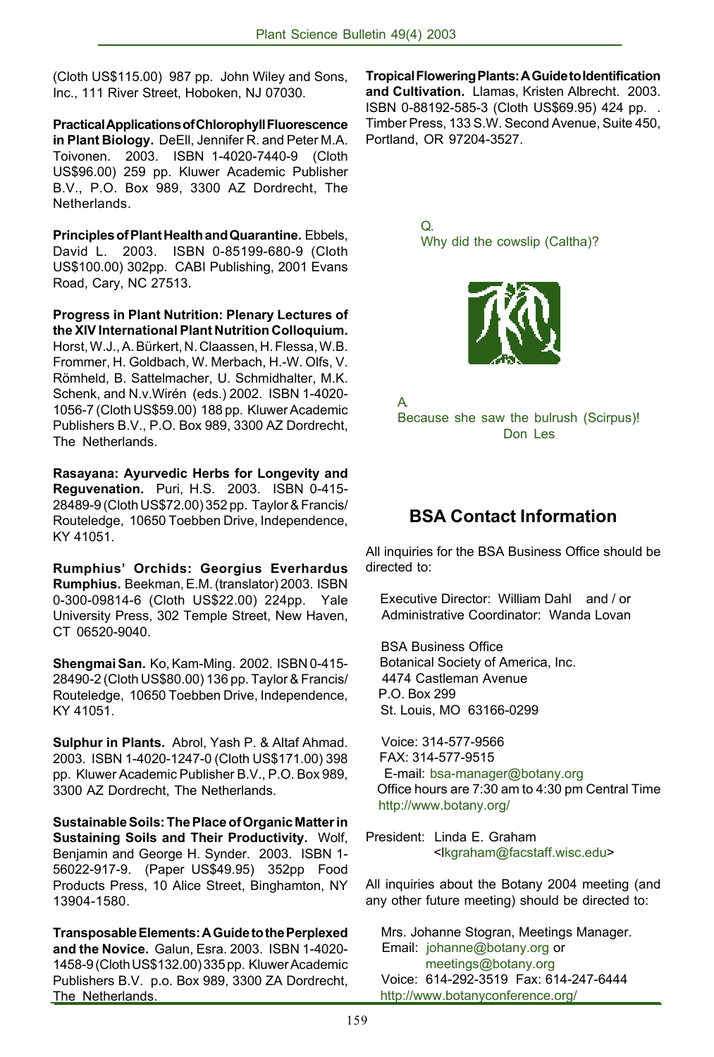(Cloth US$115.00) 987 pp. John Wiley and Sons, Inc., 111 River Street, Hoboken, NJ 07030.

**Practical Applications of Chlorophyll Fluorescence in Plant Biology.** DeEll, Jennifer R. and Peter M.A. Toivonen. 2003. ISBN 1-4020-7440-9 (Cloth US$96.00) 259 pp. Kluwer Academic Publisher B.V., P.O. Box 989, 3300 AZ Dordrecht, The Netherlands.

**Principles of Plant Health and Quarantine.** Ebbels, David L. 2003. ISBN 0-85199-680-9 (Cloth US$100.00) 302pp. CABI Publishing, 2001 Evans Road, Cary, NC 27513.

**Progress in Plant Nutrition: Plenary Lectures of the XIV International Plant Nutrition Colloquium.** Horst, W.J., A. Bürkert, N. Claassen, H. Flessa, W.B. Frommer, H. Goldbach, W. Merbach, H.-W. Olfs, V. Römheld, B. Sattelmacher, U. Schmidhalter, M.K. Schenk, and N.v.Wirén (eds.) 2002. ISBN 1-4020-1056-7 (Cloth US$59.00) 188 pp. Kluwer Academic Publishers B.V., P.O. Box 989, 3300 AZ Dordrecht, The Netherlands.

**Rasayana: Ayurvedic Herbs for Longevity and Reguvenation.** Puri, H.S. 2003. ISBN 0-415-28489-9 (Cloth US$72.00) 352 pp. Taylor & Francis/ Routeledge, 10650 Toebben Drive, Independence, KY 41051.

**Rumphius' Orchids: Georgius Everhardus Rumphius.** Beekman, E.M. (translator) 2003. ISBN 0-300-09814-6 (Cloth US$22.00) 224pp. Yale University Press, 302 Temple Street, New Haven, CT 06520-9040.

**Shengmai San.** Ko, Kam-Ming. 2002. ISBN 0-415-28490-2 (Cloth US$80.00) 136 pp. Taylor & Francis/ Routeledge, 10650 Toebben Drive, Independence, KY 41051.

**Sulphur in Plants.** Abrol, Yash P. & Altaf Ahmad. 2003. ISBN 1-4020-1247-0 (Cloth US$171.00) 398 pp. Kluwer Academic Publisher B.V., P.O. Box 989, 3300 AZ Dordrecht, The Netherlands.

**Sustainable Soils: The Place of Organic Matter in Sustaining Soils and Their Productivity.** Wolf, Benjamin and George H. Synder. 2003. ISBN 1-56022-917-9. (Paper US$49.95) 352pp Food Products Press, 10 Alice Street, Binghamton, NY 13904-1580.

**Transposable Elements: A Guide to the Perplexed and the Novice.** Galun, Esra. 2003. ISBN 1-4020-1458-9 (Cloth US$132.00) 335 pp. Kluwer Academic Publishers B.V. p.o. Box 989, 3300 ZA Dordrecht, The Netherlands.

**Tropical Flowering Plants: A Guide to Identification and Cultivation.** Llamas, Kristen Albrecht. 2003. ISBN 0-88192-585-3 (Cloth US$69.95) 424 pp. . Timber Press, 133 S.W. Second Avenue, Suite 450, Portland, OR 97204-3527.

Q.
Why did the cowslip (Caltha)?

A.
Because she saw the bulrush (Scirpus)!
Don Les

## BSA Contact Information

All inquiries for the BSA Business Office should be directed to:

Executive Director: William Dahl and / or
Administrative Coordinator: Wanda Lovan

BSA Business Office
Botanical Society of America, Inc.
4474 Castleman Avenue
P.O. Box 299
St. Louis, MO 63166-0299

Voice: 314-577-9566
FAX: 314-577-9515
E-mail: bsa-manager@botany.org
Office hours are 7:30 am to 4:30 pm Central Time
http://www.botany.org/

President: Linda E. Graham
<lkgraham@facstaff.wisc.edu>

All inquiries about the Botany 2004 meeting (and any other future meeting) should be directed to:

Mrs. Johanne Stogran, Meetings Manager.
Email: johanne@botany.org or
meetings@botany.org
Voice: 614-292-3519 Fax: 614-247-6444
http://www.botanyconference.org/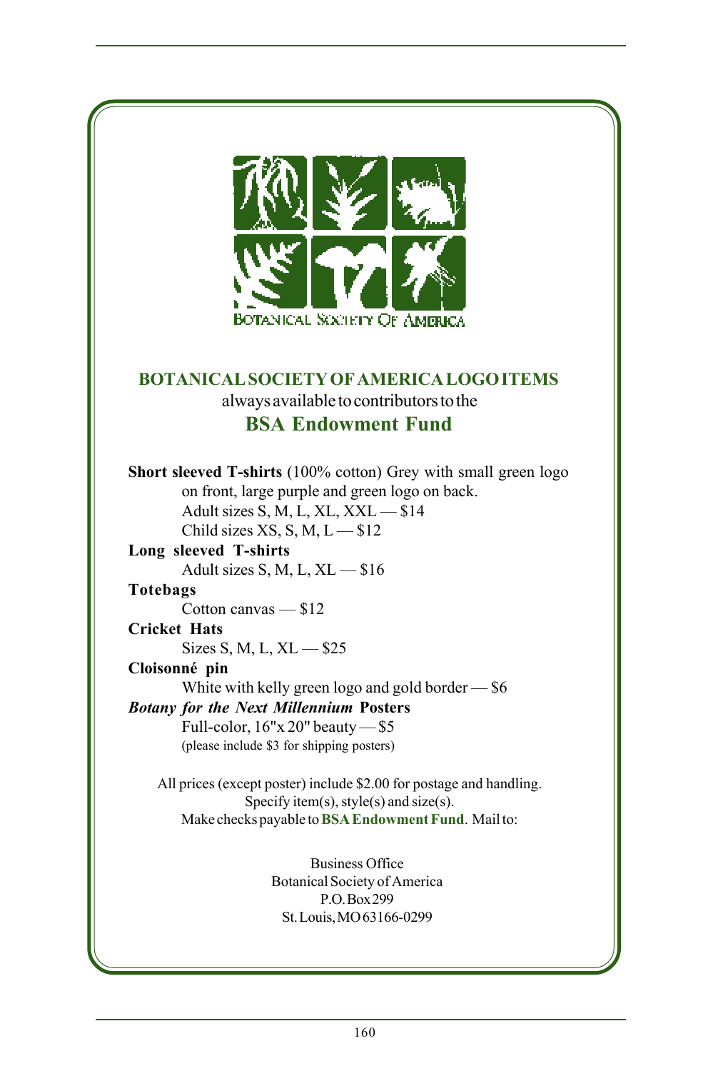BOTANICAL SOCIETY OF AMERICA

## BOTANICAL SOCIETY OF AMERICA LOGO ITEMS

always available to contributors to the

## BSA Endowment Fund

**Short sleeved T-shirts** (100% cotton) Grey with small green logo on front, large purple and green logo on back.
Adult sizes S, M, L, XL, XXL — $14
Child sizes XS, S, M, L — $12

**Long sleeved T-shirts**
Adult sizes S, M, L, XL — $16

**Totebags**
Cotton canvas — $12

**Cricket Hats**
Sizes S, M, L, XL — $25

**Cloisonné pin**
White with kelly green logo and gold border — $6

***Botany for the Next Millennium* Posters**
Full-color, 16"x 20" beauty — $5
(please include $3 for shipping posters)

All prices (except poster) include $2.00 for postage and handling.
Specify item(s), style(s) and size(s).
Make checks payable to **BSA Endowment Fund**. Mail to:

Business Office
Botanical Society of America
P.O. Box 299
St. Louis, MO 63166-0299